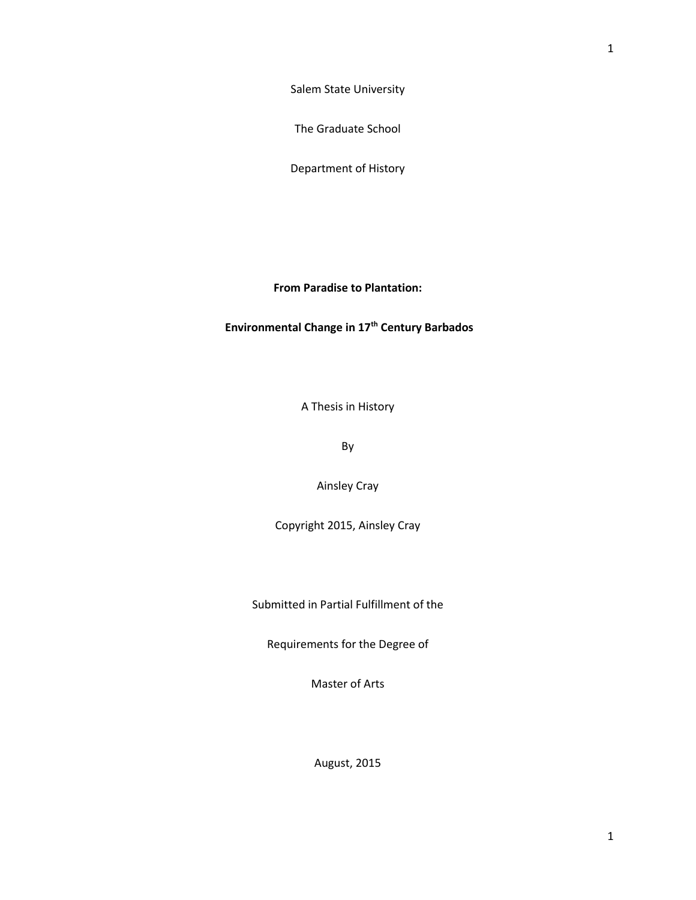Salem State University

The Graduate School

Department of History

**From Paradise to Plantation:**

**Environmental Change in 17th Century Barbados**

A Thesis in History

By

Ainsley Cray

Copyright 2015, Ainsley Cray

Submitted in Partial Fulfillment of the

Requirements for the Degree of

Master of Arts

August, 2015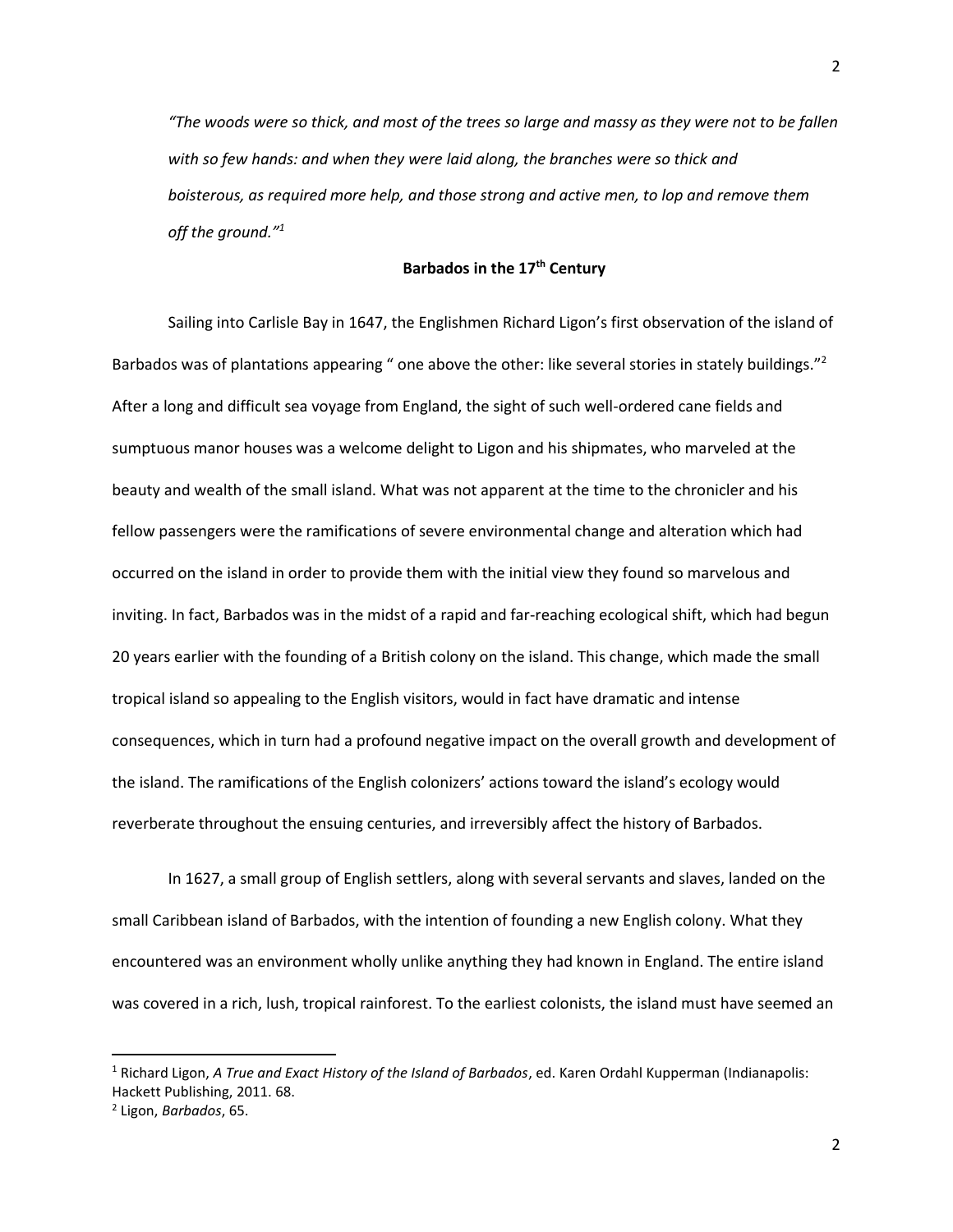*"The woods were so thick, and most of the trees so large and massy as they were not to be fallen with so few hands: and when they were laid along, the branches were so thick and boisterous, as required more help, and those strong and active men, to lop and remove them off the ground."*[1]

**Barbados in the 17th Century**

Sailing into Carlisle Bay in 1647, the Englishmen Richard Ligon's first observation of the island of Barbados was of plantations appearing " one above the other: like several stories in stately buildings."[2] After a long and difficult sea voyage from England, the sight of such well-ordered cane fields and sumptuous manor houses was a welcome delight to Ligon and his shipmates, who marveled at the beauty and wealth of the small island. What was not apparent at the time to the chronicler and his fellow passengers were the ramifications of severe environmental change and alteration which had occurred on the island in order to provide them with the initial view they found so marvelous and inviting. In fact, Barbados was in the midst of a rapid and far-reaching ecological shift, which had begun 20 years earlier with the founding of a British colony on the island. This change, which made the small tropical island so appealing to the English visitors, would in fact have dramatic and intense consequences, which in turn had a profound negative impact on the overall growth and development of the island. The ramifications of the English colonizers' actions toward the island's ecology would reverberate throughout the ensuing centuries, and irreversibly affect the history of Barbados.

In 1627, a small group of English settlers, along with several servants and slaves, landed on the small Caribbean island of Barbados, with the intention of founding a new English colony. What they encountered was an environment wholly unlike anything they had known in England. The entire island was covered in a rich, lush, tropical rainforest. To the earliest colonists, the island must have seemed an

---

[1] Richard Ligon, *A True and Exact History of the Island of Barbados*, ed. Karen Ordahl Kupperman (Indianapolis: Hackett Publishing, 2011. 68.

[2] Ligon, *Barbados*, 65.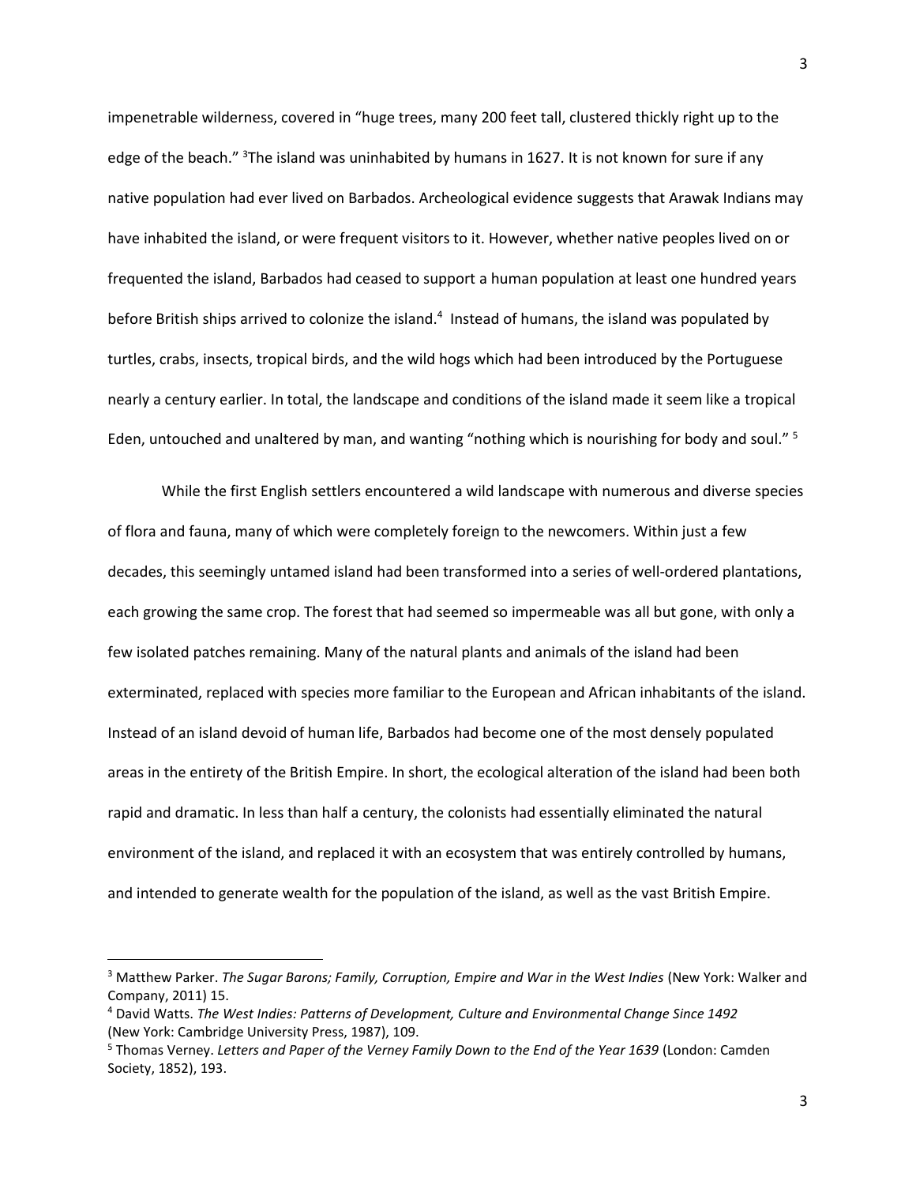impenetrable wilderness, covered in "huge trees, many 200 feet tall, clustered thickly right up to the edge of the beach." [3]The island was uninhabited by humans in 1627. It is not known for sure if any native population had ever lived on Barbados. Archeological evidence suggests that Arawak Indians may have inhabited the island, or were frequent visitors to it. However, whether native peoples lived on or frequented the island, Barbados had ceased to support a human population at least one hundred years before British ships arrived to colonize the island.[4] Instead of humans, the island was populated by turtles, crabs, insects, tropical birds, and the wild hogs which had been introduced by the Portuguese nearly a century earlier. In total, the landscape and conditions of the island made it seem like a tropical Eden, untouched and unaltered by man, and wanting "nothing which is nourishing for body and soul." [5]

While the first English settlers encountered a wild landscape with numerous and diverse species of flora and fauna, many of which were completely foreign to the newcomers. Within just a few decades, this seemingly untamed island had been transformed into a series of well-ordered plantations, each growing the same crop. The forest that had seemed so impermeable was all but gone, with only a few isolated patches remaining. Many of the natural plants and animals of the island had been exterminated, replaced with species more familiar to the European and African inhabitants of the island. Instead of an island devoid of human life, Barbados had become one of the most densely populated areas in the entirety of the British Empire. In short, the ecological alteration of the island had been both rapid and dramatic. In less than half a century, the colonists had essentially eliminated the natural environment of the island, and replaced it with an ecosystem that was entirely controlled by humans, and intended to generate wealth for the population of the island, as well as the vast British Empire.

---

[3] Matthew Parker. *The Sugar Barons; Family, Corruption, Empire and War in the West Indies* (New York: Walker and Company, 2011) 15.

[4] David Watts. *The West Indies: Patterns of Development, Culture and Environmental Change Since 1492* (New York: Cambridge University Press, 1987), 109.

[5] Thomas Verney. *Letters and Paper of the Verney Family Down to the End of the Year 1639* (London: Camden Society, 1852), 193.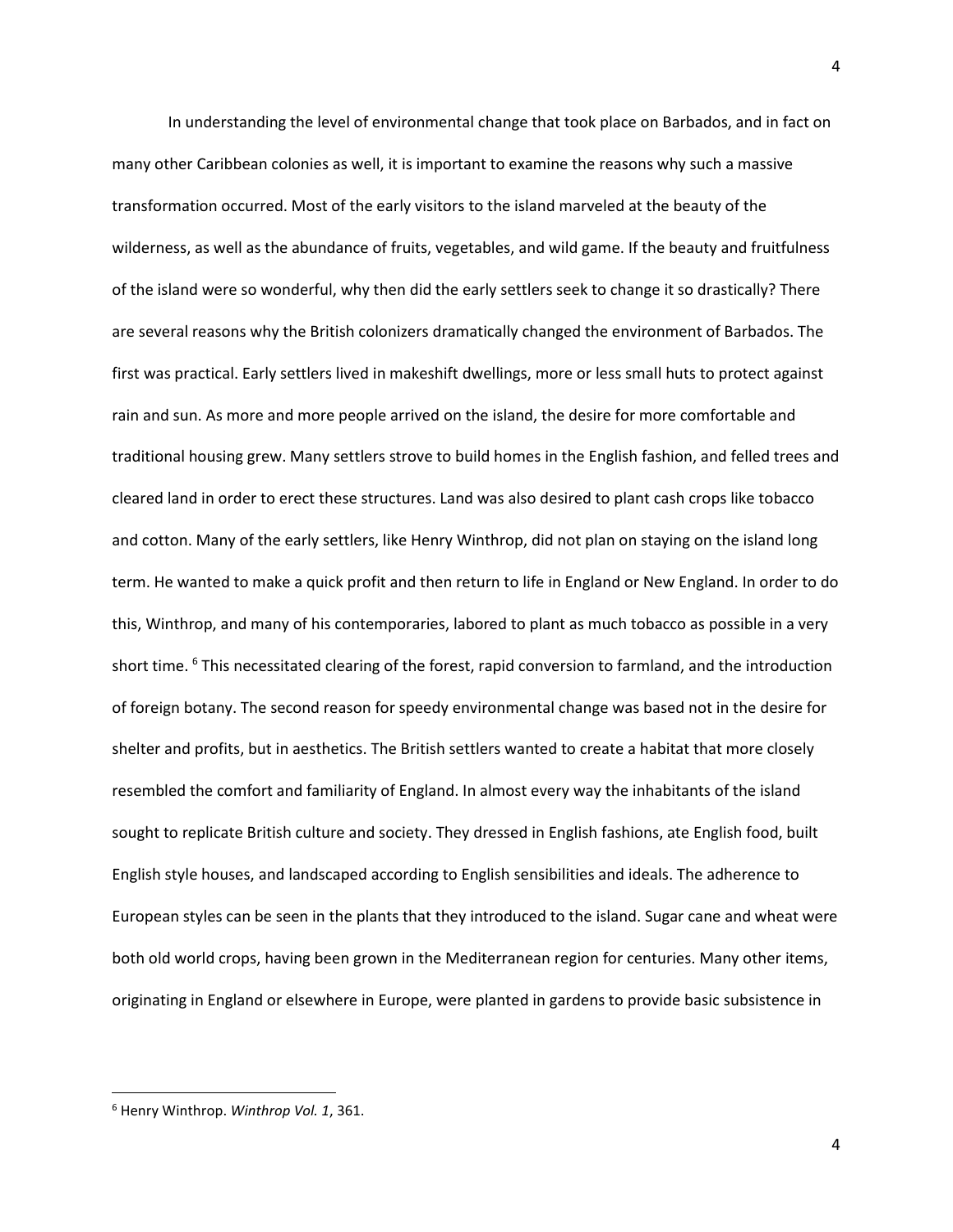In understanding the level of environmental change that took place on Barbados, and in fact on many other Caribbean colonies as well, it is important to examine the reasons why such a massive transformation occurred. Most of the early visitors to the island marveled at the beauty of the wilderness, as well as the abundance of fruits, vegetables, and wild game. If the beauty and fruitfulness of the island were so wonderful, why then did the early settlers seek to change it so drastically? There are several reasons why the British colonizers dramatically changed the environment of Barbados. The first was practical. Early settlers lived in makeshift dwellings, more or less small huts to protect against rain and sun. As more and more people arrived on the island, the desire for more comfortable and traditional housing grew. Many settlers strove to build homes in the English fashion, and felled trees and cleared land in order to erect these structures. Land was also desired to plant cash crops like tobacco and cotton. Many of the early settlers, like Henry Winthrop, did not plan on staying on the island long term. He wanted to make a quick profit and then return to life in England or New England. In order to do this, Winthrop, and many of his contemporaries, labored to plant as much tobacco as possible in a very short time. [6] This necessitated clearing of the forest, rapid conversion to farmland, and the introduction of foreign botany. The second reason for speedy environmental change was based not in the desire for shelter and profits, but in aesthetics. The British settlers wanted to create a habitat that more closely resembled the comfort and familiarity of England. In almost every way the inhabitants of the island sought to replicate British culture and society. They dressed in English fashions, ate English food, built English style houses, and landscaped according to English sensibilities and ideals. The adherence to European styles can be seen in the plants that they introduced to the island. Sugar cane and wheat were both old world crops, having been grown in the Mediterranean region for centuries. Many other items, originating in England or elsewhere in Europe, were planted in gardens to provide basic subsistence in

---

[6] Henry Winthrop. *Winthrop Vol. 1*, 361.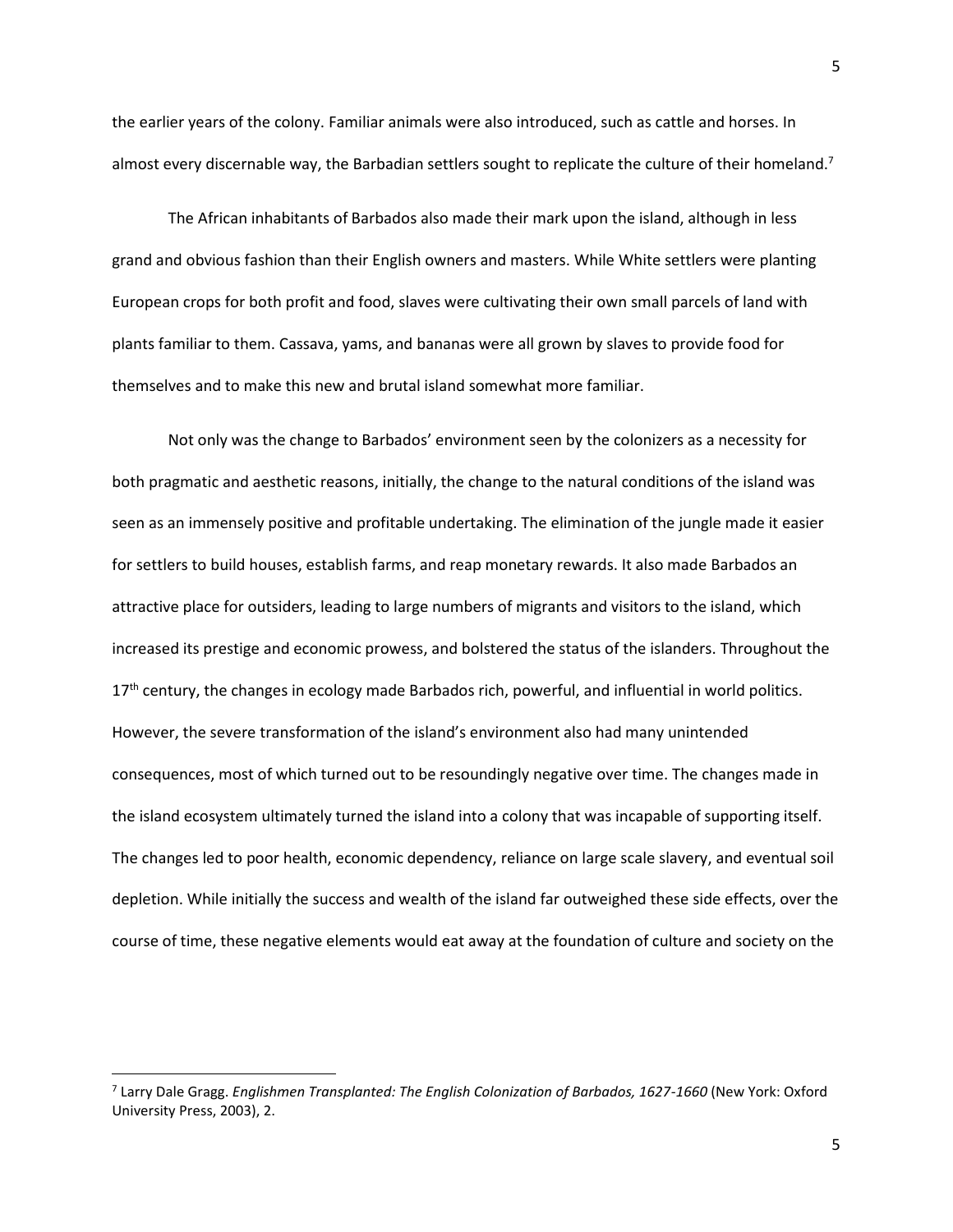the earlier years of the colony. Familiar animals were also introduced, such as cattle and horses. In almost every discernable way, the Barbadian settlers sought to replicate the culture of their homeland.[7]

The African inhabitants of Barbados also made their mark upon the island, although in less grand and obvious fashion than their English owners and masters. While White settlers were planting European crops for both profit and food, slaves were cultivating their own small parcels of land with plants familiar to them. Cassava, yams, and bananas were all grown by slaves to provide food for themselves and to make this new and brutal island somewhat more familiar.

Not only was the change to Barbados' environment seen by the colonizers as a necessity for both pragmatic and aesthetic reasons, initially, the change to the natural conditions of the island was seen as an immensely positive and profitable undertaking. The elimination of the jungle made it easier for settlers to build houses, establish farms, and reap monetary rewards. It also made Barbados an attractive place for outsiders, leading to large numbers of migrants and visitors to the island, which increased its prestige and economic prowess, and bolstered the status of the islanders. Throughout the 17th century, the changes in ecology made Barbados rich, powerful, and influential in world politics. However, the severe transformation of the island's environment also had many unintended consequences, most of which turned out to be resoundingly negative over time. The changes made in the island ecosystem ultimately turned the island into a colony that was incapable of supporting itself. The changes led to poor health, economic dependency, reliance on large scale slavery, and eventual soil depletion. While initially the success and wealth of the island far outweighed these side effects, over the course of time, these negative elements would eat away at the foundation of culture and society on the

---

[7] Larry Dale Gragg. *Englishmen Transplanted: The English Colonization of Barbados, 1627-1660* (New York: Oxford University Press, 2003), 2.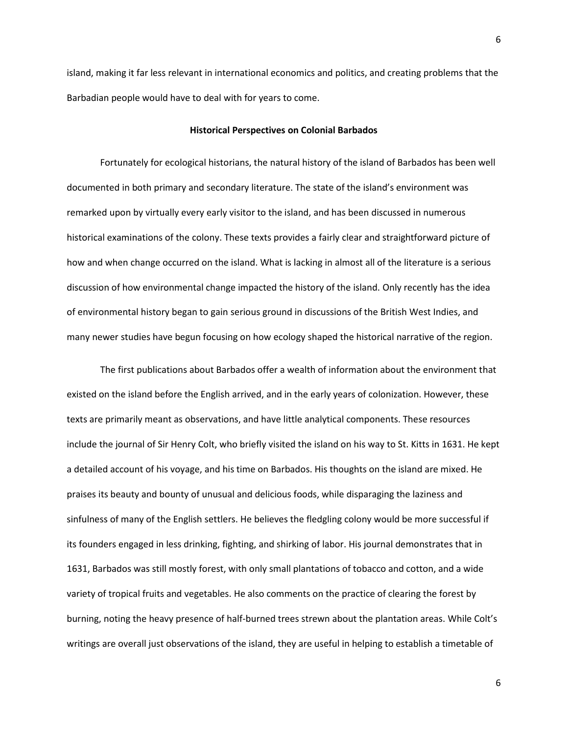island, making it far less relevant in international economics and politics, and creating problems that the Barbadian people would have to deal with for years to come.

## Historical Perspectives on Colonial Barbados

Fortunately for ecological historians, the natural history of the island of Barbados has been well documented in both primary and secondary literature. The state of the island's environment was remarked upon by virtually every early visitor to the island, and has been discussed in numerous historical examinations of the colony. These texts provides a fairly clear and straightforward picture of how and when change occurred on the island. What is lacking in almost all of the literature is a serious discussion of how environmental change impacted the history of the island. Only recently has the idea of environmental history began to gain serious ground in discussions of the British West Indies, and many newer studies have begun focusing on how ecology shaped the historical narrative of the region.

The first publications about Barbados offer a wealth of information about the environment that existed on the island before the English arrived, and in the early years of colonization. However, these texts are primarily meant as observations, and have little analytical components. These resources include the journal of Sir Henry Colt, who briefly visited the island on his way to St. Kitts in 1631. He kept a detailed account of his voyage, and his time on Barbados. His thoughts on the island are mixed. He praises its beauty and bounty of unusual and delicious foods, while disparaging the laziness and sinfulness of many of the English settlers. He believes the fledgling colony would be more successful if its founders engaged in less drinking, fighting, and shirking of labor. His journal demonstrates that in 1631, Barbados was still mostly forest, with only small plantations of tobacco and cotton, and a wide variety of tropical fruits and vegetables. He also comments on the practice of clearing the forest by burning, noting the heavy presence of half-burned trees strewn about the plantation areas. While Colt's writings are overall just observations of the island, they are useful in helping to establish a timetable of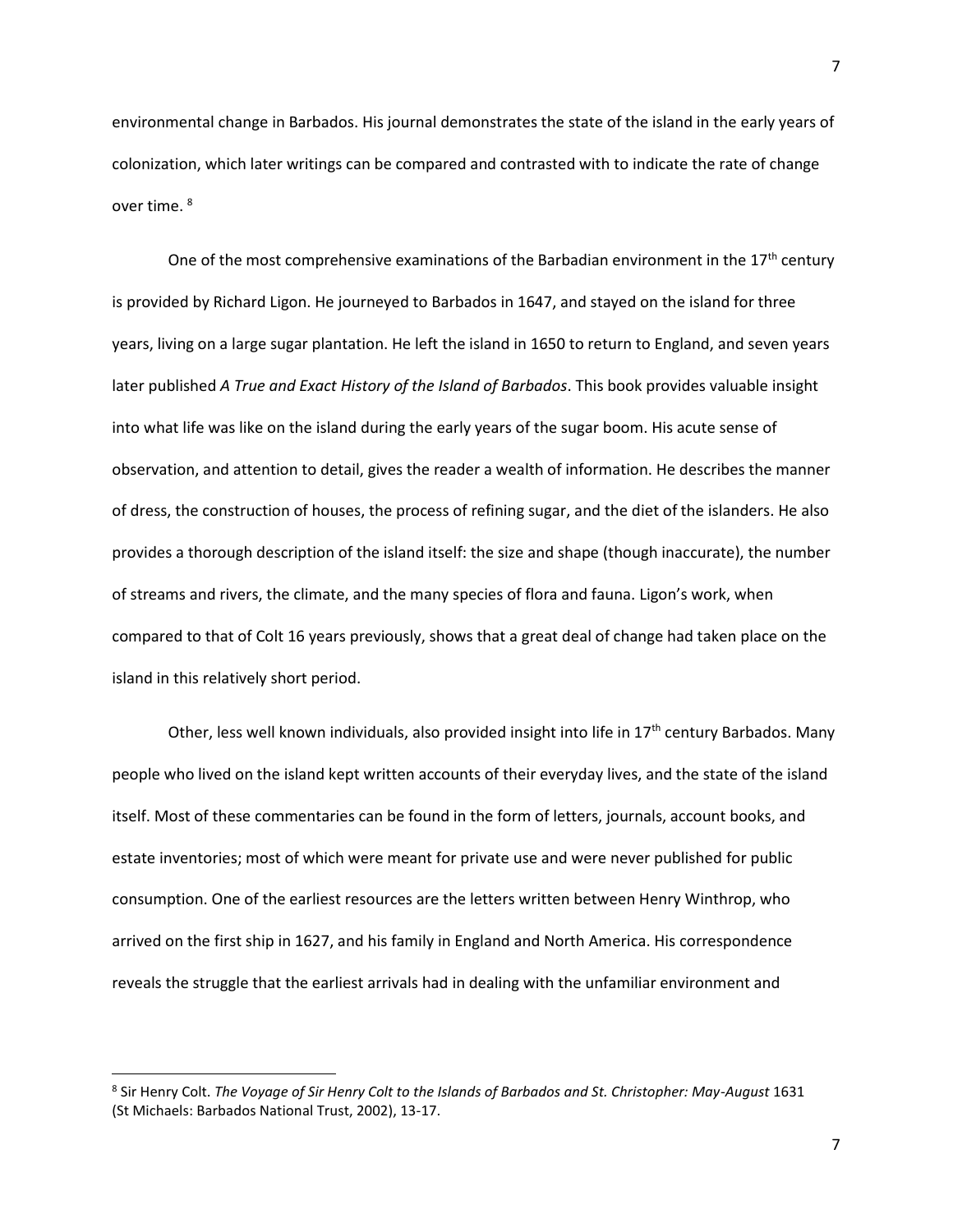environmental change in Barbados. His journal demonstrates the state of the island in the early years of colonization, which later writings can be compared and contrasted with to indicate the rate of change over time. [8]

One of the most comprehensive examinations of the Barbadian environment in the 17th century is provided by Richard Ligon. He journeyed to Barbados in 1647, and stayed on the island for three years, living on a large sugar plantation. He left the island in 1650 to return to England, and seven years later published *A True and Exact History of the Island of Barbados*. This book provides valuable insight into what life was like on the island during the early years of the sugar boom. His acute sense of observation, and attention to detail, gives the reader a wealth of information. He describes the manner of dress, the construction of houses, the process of refining sugar, and the diet of the islanders. He also provides a thorough description of the island itself: the size and shape (though inaccurate), the number of streams and rivers, the climate, and the many species of flora and fauna. Ligon's work, when compared to that of Colt 16 years previously, shows that a great deal of change had taken place on the island in this relatively short period.

Other, less well known individuals, also provided insight into life in 17th century Barbados. Many people who lived on the island kept written accounts of their everyday lives, and the state of the island itself. Most of these commentaries can be found in the form of letters, journals, account books, and estate inventories; most of which were meant for private use and were never published for public consumption. One of the earliest resources are the letters written between Henry Winthrop, who arrived on the first ship in 1627, and his family in England and North America. His correspondence reveals the struggle that the earliest arrivals had in dealing with the unfamiliar environment and

---

[8] Sir Henry Colt. *The Voyage of Sir Henry Colt to the Islands of Barbados and St. Christopher: May-August* 1631 (St Michaels: Barbados National Trust, 2002), 13-17.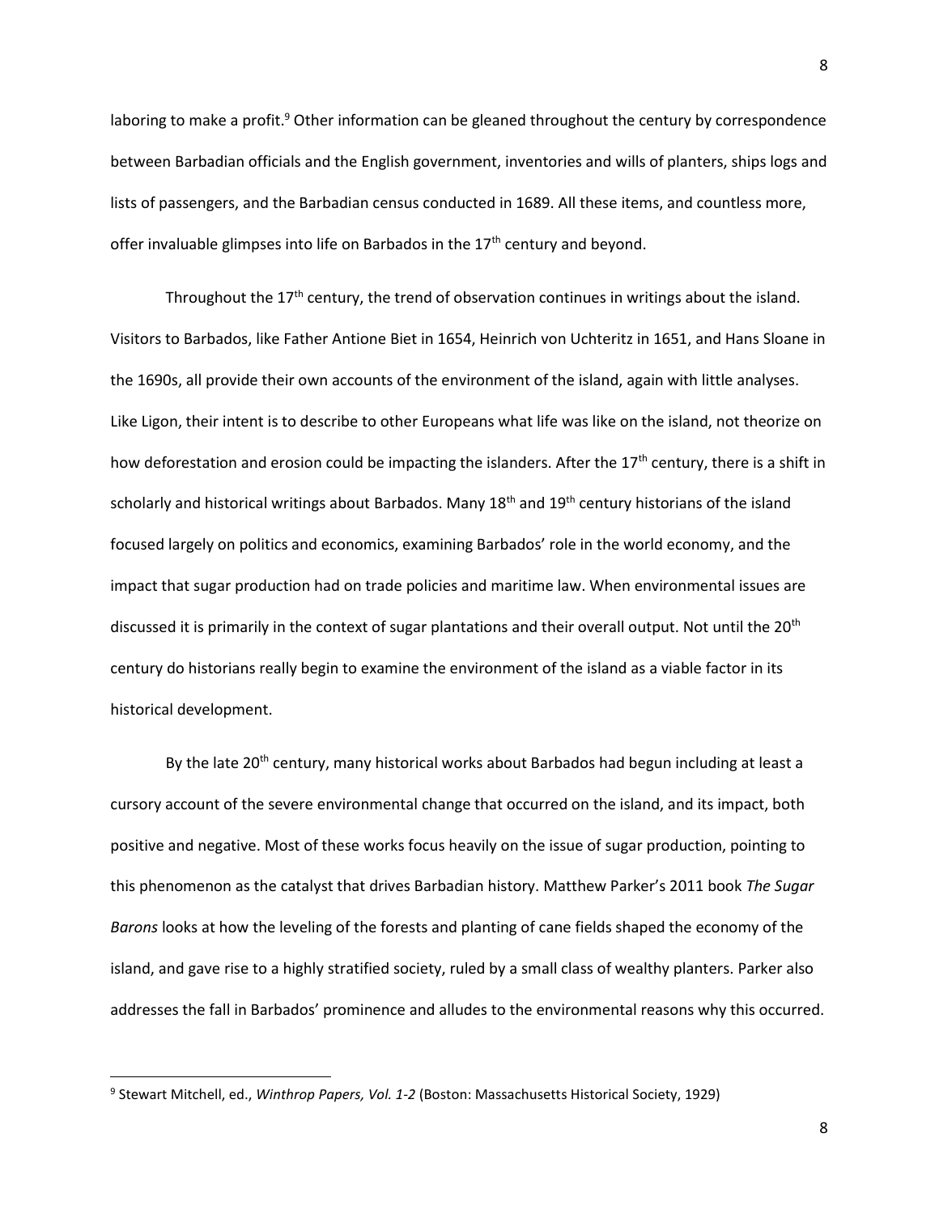laboring to make a profit.[9] Other information can be gleaned throughout the century by correspondence between Barbadian officials and the English government, inventories and wills of planters, ships logs and lists of passengers, and the Barbadian census conducted in 1689. All these items, and countless more, offer invaluable glimpses into life on Barbados in the 17th century and beyond.

Throughout the 17th century, the trend of observation continues in writings about the island. Visitors to Barbados, like Father Antione Biet in 1654, Heinrich von Uchteritz in 1651, and Hans Sloane in the 1690s, all provide their own accounts of the environment of the island, again with little analyses. Like Ligon, their intent is to describe to other Europeans what life was like on the island, not theorize on how deforestation and erosion could be impacting the islanders. After the 17th century, there is a shift in scholarly and historical writings about Barbados. Many 18th and 19th century historians of the island focused largely on politics and economics, examining Barbados' role in the world economy, and the impact that sugar production had on trade policies and maritime law. When environmental issues are discussed it is primarily in the context of sugar plantations and their overall output. Not until the 20th century do historians really begin to examine the environment of the island as a viable factor in its historical development.

By the late 20th century, many historical works about Barbados had begun including at least a cursory account of the severe environmental change that occurred on the island, and its impact, both positive and negative. Most of these works focus heavily on the issue of sugar production, pointing to this phenomenon as the catalyst that drives Barbadian history. Matthew Parker's 2011 book *The Sugar Barons* looks at how the leveling of the forests and planting of cane fields shaped the economy of the island, and gave rise to a highly stratified society, ruled by a small class of wealthy planters. Parker also addresses the fall in Barbados' prominence and alludes to the environmental reasons why this occurred.

[9] Stewart Mitchell, ed., *Winthrop Papers, Vol. 1-2* (Boston: Massachusetts Historical Society, 1929)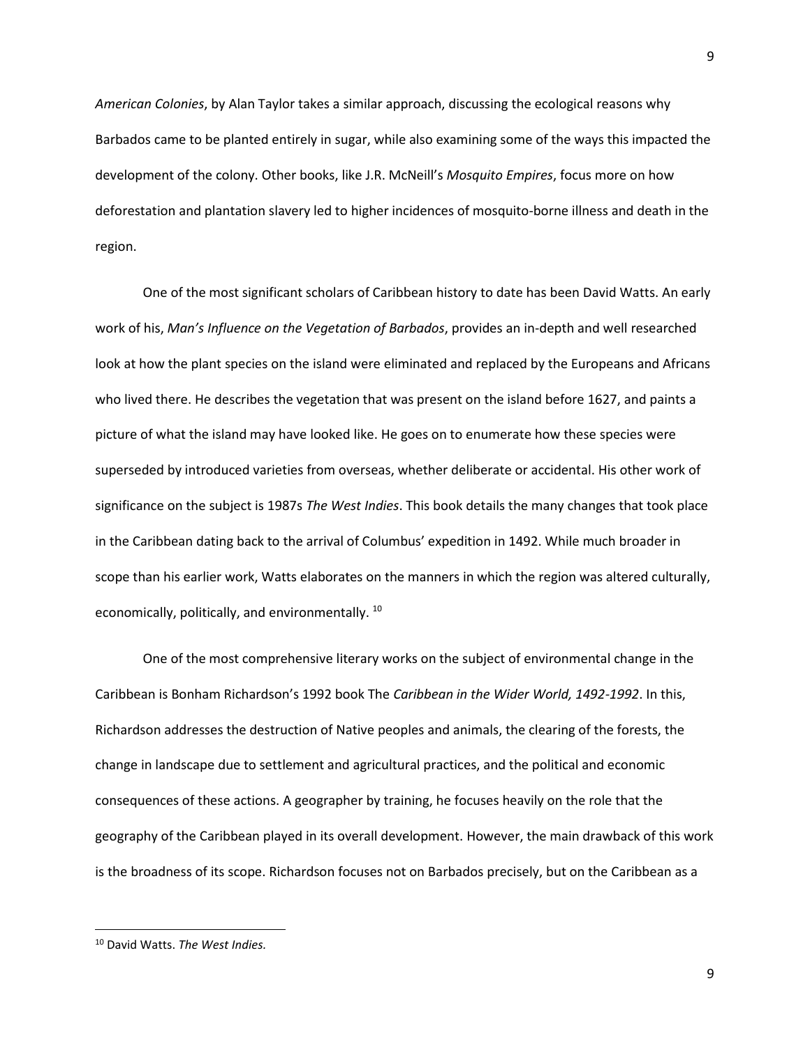*American Colonies*, by Alan Taylor takes a similar approach, discussing the ecological reasons why Barbados came to be planted entirely in sugar, while also examining some of the ways this impacted the development of the colony. Other books, like J.R. McNeill's *Mosquito Empires*, focus more on how deforestation and plantation slavery led to higher incidences of mosquito-borne illness and death in the region.

One of the most significant scholars of Caribbean history to date has been David Watts. An early work of his, *Man's Influence on the Vegetation of Barbados*, provides an in-depth and well researched look at how the plant species on the island were eliminated and replaced by the Europeans and Africans who lived there. He describes the vegetation that was present on the island before 1627, and paints a picture of what the island may have looked like. He goes on to enumerate how these species were superseded by introduced varieties from overseas, whether deliberate or accidental. His other work of significance on the subject is 1987s *The West Indies*. This book details the many changes that took place in the Caribbean dating back to the arrival of Columbus' expedition in 1492. While much broader in scope than his earlier work, Watts elaborates on the manners in which the region was altered culturally, economically, politically, and environmentally. [10]

One of the most comprehensive literary works on the subject of environmental change in the Caribbean is Bonham Richardson's 1992 book The *Caribbean in the Wider World, 1492-1992*. In this, Richardson addresses the destruction of Native peoples and animals, the clearing of the forests, the change in landscape due to settlement and agricultural practices, and the political and economic consequences of these actions. A geographer by training, he focuses heavily on the role that the geography of the Caribbean played in its overall development. However, the main drawback of this work is the broadness of its scope. Richardson focuses not on Barbados precisely, but on the Caribbean as a

---

[10] David Watts. *The West Indies.*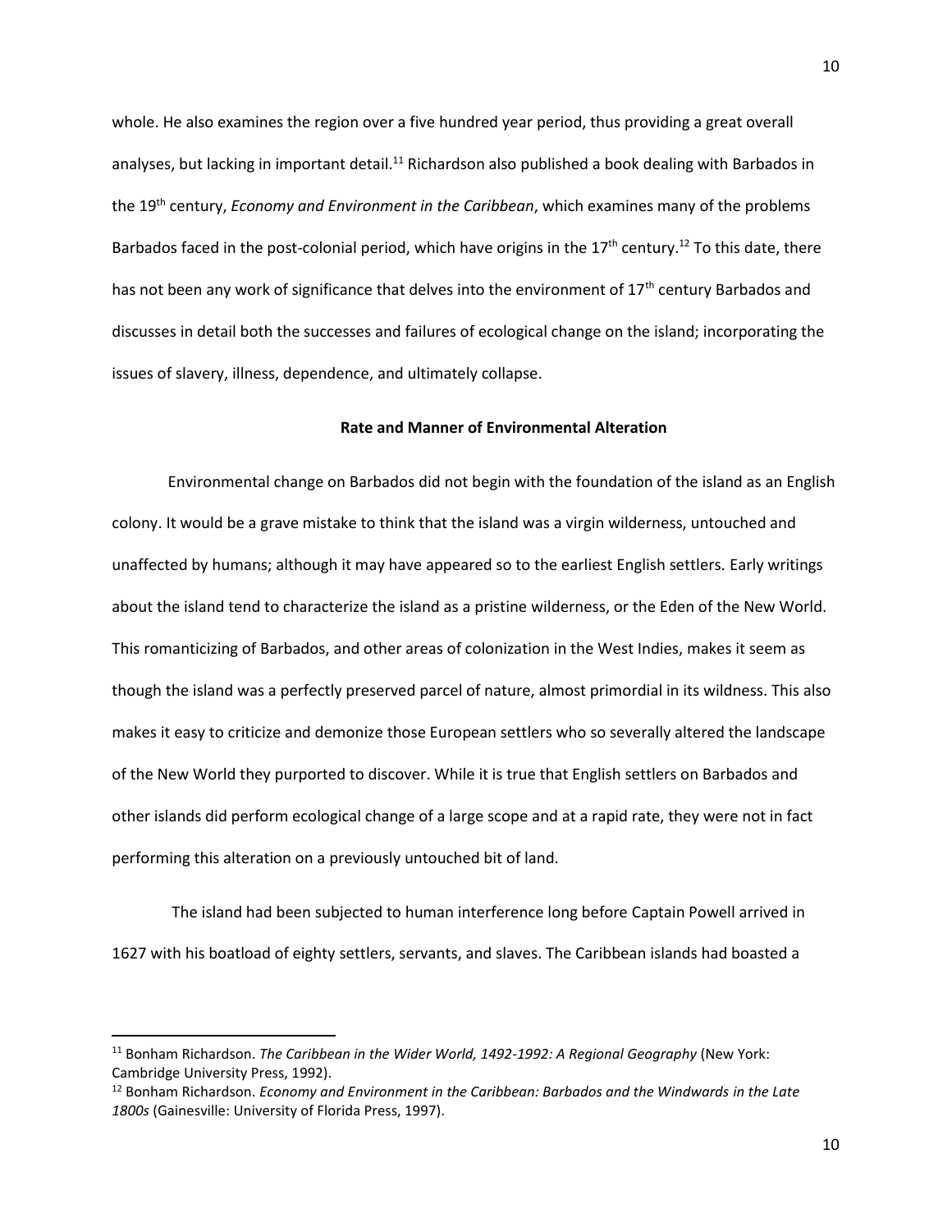whole. He also examines the region over a five hundred year period, thus providing a great overall analyses, but lacking in important detail.[11] Richardson also published a book dealing with Barbados in the 19th century, *Economy and Environment in the Caribbean*, which examines many of the problems Barbados faced in the post-colonial period, which have origins in the 17th century.[12] To this date, there has not been any work of significance that delves into the environment of 17th century Barbados and discusses in detail both the successes and failures of ecological change on the island; incorporating the issues of slavery, illness, dependence, and ultimately collapse.

## Rate and Manner of Environmental Alteration

Environmental change on Barbados did not begin with the foundation of the island as an English colony. It would be a grave mistake to think that the island was a virgin wilderness, untouched and unaffected by humans; although it may have appeared so to the earliest English settlers. Early writings about the island tend to characterize the island as a pristine wilderness, or the Eden of the New World. This romanticizing of Barbados, and other areas of colonization in the West Indies, makes it seem as though the island was a perfectly preserved parcel of nature, almost primordial in its wildness. This also makes it easy to criticize and demonize those European settlers who so severally altered the landscape of the New World they purported to discover. While it is true that English settlers on Barbados and other islands did perform ecological change of a large scope and at a rapid rate, they were not in fact performing this alteration on a previously untouched bit of land.

The island had been subjected to human interference long before Captain Powell arrived in 1627 with his boatload of eighty settlers, servants, and slaves. The Caribbean islands had boasted a

---

[11] Bonham Richardson. *The Caribbean in the Wider World, 1492-1992: A Regional Geography* (New York: Cambridge University Press, 1992).

[12] Bonham Richardson. *Economy and Environment in the Caribbean: Barbados and the Windwards in the Late 1800s* (Gainesville: University of Florida Press, 1997).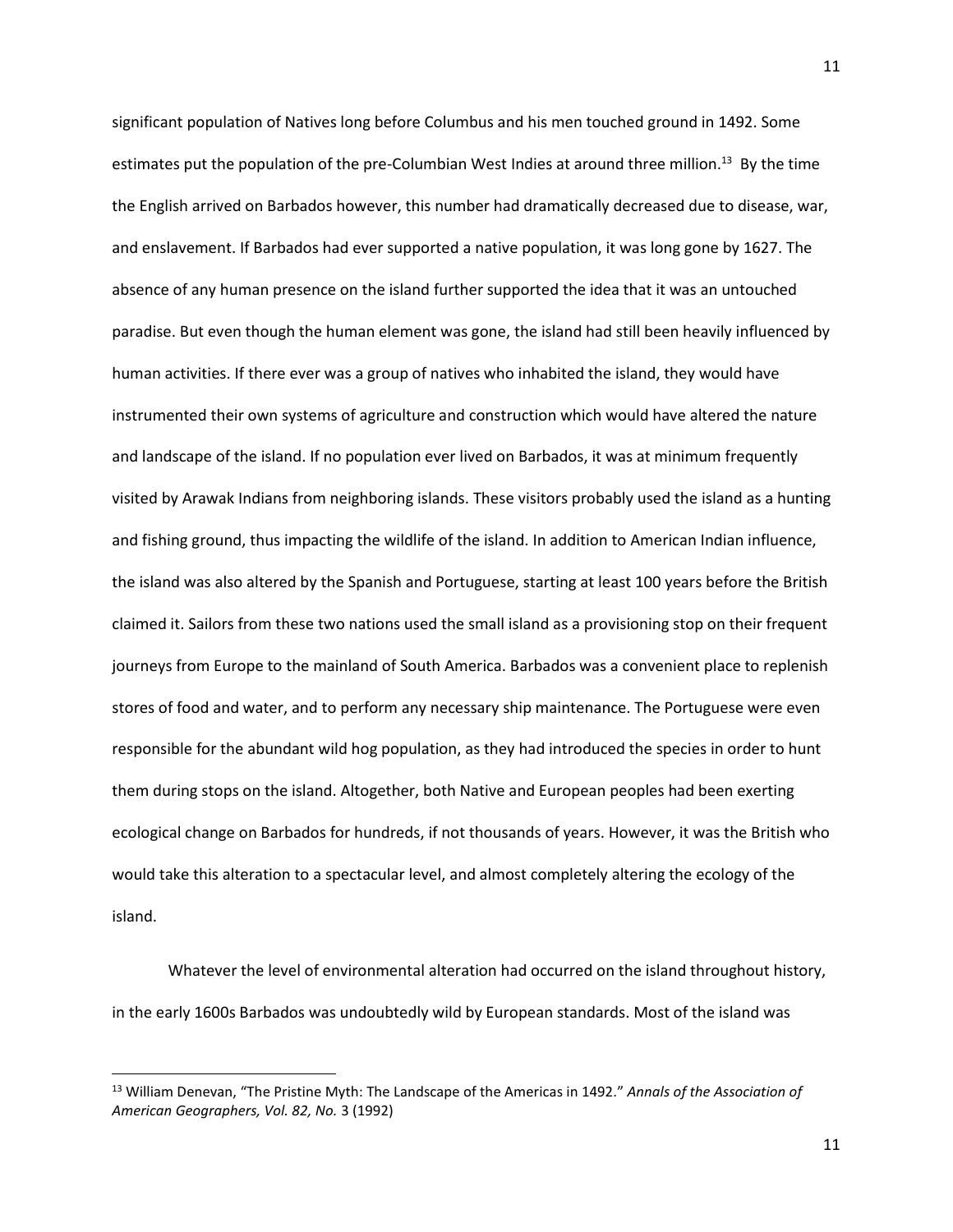significant population of Natives long before Columbus and his men touched ground in 1492. Some estimates put the population of the pre-Columbian West Indies at around three million.[13] By the time the English arrived on Barbados however, this number had dramatically decreased due to disease, war, and enslavement. If Barbados had ever supported a native population, it was long gone by 1627. The absence of any human presence on the island further supported the idea that it was an untouched paradise. But even though the human element was gone, the island had still been heavily influenced by human activities. If there ever was a group of natives who inhabited the island, they would have instrumented their own systems of agriculture and construction which would have altered the nature and landscape of the island. If no population ever lived on Barbados, it was at minimum frequently visited by Arawak Indians from neighboring islands. These visitors probably used the island as a hunting and fishing ground, thus impacting the wildlife of the island. In addition to American Indian influence, the island was also altered by the Spanish and Portuguese, starting at least 100 years before the British claimed it. Sailors from these two nations used the small island as a provisioning stop on their frequent journeys from Europe to the mainland of South America. Barbados was a convenient place to replenish stores of food and water, and to perform any necessary ship maintenance. The Portuguese were even responsible for the abundant wild hog population, as they had introduced the species in order to hunt them during stops on the island. Altogether, both Native and European peoples had been exerting ecological change on Barbados for hundreds, if not thousands of years. However, it was the British who would take this alteration to a spectacular level, and almost completely altering the ecology of the island.

Whatever the level of environmental alteration had occurred on the island throughout history, in the early 1600s Barbados was undoubtedly wild by European standards. Most of the island was

---

[13] William Denevan, "The Pristine Myth: The Landscape of the Americas in 1492." *Annals of the Association of American Geographers, Vol. 82, No.* 3 (1992)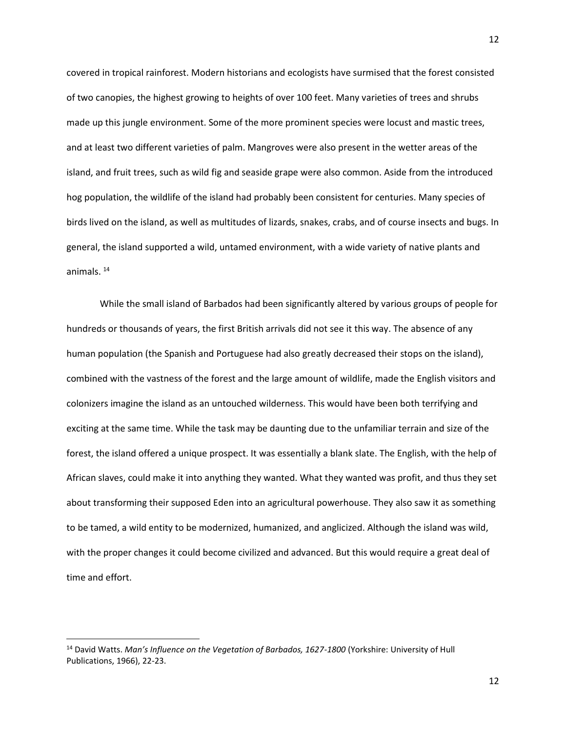covered in tropical rainforest. Modern historians and ecologists have surmised that the forest consisted of two canopies, the highest growing to heights of over 100 feet. Many varieties of trees and shrubs made up this jungle environment. Some of the more prominent species were locust and mastic trees, and at least two different varieties of palm. Mangroves were also present in the wetter areas of the island, and fruit trees, such as wild fig and seaside grape were also common. Aside from the introduced hog population, the wildlife of the island had probably been consistent for centuries. Many species of birds lived on the island, as well as multitudes of lizards, snakes, crabs, and of course insects and bugs. In general, the island supported a wild, untamed environment, with a wide variety of native plants and animals. [14]

While the small island of Barbados had been significantly altered by various groups of people for hundreds or thousands of years, the first British arrivals did not see it this way. The absence of any human population (the Spanish and Portuguese had also greatly decreased their stops on the island), combined with the vastness of the forest and the large amount of wildlife, made the English visitors and colonizers imagine the island as an untouched wilderness. This would have been both terrifying and exciting at the same time. While the task may be daunting due to the unfamiliar terrain and size of the forest, the island offered a unique prospect. It was essentially a blank slate. The English, with the help of African slaves, could make it into anything they wanted. What they wanted was profit, and thus they set about transforming their supposed Eden into an agricultural powerhouse. They also saw it as something to be tamed, a wild entity to be modernized, humanized, and anglicized. Although the island was wild, with the proper changes it could become civilized and advanced. But this would require a great deal of time and effort.

---

[14] David Watts. *Man's Influence on the Vegetation of Barbados, 1627-1800* (Yorkshire: University of Hull Publications, 1966), 22-23.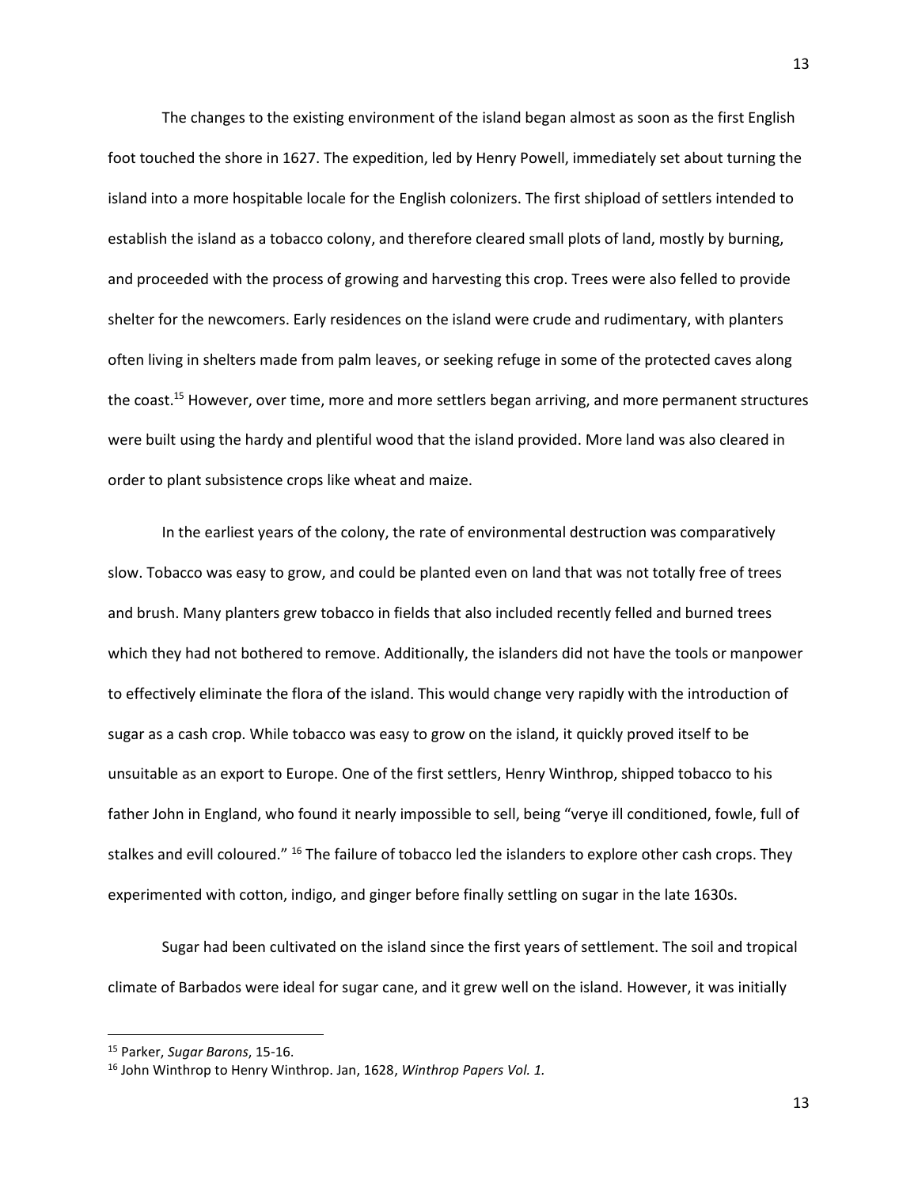The changes to the existing environment of the island began almost as soon as the first English foot touched the shore in 1627. The expedition, led by Henry Powell, immediately set about turning the island into a more hospitable locale for the English colonizers. The first shipload of settlers intended to establish the island as a tobacco colony, and therefore cleared small plots of land, mostly by burning, and proceeded with the process of growing and harvesting this crop. Trees were also felled to provide shelter for the newcomers. Early residences on the island were crude and rudimentary, with planters often living in shelters made from palm leaves, or seeking refuge in some of the protected caves along the coast.[15] However, over time, more and more settlers began arriving, and more permanent structures were built using the hardy and plentiful wood that the island provided. More land was also cleared in order to plant subsistence crops like wheat and maize.

In the earliest years of the colony, the rate of environmental destruction was comparatively slow. Tobacco was easy to grow, and could be planted even on land that was not totally free of trees and brush. Many planters grew tobacco in fields that also included recently felled and burned trees which they had not bothered to remove. Additionally, the islanders did not have the tools or manpower to effectively eliminate the flora of the island. This would change very rapidly with the introduction of sugar as a cash crop. While tobacco was easy to grow on the island, it quickly proved itself to be unsuitable as an export to Europe. One of the first settlers, Henry Winthrop, shipped tobacco to his father John in England, who found it nearly impossible to sell, being "verye ill conditioned, fowle, full of stalkes and evill coloured." [16] The failure of tobacco led the islanders to explore other cash crops. They experimented with cotton, indigo, and ginger before finally settling on sugar in the late 1630s.

Sugar had been cultivated on the island since the first years of settlement. The soil and tropical climate of Barbados were ideal for sugar cane, and it grew well on the island. However, it was initially

---

[15] Parker, *Sugar Barons*, 15-16.

[16] John Winthrop to Henry Winthrop. Jan, 1628, *Winthrop Papers Vol. 1.*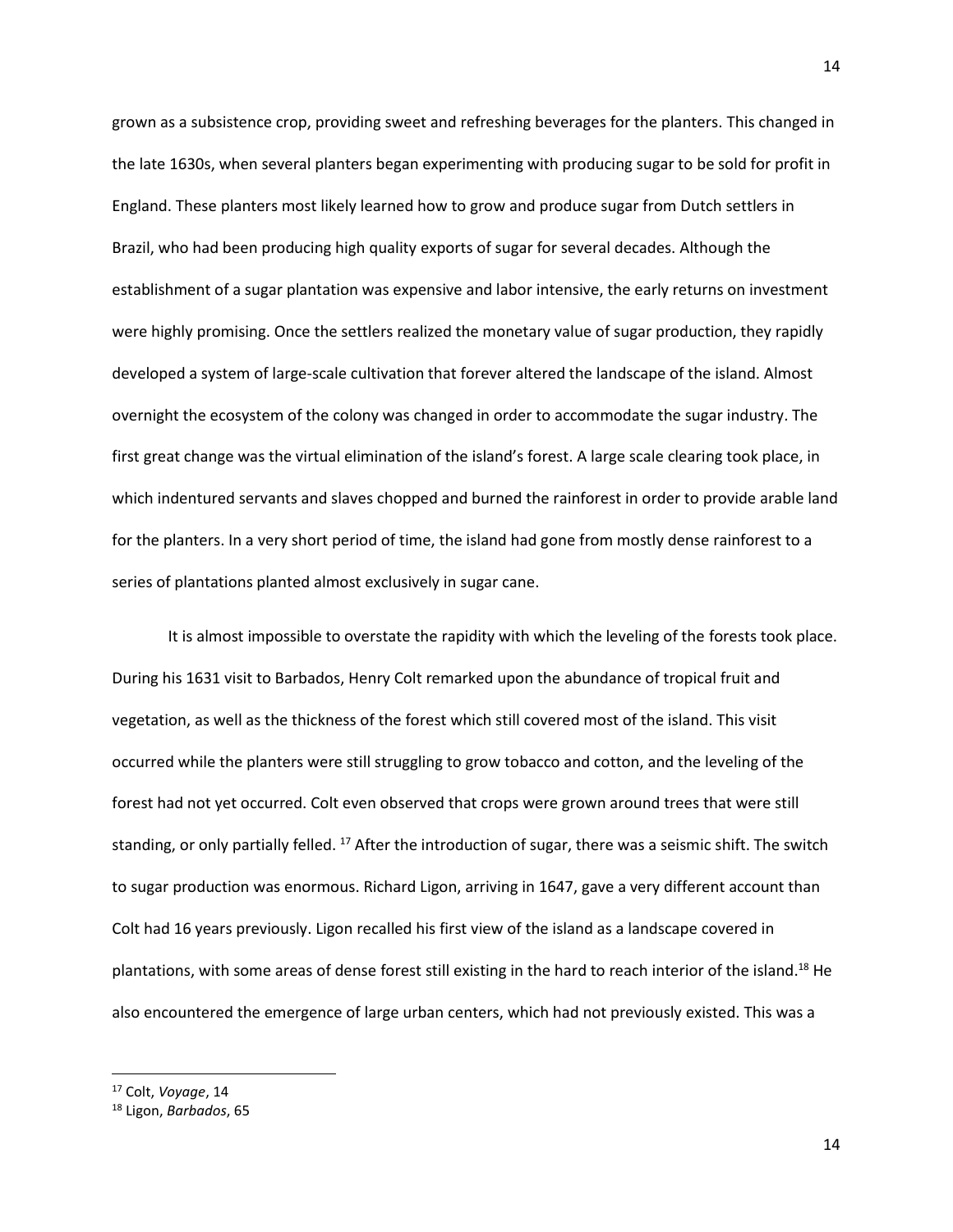grown as a subsistence crop, providing sweet and refreshing beverages for the planters. This changed in the late 1630s, when several planters began experimenting with producing sugar to be sold for profit in England. These planters most likely learned how to grow and produce sugar from Dutch settlers in Brazil, who had been producing high quality exports of sugar for several decades. Although the establishment of a sugar plantation was expensive and labor intensive, the early returns on investment were highly promising. Once the settlers realized the monetary value of sugar production, they rapidly developed a system of large-scale cultivation that forever altered the landscape of the island. Almost overnight the ecosystem of the colony was changed in order to accommodate the sugar industry. The first great change was the virtual elimination of the island's forest. A large scale clearing took place, in which indentured servants and slaves chopped and burned the rainforest in order to provide arable land for the planters. In a very short period of time, the island had gone from mostly dense rainforest to a series of plantations planted almost exclusively in sugar cane.

It is almost impossible to overstate the rapidity with which the leveling of the forests took place. During his 1631 visit to Barbados, Henry Colt remarked upon the abundance of tropical fruit and vegetation, as well as the thickness of the forest which still covered most of the island. This visit occurred while the planters were still struggling to grow tobacco and cotton, and the leveling of the forest had not yet occurred. Colt even observed that crops were grown around trees that were still standing, or only partially felled. [17] After the introduction of sugar, there was a seismic shift. The switch to sugar production was enormous. Richard Ligon, arriving in 1647, gave a very different account than Colt had 16 years previously. Ligon recalled his first view of the island as a landscape covered in plantations, with some areas of dense forest still existing in the hard to reach interior of the island.[18] He also encountered the emergence of large urban centers, which had not previously existed. This was a

[17] Colt, *Voyage*, 14

[18] Ligon, *Barbados*, 65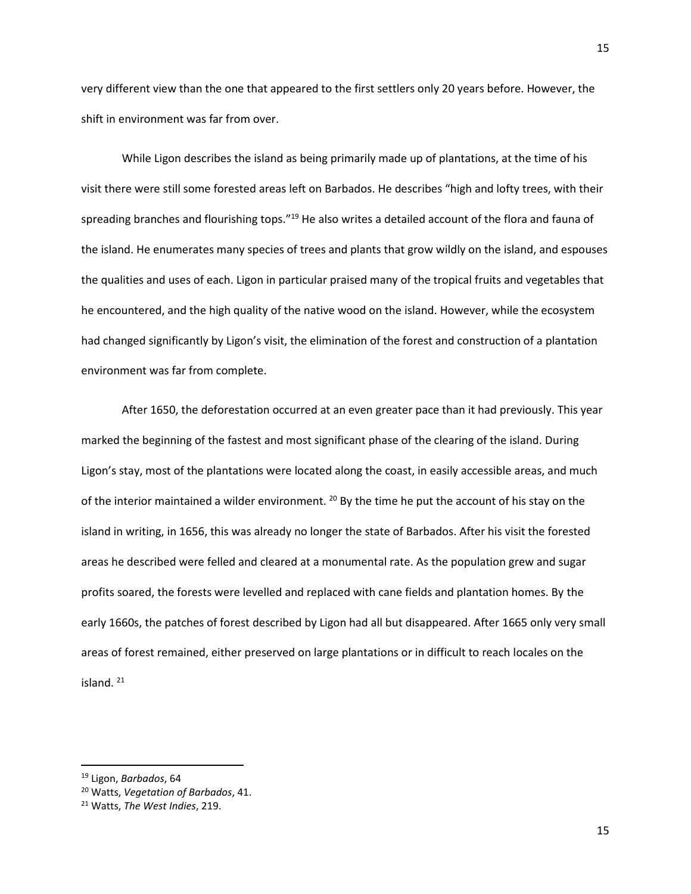very different view than the one that appeared to the first settlers only 20 years before. However, the shift in environment was far from over.

While Ligon describes the island as being primarily made up of plantations, at the time of his visit there were still some forested areas left on Barbados. He describes "high and lofty trees, with their spreading branches and flourishing tops."[19] He also writes a detailed account of the flora and fauna of the island. He enumerates many species of trees and plants that grow wildly on the island, and espouses the qualities and uses of each. Ligon in particular praised many of the tropical fruits and vegetables that he encountered, and the high quality of the native wood on the island. However, while the ecosystem had changed significantly by Ligon's visit, the elimination of the forest and construction of a plantation environment was far from complete.

After 1650, the deforestation occurred at an even greater pace than it had previously. This year marked the beginning of the fastest and most significant phase of the clearing of the island. During Ligon's stay, most of the plantations were located along the coast, in easily accessible areas, and much of the interior maintained a wilder environment. [20] By the time he put the account of his stay on the island in writing, in 1656, this was already no longer the state of Barbados. After his visit the forested areas he described were felled and cleared at a monumental rate. As the population grew and sugar profits soared, the forests were levelled and replaced with cane fields and plantation homes. By the early 1660s, the patches of forest described by Ligon had all but disappeared. After 1665 only very small areas of forest remained, either preserved on large plantations or in difficult to reach locales on the island. [21]

---

[19] Ligon, *Barbados*, 64

[20] Watts, *Vegetation of Barbados*, 41.

[21] Watts, *The West Indies*, 219.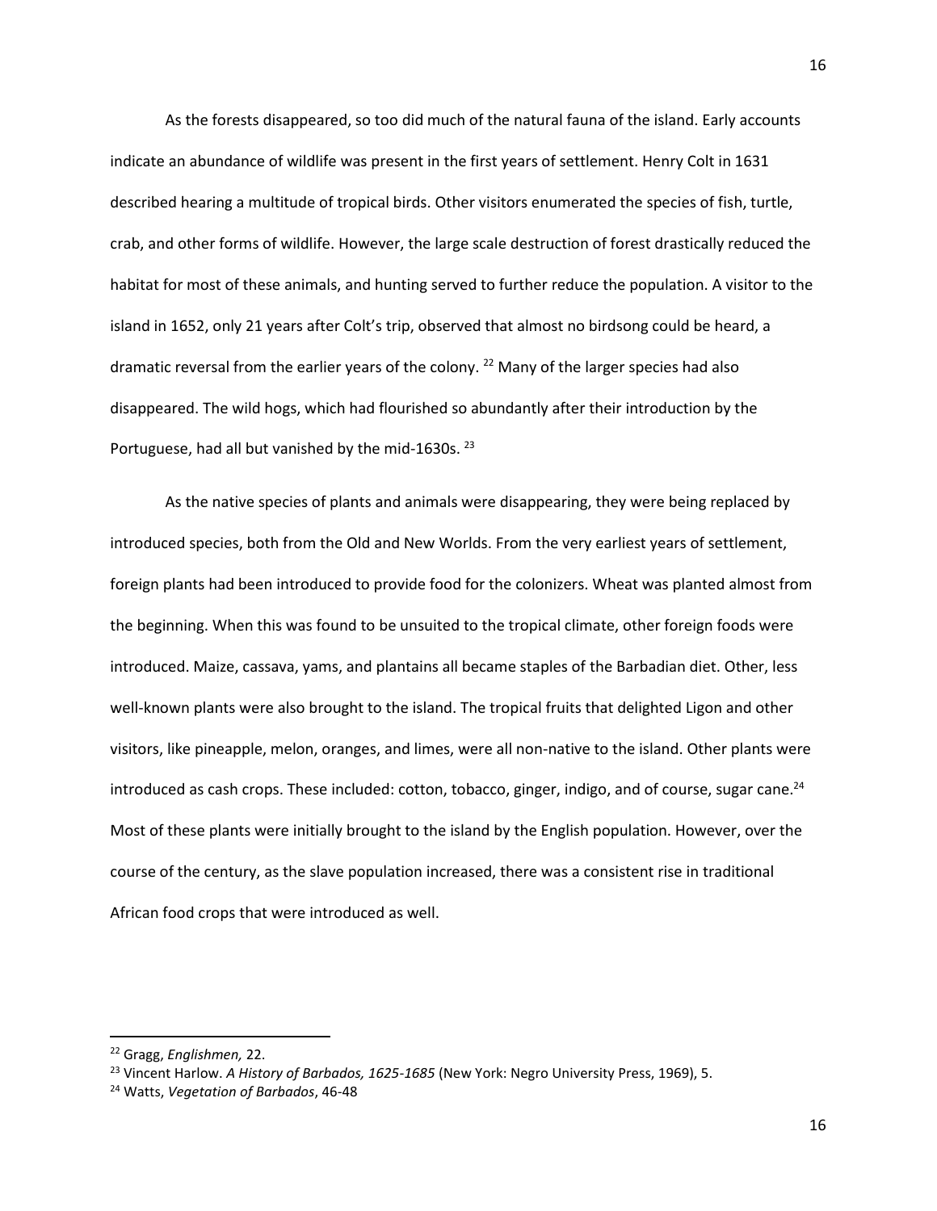As the forests disappeared, so too did much of the natural fauna of the island. Early accounts indicate an abundance of wildlife was present in the first years of settlement. Henry Colt in 1631 described hearing a multitude of tropical birds. Other visitors enumerated the species of fish, turtle, crab, and other forms of wildlife. However, the large scale destruction of forest drastically reduced the habitat for most of these animals, and hunting served to further reduce the population. A visitor to the island in 1652, only 21 years after Colt's trip, observed that almost no birdsong could be heard, a dramatic reversal from the earlier years of the colony. [22] Many of the larger species had also disappeared. The wild hogs, which had flourished so abundantly after their introduction by the Portuguese, had all but vanished by the mid-1630s. [23]

As the native species of plants and animals were disappearing, they were being replaced by introduced species, both from the Old and New Worlds. From the very earliest years of settlement, foreign plants had been introduced to provide food for the colonizers. Wheat was planted almost from the beginning. When this was found to be unsuited to the tropical climate, other foreign foods were introduced. Maize, cassava, yams, and plantains all became staples of the Barbadian diet. Other, less well-known plants were also brought to the island. The tropical fruits that delighted Ligon and other visitors, like pineapple, melon, oranges, and limes, were all non-native to the island. Other plants were introduced as cash crops. These included: cotton, tobacco, ginger, indigo, and of course, sugar cane.[24] Most of these plants were initially brought to the island by the English population. However, over the course of the century, as the slave population increased, there was a consistent rise in traditional African food crops that were introduced as well.

[22] Gragg, *Englishmen,* 22.

[23] Vincent Harlow. *A History of Barbados, 1625-1685* (New York: Negro University Press, 1969), 5.

[24] Watts, *Vegetation of Barbados*, 46-48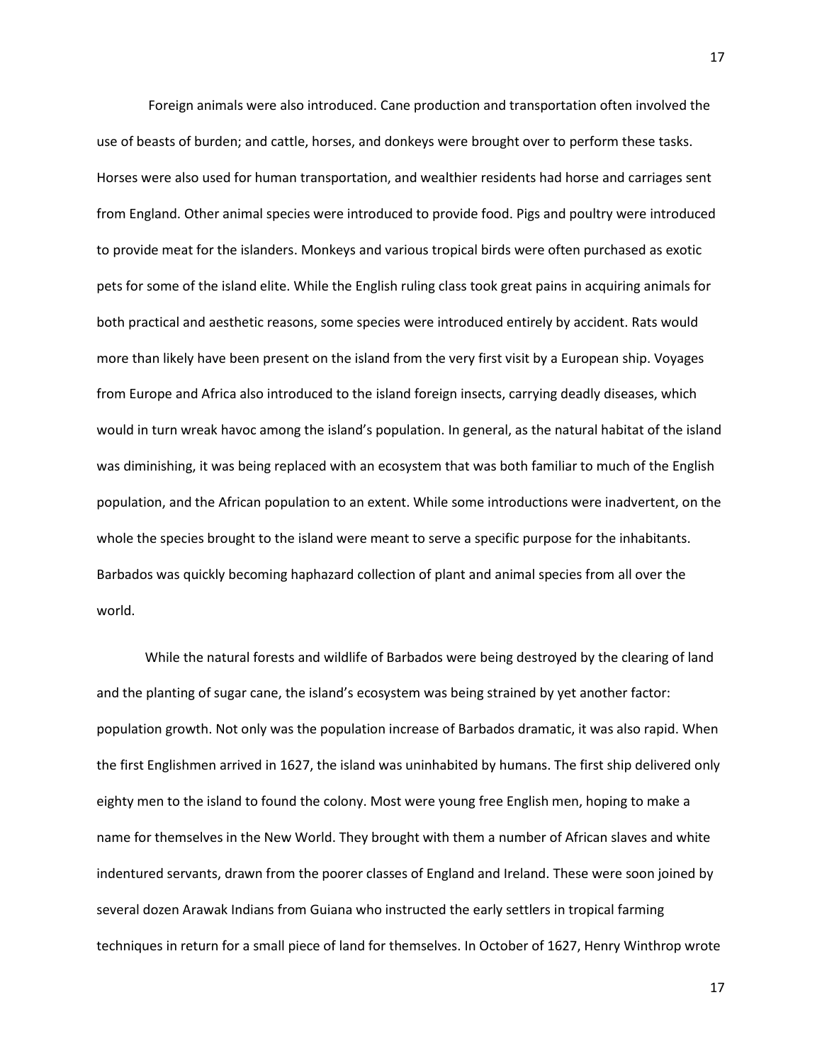Foreign animals were also introduced. Cane production and transportation often involved the use of beasts of burden; and cattle, horses, and donkeys were brought over to perform these tasks. Horses were also used for human transportation, and wealthier residents had horse and carriages sent from England. Other animal species were introduced to provide food. Pigs and poultry were introduced to provide meat for the islanders. Monkeys and various tropical birds were often purchased as exotic pets for some of the island elite. While the English ruling class took great pains in acquiring animals for both practical and aesthetic reasons, some species were introduced entirely by accident. Rats would more than likely have been present on the island from the very first visit by a European ship. Voyages from Europe and Africa also introduced to the island foreign insects, carrying deadly diseases, which would in turn wreak havoc among the island's population. In general, as the natural habitat of the island was diminishing, it was being replaced with an ecosystem that was both familiar to much of the English population, and the African population to an extent. While some introductions were inadvertent, on the whole the species brought to the island were meant to serve a specific purpose for the inhabitants. Barbados was quickly becoming haphazard collection of plant and animal species from all over the world.

While the natural forests and wildlife of Barbados were being destroyed by the clearing of land and the planting of sugar cane, the island's ecosystem was being strained by yet another factor: population growth. Not only was the population increase of Barbados dramatic, it was also rapid. When the first Englishmen arrived in 1627, the island was uninhabited by humans. The first ship delivered only eighty men to the island to found the colony. Most were young free English men, hoping to make a name for themselves in the New World. They brought with them a number of African slaves and white indentured servants, drawn from the poorer classes of England and Ireland. These were soon joined by several dozen Arawak Indians from Guiana who instructed the early settlers in tropical farming techniques in return for a small piece of land for themselves. In October of 1627, Henry Winthrop wrote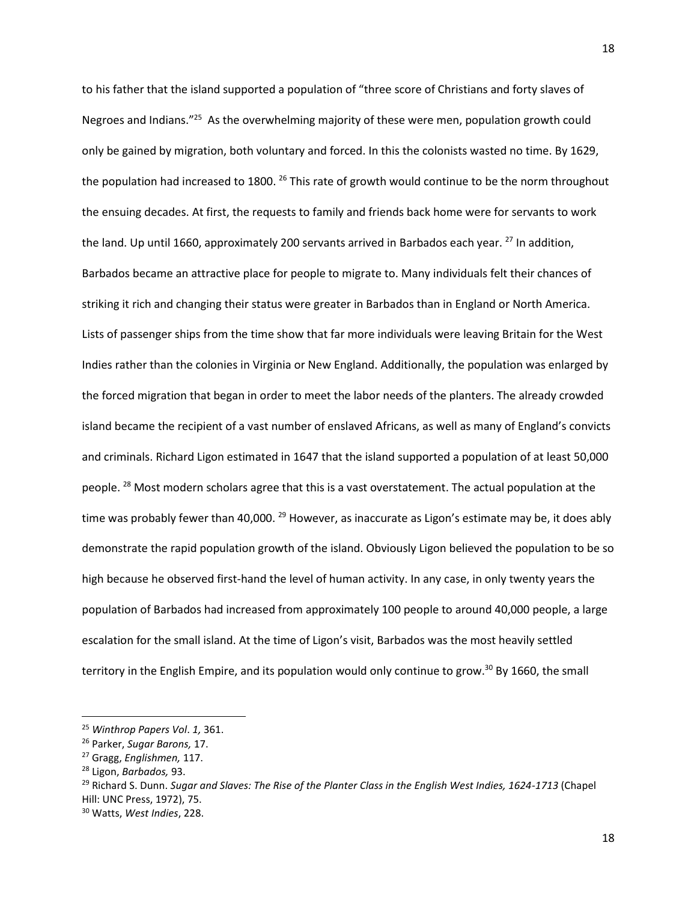to his father that the island supported a population of "three score of Christians and forty slaves of Negroes and Indians."[25] As the overwhelming majority of these were men, population growth could only be gained by migration, both voluntary and forced. In this the colonists wasted no time. By 1629, the population had increased to 1800. [26] This rate of growth would continue to be the norm throughout the ensuing decades. At first, the requests to family and friends back home were for servants to work the land. Up until 1660, approximately 200 servants arrived in Barbados each year. [27] In addition, Barbados became an attractive place for people to migrate to. Many individuals felt their chances of striking it rich and changing their status were greater in Barbados than in England or North America. Lists of passenger ships from the time show that far more individuals were leaving Britain for the West Indies rather than the colonies in Virginia or New England. Additionally, the population was enlarged by the forced migration that began in order to meet the labor needs of the planters. The already crowded island became the recipient of a vast number of enslaved Africans, as well as many of England's convicts and criminals. Richard Ligon estimated in 1647 that the island supported a population of at least 50,000 people. [28] Most modern scholars agree that this is a vast overstatement. The actual population at the time was probably fewer than 40,000. [29] However, as inaccurate as Ligon's estimate may be, it does ably demonstrate the rapid population growth of the island. Obviously Ligon believed the population to be so high because he observed first-hand the level of human activity. In any case, in only twenty years the population of Barbados had increased from approximately 100 people to around 40,000 people, a large escalation for the small island. At the time of Ligon's visit, Barbados was the most heavily settled territory in the English Empire, and its population would only continue to grow.[30] By 1660, the small

---

[25] *Winthrop Papers Vol. 1,* 361.

[26] Parker, *Sugar Barons,* 17.

[27] Gragg, *Englishmen,* 117.

[28] Ligon, *Barbados,* 93.

[29] Richard S. Dunn. *Sugar and Slaves: The Rise of the Planter Class in the English West Indies, 1624-1713* (Chapel Hill: UNC Press, 1972), 75.

[30] Watts, *West Indies*, 228.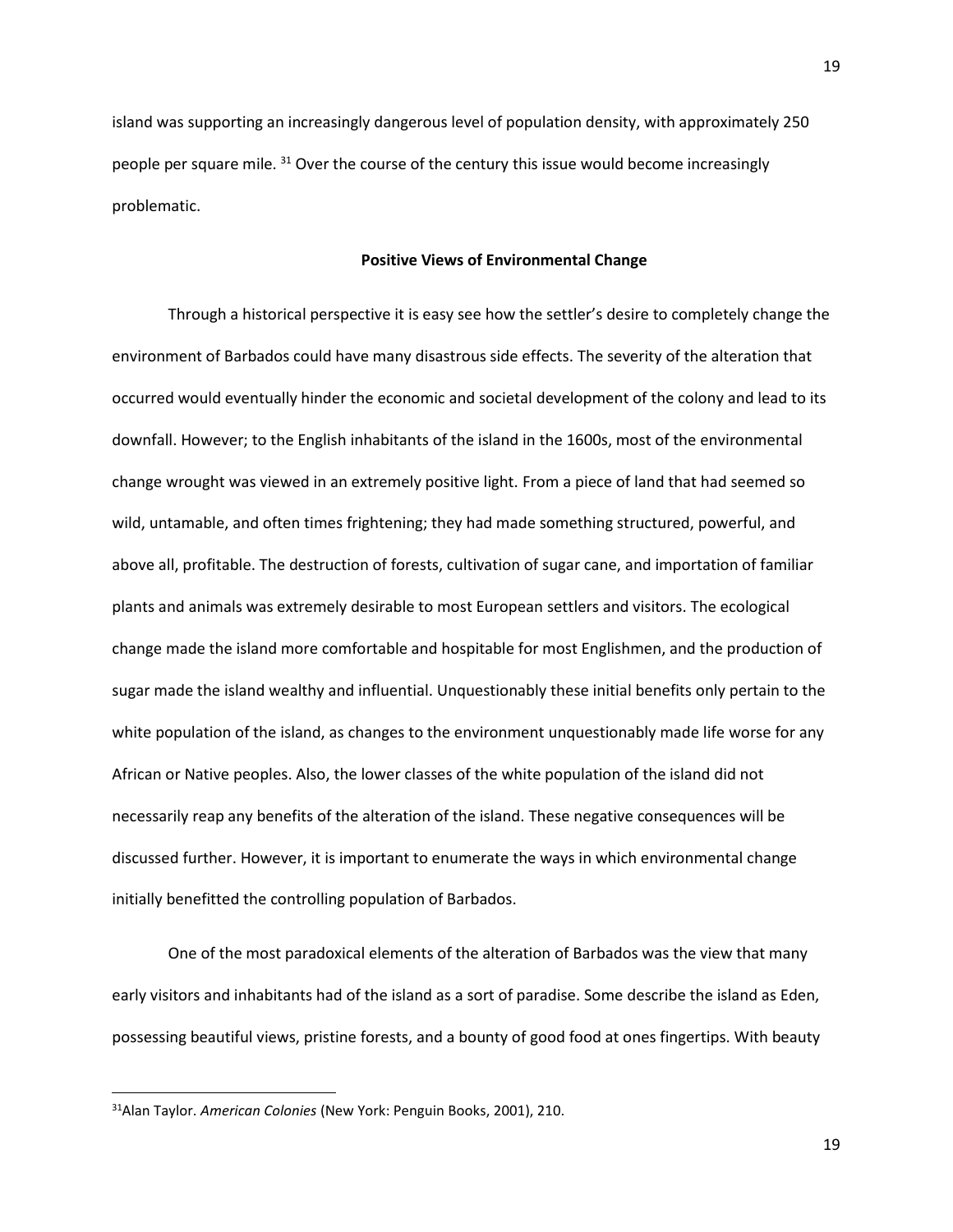island was supporting an increasingly dangerous level of population density, with approximately 250 people per square mile. [31] Over the course of the century this issue would become increasingly problematic.

## Positive Views of Environmental Change

Through a historical perspective it is easy see how the settler's desire to completely change the environment of Barbados could have many disastrous side effects. The severity of the alteration that occurred would eventually hinder the economic and societal development of the colony and lead to its downfall. However; to the English inhabitants of the island in the 1600s, most of the environmental change wrought was viewed in an extremely positive light. From a piece of land that had seemed so wild, untamable, and often times frightening; they had made something structured, powerful, and above all, profitable. The destruction of forests, cultivation of sugar cane, and importation of familiar plants and animals was extremely desirable to most European settlers and visitors. The ecological change made the island more comfortable and hospitable for most Englishmen, and the production of sugar made the island wealthy and influential. Unquestionably these initial benefits only pertain to the white population of the island, as changes to the environment unquestionably made life worse for any African or Native peoples. Also, the lower classes of the white population of the island did not necessarily reap any benefits of the alteration of the island. These negative consequences will be discussed further. However, it is important to enumerate the ways in which environmental change initially benefitted the controlling population of Barbados.

One of the most paradoxical elements of the alteration of Barbados was the view that many early visitors and inhabitants had of the island as a sort of paradise. Some describe the island as Eden, possessing beautiful views, pristine forests, and a bounty of good food at ones fingertips. With beauty

---

[31] Alan Taylor. *American Colonies* (New York: Penguin Books, 2001), 210.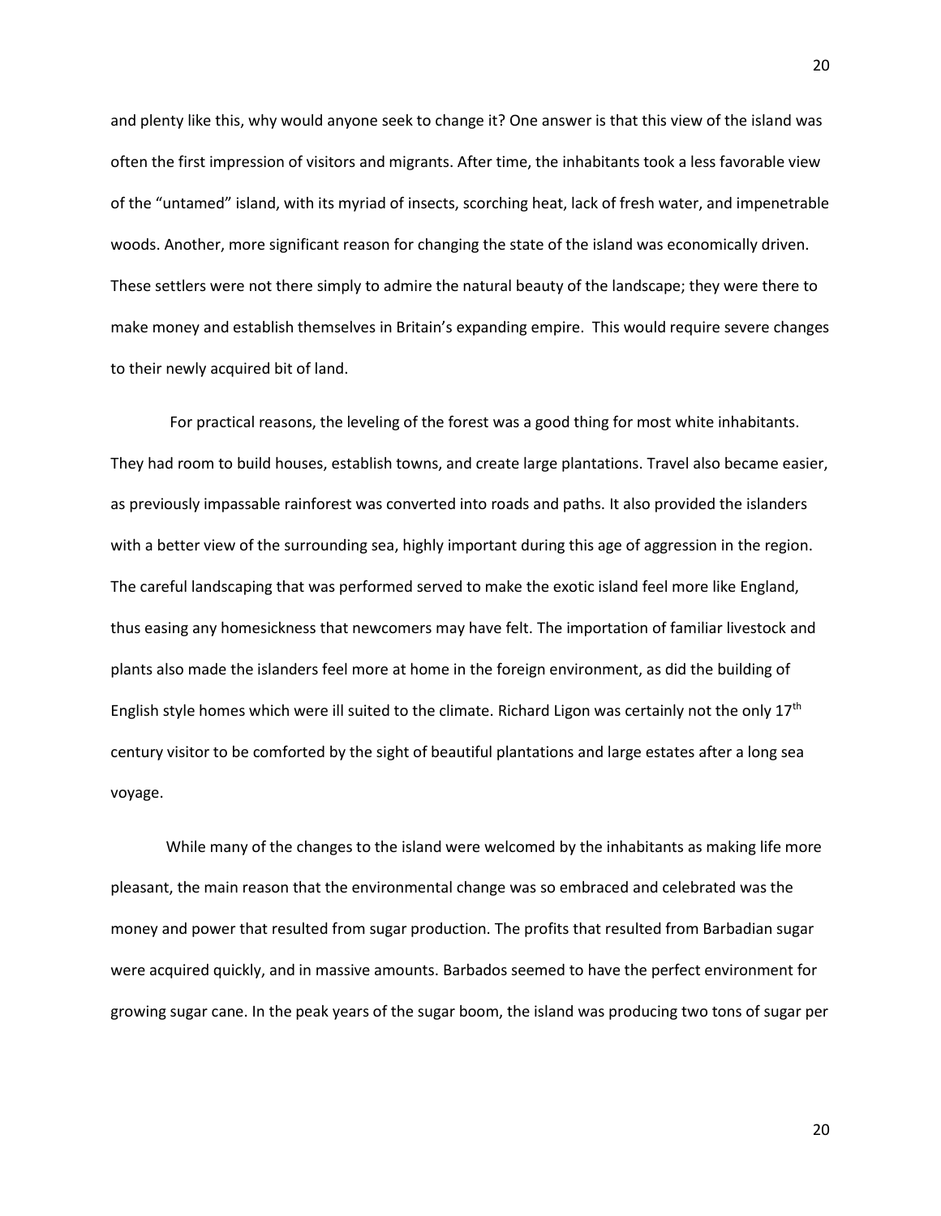and plenty like this, why would anyone seek to change it? One answer is that this view of the island was often the first impression of visitors and migrants. After time, the inhabitants took a less favorable view of the "untamed" island, with its myriad of insects, scorching heat, lack of fresh water, and impenetrable woods. Another, more significant reason for changing the state of the island was economically driven. These settlers were not there simply to admire the natural beauty of the landscape; they were there to make money and establish themselves in Britain's expanding empire. This would require severe changes to their newly acquired bit of land.

For practical reasons, the leveling of the forest was a good thing for most white inhabitants. They had room to build houses, establish towns, and create large plantations. Travel also became easier, as previously impassable rainforest was converted into roads and paths. It also provided the islanders with a better view of the surrounding sea, highly important during this age of aggression in the region. The careful landscaping that was performed served to make the exotic island feel more like England, thus easing any homesickness that newcomers may have felt. The importation of familiar livestock and plants also made the islanders feel more at home in the foreign environment, as did the building of English style homes which were ill suited to the climate. Richard Ligon was certainly not the only 17th century visitor to be comforted by the sight of beautiful plantations and large estates after a long sea voyage.

While many of the changes to the island were welcomed by the inhabitants as making life more pleasant, the main reason that the environmental change was so embraced and celebrated was the money and power that resulted from sugar production. The profits that resulted from Barbadian sugar were acquired quickly, and in massive amounts. Barbados seemed to have the perfect environment for growing sugar cane. In the peak years of the sugar boom, the island was producing two tons of sugar per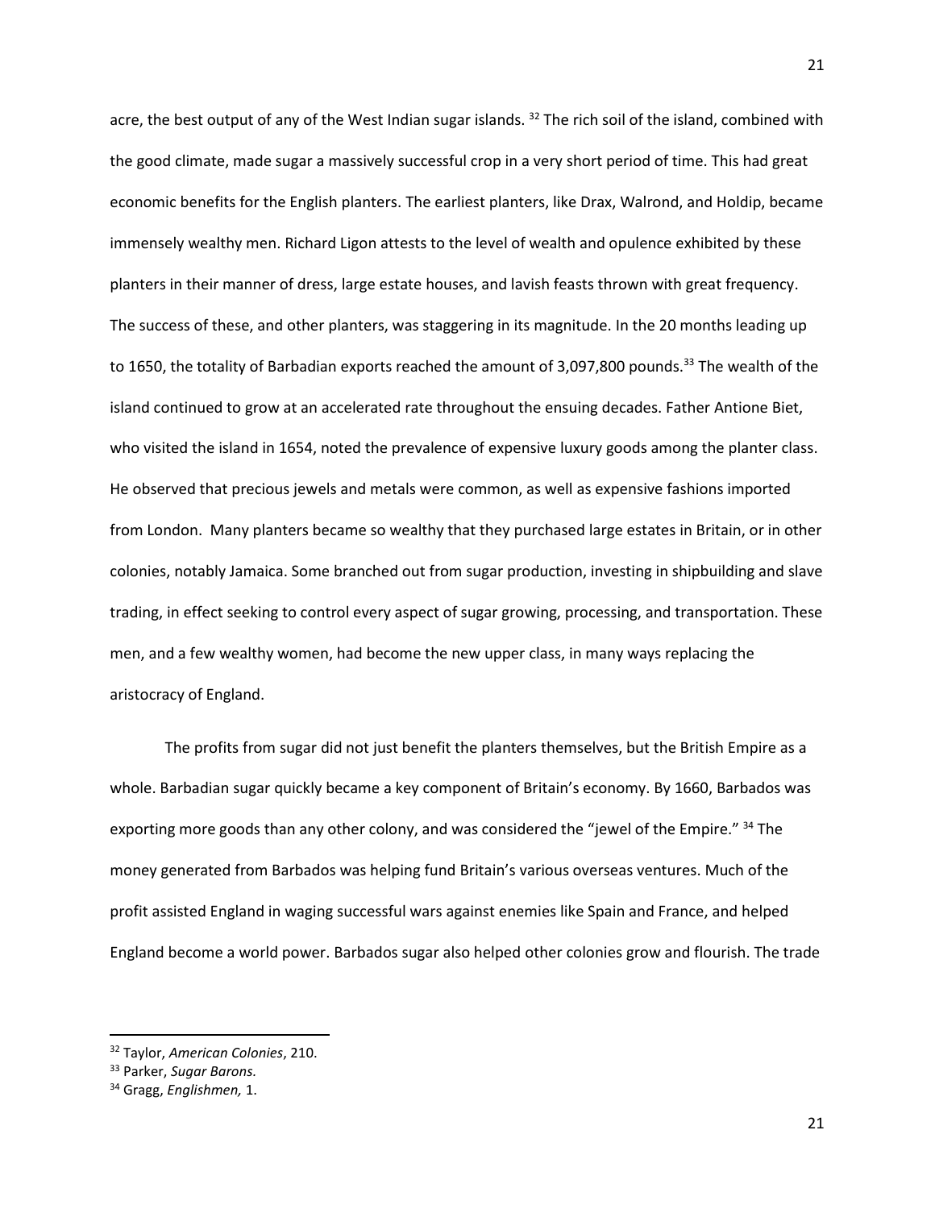acre, the best output of any of the West Indian sugar islands. [32] The rich soil of the island, combined with the good climate, made sugar a massively successful crop in a very short period of time. This had great economic benefits for the English planters. The earliest planters, like Drax, Walrond, and Holdip, became immensely wealthy men. Richard Ligon attests to the level of wealth and opulence exhibited by these planters in their manner of dress, large estate houses, and lavish feasts thrown with great frequency. The success of these, and other planters, was staggering in its magnitude. In the 20 months leading up to 1650, the totality of Barbadian exports reached the amount of 3,097,800 pounds.[33] The wealth of the island continued to grow at an accelerated rate throughout the ensuing decades. Father Antione Biet, who visited the island in 1654, noted the prevalence of expensive luxury goods among the planter class. He observed that precious jewels and metals were common, as well as expensive fashions imported from London. Many planters became so wealthy that they purchased large estates in Britain, or in other colonies, notably Jamaica. Some branched out from sugar production, investing in shipbuilding and slave trading, in effect seeking to control every aspect of sugar growing, processing, and transportation. These men, and a few wealthy women, had become the new upper class, in many ways replacing the aristocracy of England.

The profits from sugar did not just benefit the planters themselves, but the British Empire as a whole. Barbadian sugar quickly became a key component of Britain's economy. By 1660, Barbados was exporting more goods than any other colony, and was considered the "jewel of the Empire." [34] The money generated from Barbados was helping fund Britain's various overseas ventures. Much of the profit assisted England in waging successful wars against enemies like Spain and France, and helped England become a world power. Barbados sugar also helped other colonies grow and flourish. The trade

---

[32] Taylor, *American Colonies*, 210.

[33] Parker, *Sugar Barons.*

[34] Gragg, *Englishmen,* 1.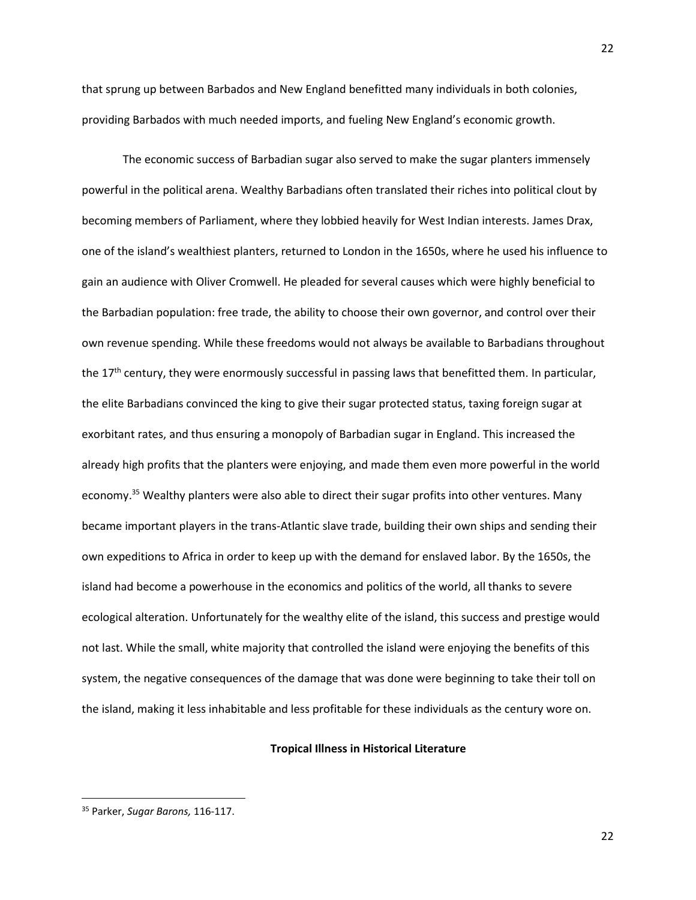that sprung up between Barbados and New England benefitted many individuals in both colonies, providing Barbados with much needed imports, and fueling New England's economic growth.

The economic success of Barbadian sugar also served to make the sugar planters immensely powerful in the political arena. Wealthy Barbadians often translated their riches into political clout by becoming members of Parliament, where they lobbied heavily for West Indian interests. James Drax, one of the island's wealthiest planters, returned to London in the 1650s, where he used his influence to gain an audience with Oliver Cromwell. He pleaded for several causes which were highly beneficial to the Barbadian population: free trade, the ability to choose their own governor, and control over their own revenue spending. While these freedoms would not always be available to Barbadians throughout the 17th century, they were enormously successful in passing laws that benefitted them. In particular, the elite Barbadians convinced the king to give their sugar protected status, taxing foreign sugar at exorbitant rates, and thus ensuring a monopoly of Barbadian sugar in England. This increased the already high profits that the planters were enjoying, and made them even more powerful in the world economy.[35] Wealthy planters were also able to direct their sugar profits into other ventures. Many became important players in the trans-Atlantic slave trade, building their own ships and sending their own expeditions to Africa in order to keep up with the demand for enslaved labor. By the 1650s, the island had become a powerhouse in the economics and politics of the world, all thanks to severe ecological alteration. Unfortunately for the wealthy elite of the island, this success and prestige would not last. While the small, white majority that controlled the island were enjoying the benefits of this system, the negative consequences of the damage that was done were beginning to take their toll on the island, making it less inhabitable and less profitable for these individuals as the century wore on.

## Tropical Illness in Historical Literature

[35] Parker, *Sugar Barons,* 116-117.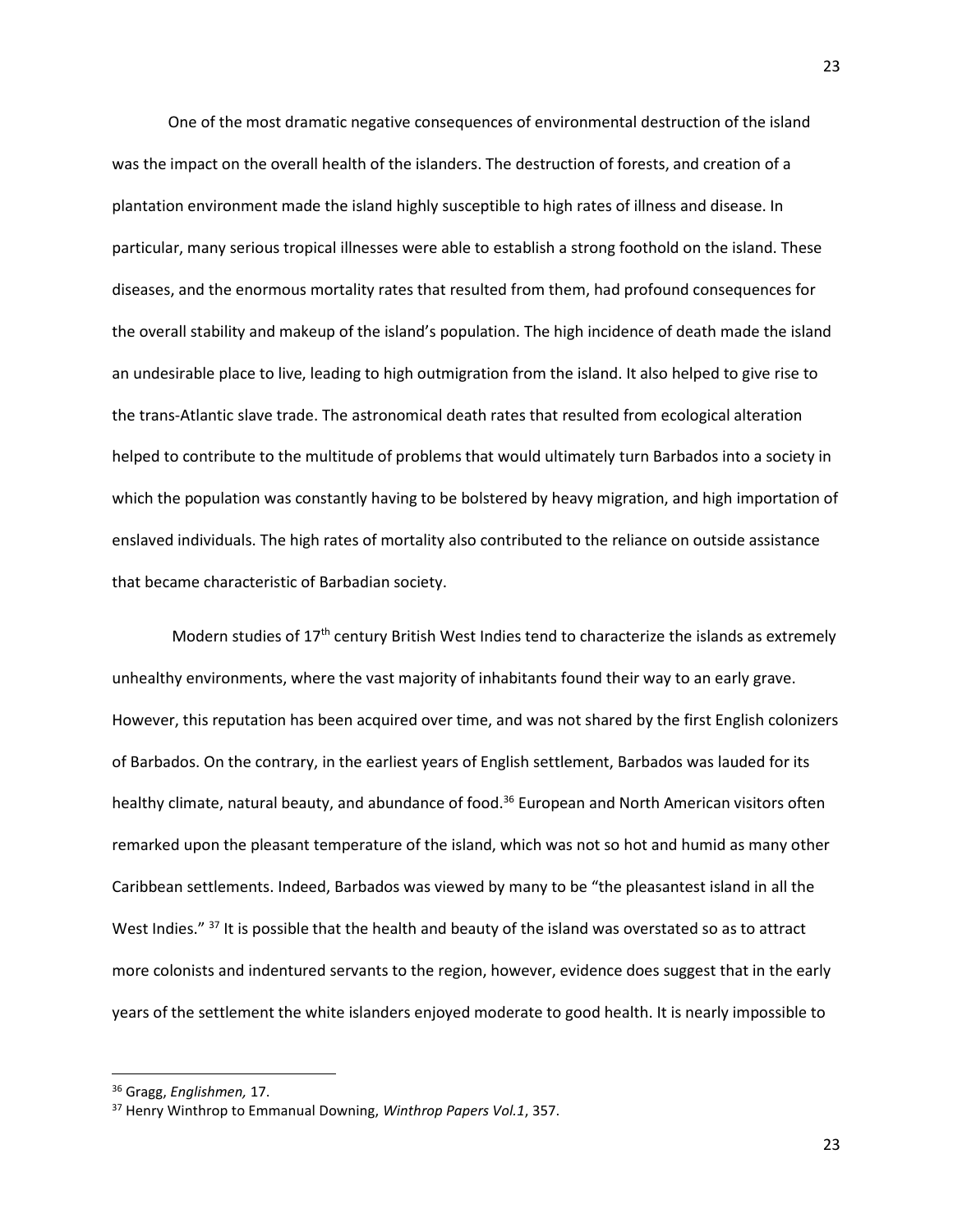One of the most dramatic negative consequences of environmental destruction of the island was the impact on the overall health of the islanders. The destruction of forests, and creation of a plantation environment made the island highly susceptible to high rates of illness and disease. In particular, many serious tropical illnesses were able to establish a strong foothold on the island. These diseases, and the enormous mortality rates that resulted from them, had profound consequences for the overall stability and makeup of the island's population. The high incidence of death made the island an undesirable place to live, leading to high outmigration from the island. It also helped to give rise to the trans-Atlantic slave trade. The astronomical death rates that resulted from ecological alteration helped to contribute to the multitude of problems that would ultimately turn Barbados into a society in which the population was constantly having to be bolstered by heavy migration, and high importation of enslaved individuals. The high rates of mortality also contributed to the reliance on outside assistance that became characteristic of Barbadian society.

Modern studies of 17th century British West Indies tend to characterize the islands as extremely unhealthy environments, where the vast majority of inhabitants found their way to an early grave. However, this reputation has been acquired over time, and was not shared by the first English colonizers of Barbados. On the contrary, in the earliest years of English settlement, Barbados was lauded for its healthy climate, natural beauty, and abundance of food.[36] European and North American visitors often remarked upon the pleasant temperature of the island, which was not so hot and humid as many other Caribbean settlements. Indeed, Barbados was viewed by many to be "the pleasantest island in all the West Indies." [37] It is possible that the health and beauty of the island was overstated so as to attract more colonists and indentured servants to the region, however, evidence does suggest that in the early years of the settlement the white islanders enjoyed moderate to good health. It is nearly impossible to

---

[36] Gragg, *Englishmen,* 17.

[37] Henry Winthrop to Emmanual Downing, *Winthrop Papers Vol.1*, 357.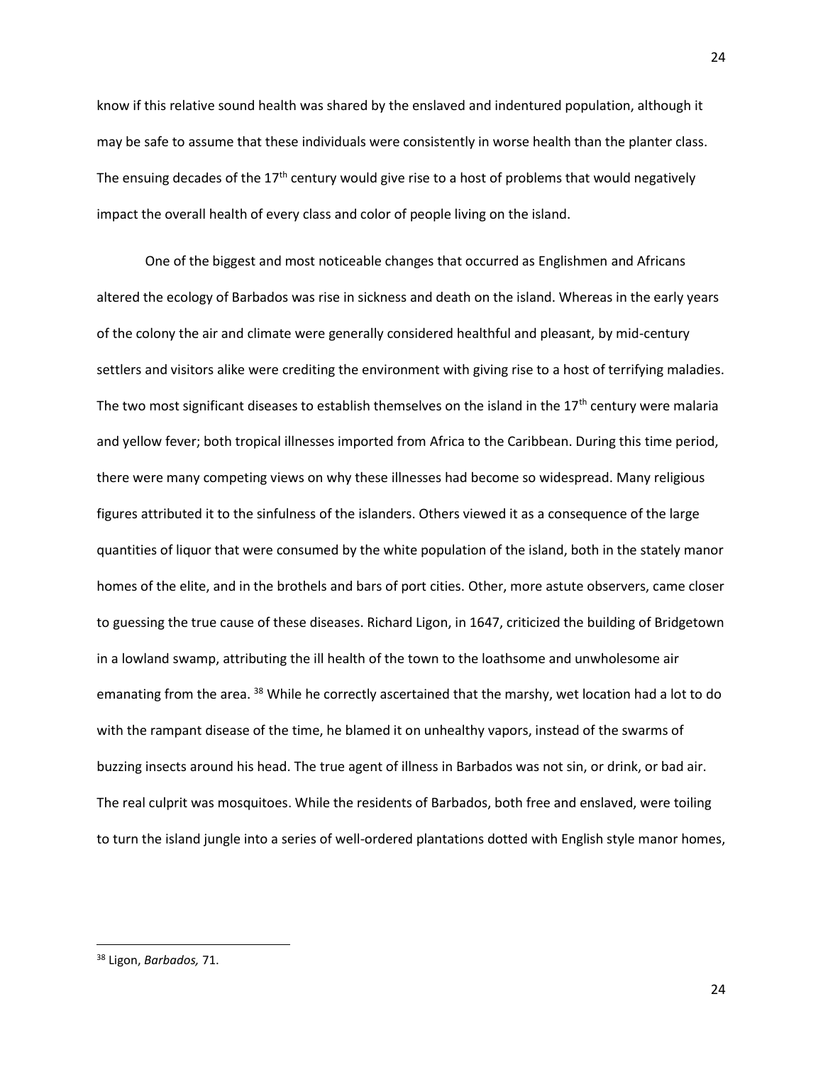know if this relative sound health was shared by the enslaved and indentured population, although it may be safe to assume that these individuals were consistently in worse health than the planter class. The ensuing decades of the 17th century would give rise to a host of problems that would negatively impact the overall health of every class and color of people living on the island.

One of the biggest and most noticeable changes that occurred as Englishmen and Africans altered the ecology of Barbados was rise in sickness and death on the island. Whereas in the early years of the colony the air and climate were generally considered healthful and pleasant, by mid-century settlers and visitors alike were crediting the environment with giving rise to a host of terrifying maladies. The two most significant diseases to establish themselves on the island in the 17th century were malaria and yellow fever; both tropical illnesses imported from Africa to the Caribbean. During this time period, there were many competing views on why these illnesses had become so widespread. Many religious figures attributed it to the sinfulness of the islanders. Others viewed it as a consequence of the large quantities of liquor that were consumed by the white population of the island, both in the stately manor homes of the elite, and in the brothels and bars of port cities. Other, more astute observers, came closer to guessing the true cause of these diseases. Richard Ligon, in 1647, criticized the building of Bridgetown in a lowland swamp, attributing the ill health of the town to the loathsome and unwholesome air emanating from the area. [38] While he correctly ascertained that the marshy, wet location had a lot to do with the rampant disease of the time, he blamed it on unhealthy vapors, instead of the swarms of buzzing insects around his head. The true agent of illness in Barbados was not sin, or drink, or bad air. The real culprit was mosquitoes. While the residents of Barbados, both free and enslaved, were toiling to turn the island jungle into a series of well-ordered plantations dotted with English style manor homes,

---

[38] Ligon, *Barbados,* 71.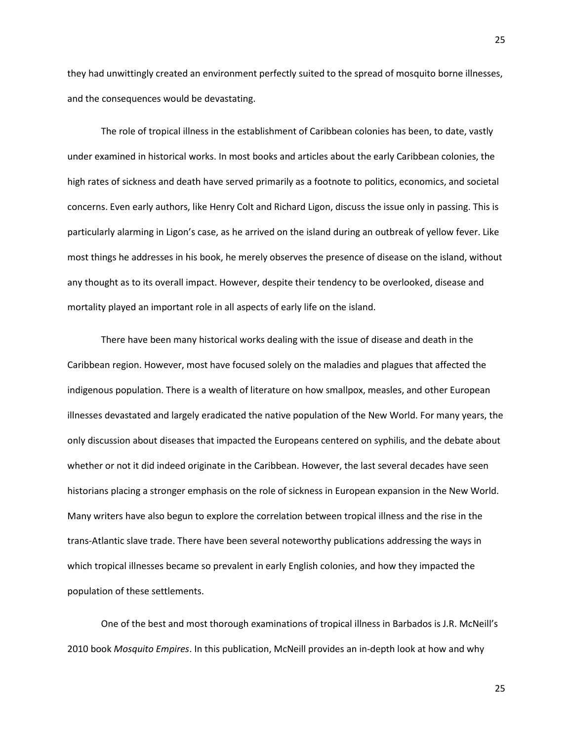they had unwittingly created an environment perfectly suited to the spread of mosquito borne illnesses, and the consequences would be devastating.

The role of tropical illness in the establishment of Caribbean colonies has been, to date, vastly under examined in historical works. In most books and articles about the early Caribbean colonies, the high rates of sickness and death have served primarily as a footnote to politics, economics, and societal concerns. Even early authors, like Henry Colt and Richard Ligon, discuss the issue only in passing. This is particularly alarming in Ligon's case, as he arrived on the island during an outbreak of yellow fever. Like most things he addresses in his book, he merely observes the presence of disease on the island, without any thought as to its overall impact. However, despite their tendency to be overlooked, disease and mortality played an important role in all aspects of early life on the island.

There have been many historical works dealing with the issue of disease and death in the Caribbean region. However, most have focused solely on the maladies and plagues that affected the indigenous population. There is a wealth of literature on how smallpox, measles, and other European illnesses devastated and largely eradicated the native population of the New World. For many years, the only discussion about diseases that impacted the Europeans centered on syphilis, and the debate about whether or not it did indeed originate in the Caribbean. However, the last several decades have seen historians placing a stronger emphasis on the role of sickness in European expansion in the New World. Many writers have also begun to explore the correlation between tropical illness and the rise in the trans-Atlantic slave trade. There have been several noteworthy publications addressing the ways in which tropical illnesses became so prevalent in early English colonies, and how they impacted the population of these settlements.

One of the best and most thorough examinations of tropical illness in Barbados is J.R. McNeill's 2010 book *Mosquito Empires*. In this publication, McNeill provides an in-depth look at how and why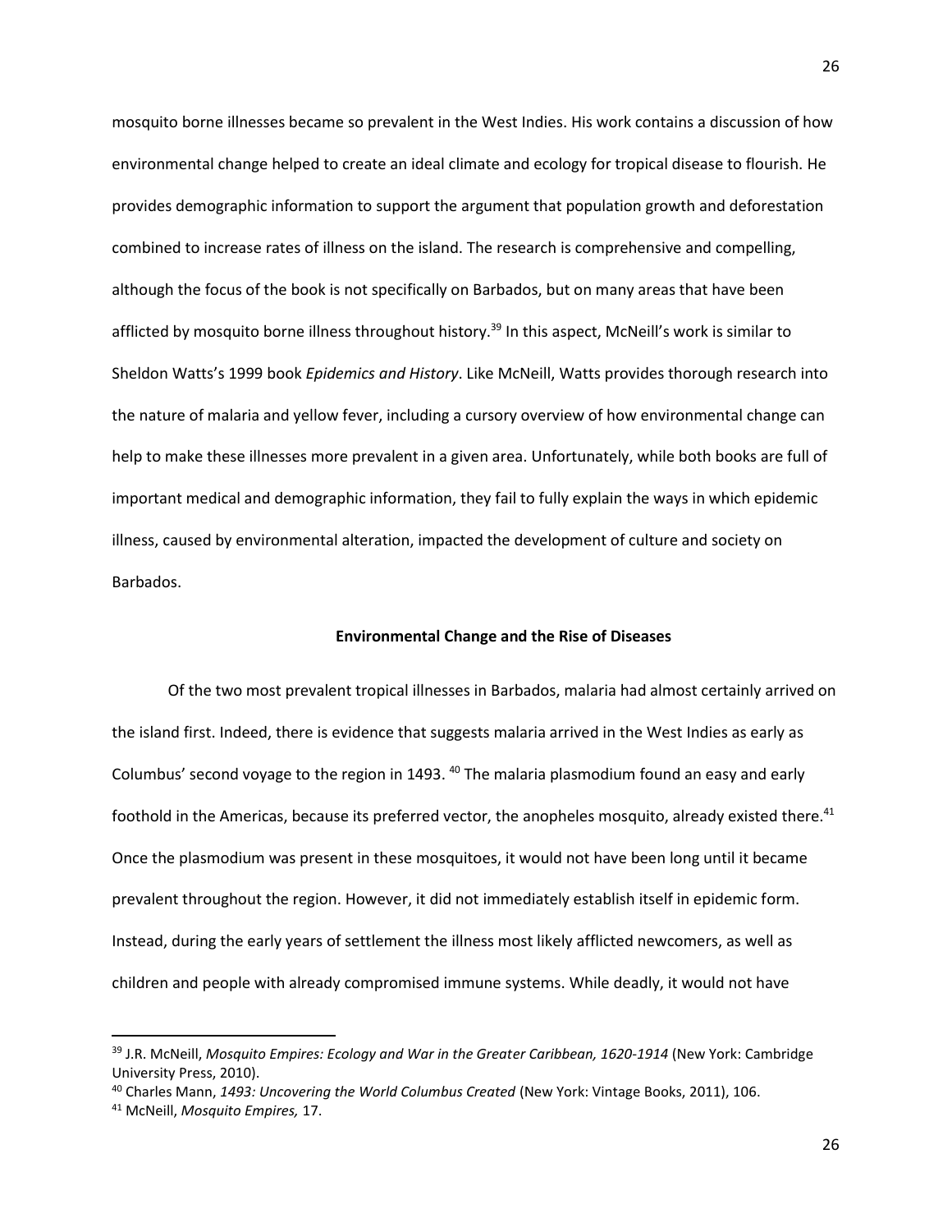mosquito borne illnesses became so prevalent in the West Indies. His work contains a discussion of how environmental change helped to create an ideal climate and ecology for tropical disease to flourish. He provides demographic information to support the argument that population growth and deforestation combined to increase rates of illness on the island. The research is comprehensive and compelling, although the focus of the book is not specifically on Barbados, but on many areas that have been afflicted by mosquito borne illness throughout history.[39] In this aspect, McNeill's work is similar to Sheldon Watts's 1999 book *Epidemics and History*. Like McNeill, Watts provides thorough research into the nature of malaria and yellow fever, including a cursory overview of how environmental change can help to make these illnesses more prevalent in a given area. Unfortunately, while both books are full of important medical and demographic information, they fail to fully explain the ways in which epidemic illness, caused by environmental alteration, impacted the development of culture and society on Barbados.

## Environmental Change and the Rise of Diseases

Of the two most prevalent tropical illnesses in Barbados, malaria had almost certainly arrived on the island first. Indeed, there is evidence that suggests malaria arrived in the West Indies as early as Columbus' second voyage to the region in 1493. [40] The malaria plasmodium found an easy and early foothold in the Americas, because its preferred vector, the anopheles mosquito, already existed there.[41] Once the plasmodium was present in these mosquitoes, it would not have been long until it became prevalent throughout the region. However, it did not immediately establish itself in epidemic form. Instead, during the early years of settlement the illness most likely afflicted newcomers, as well as children and people with already compromised immune systems. While deadly, it would not have

---

[39] J.R. McNeill, *Mosquito Empires: Ecology and War in the Greater Caribbean, 1620-1914* (New York: Cambridge University Press, 2010).

[40] Charles Mann, *1493: Uncovering the World Columbus Created* (New York: Vintage Books, 2011), 106.

[41] McNeill, *Mosquito Empires,* 17.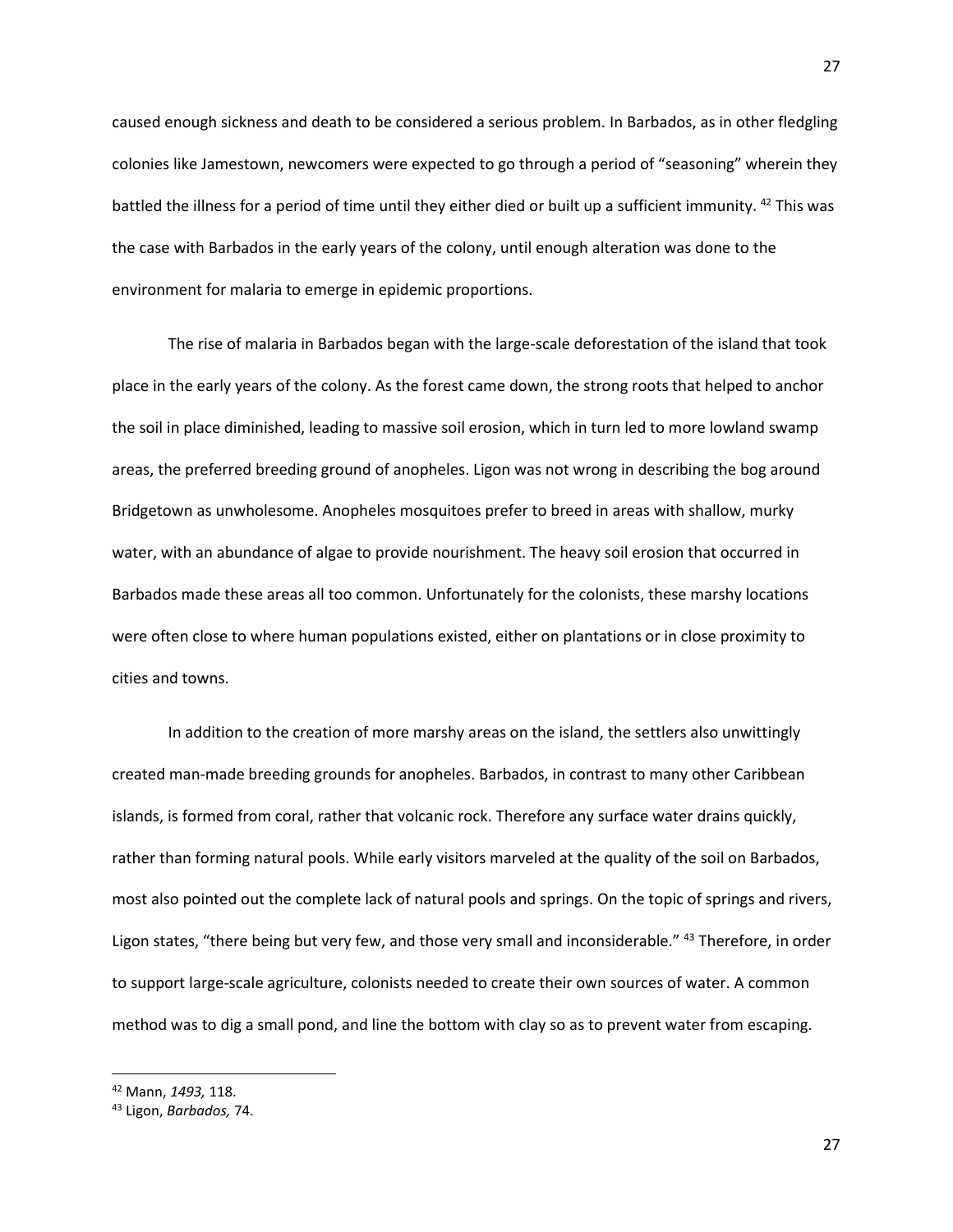caused enough sickness and death to be considered a serious problem. In Barbados, as in other fledgling colonies like Jamestown, newcomers were expected to go through a period of "seasoning" wherein they battled the illness for a period of time until they either died or built up a sufficient immunity. [42] This was the case with Barbados in the early years of the colony, until enough alteration was done to the environment for malaria to emerge in epidemic proportions.

The rise of malaria in Barbados began with the large-scale deforestation of the island that took place in the early years of the colony. As the forest came down, the strong roots that helped to anchor the soil in place diminished, leading to massive soil erosion, which in turn led to more lowland swamp areas, the preferred breeding ground of anopheles. Ligon was not wrong in describing the bog around Bridgetown as unwholesome. Anopheles mosquitoes prefer to breed in areas with shallow, murky water, with an abundance of algae to provide nourishment. The heavy soil erosion that occurred in Barbados made these areas all too common. Unfortunately for the colonists, these marshy locations were often close to where human populations existed, either on plantations or in close proximity to cities and towns.

In addition to the creation of more marshy areas on the island, the settlers also unwittingly created man-made breeding grounds for anopheles. Barbados, in contrast to many other Caribbean islands, is formed from coral, rather that volcanic rock. Therefore any surface water drains quickly, rather than forming natural pools. While early visitors marveled at the quality of the soil on Barbados, most also pointed out the complete lack of natural pools and springs. On the topic of springs and rivers, Ligon states, "there being but very few, and those very small and inconsiderable." [43] Therefore, in order to support large-scale agriculture, colonists needed to create their own sources of water. A common method was to dig a small pond, and line the bottom with clay so as to prevent water from escaping.

---

[42] Mann, *1493,* 118.

[43] Ligon, *Barbados,* 74.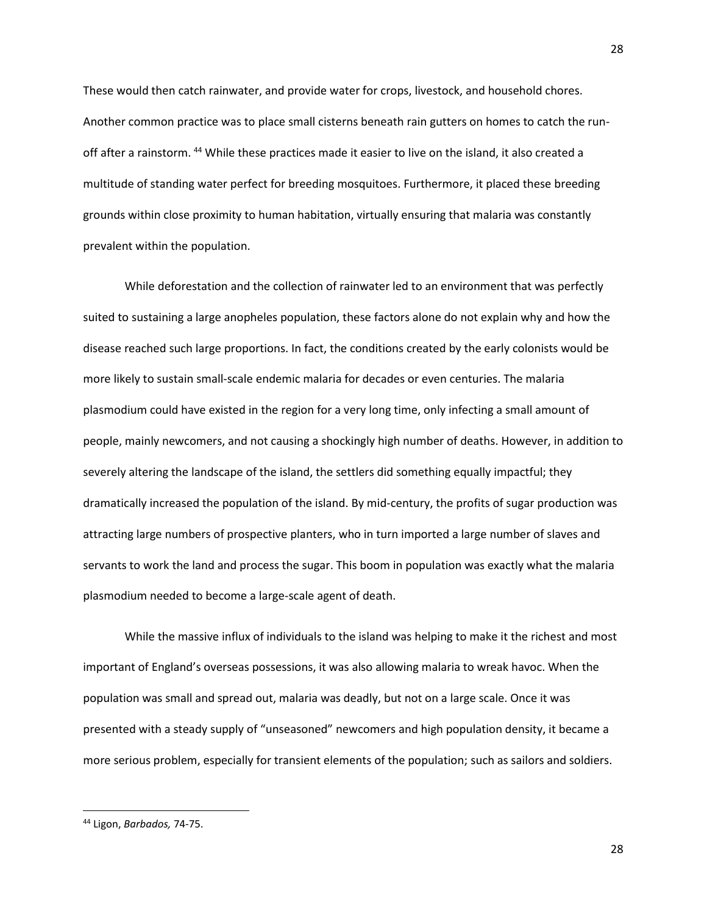These would then catch rainwater, and provide water for crops, livestock, and household chores. Another common practice was to place small cisterns beneath rain gutters on homes to catch the run-off after a rainstorm. [44] While these practices made it easier to live on the island, it also created a multitude of standing water perfect for breeding mosquitoes. Furthermore, it placed these breeding grounds within close proximity to human habitation, virtually ensuring that malaria was constantly prevalent within the population.

While deforestation and the collection of rainwater led to an environment that was perfectly suited to sustaining a large anopheles population, these factors alone do not explain why and how the disease reached such large proportions. In fact, the conditions created by the early colonists would be more likely to sustain small-scale endemic malaria for decades or even centuries. The malaria plasmodium could have existed in the region for a very long time, only infecting a small amount of people, mainly newcomers, and not causing a shockingly high number of deaths. However, in addition to severely altering the landscape of the island, the settlers did something equally impactful; they dramatically increased the population of the island. By mid-century, the profits of sugar production was attracting large numbers of prospective planters, who in turn imported a large number of slaves and servants to work the land and process the sugar. This boom in population was exactly what the malaria plasmodium needed to become a large-scale agent of death.

While the massive influx of individuals to the island was helping to make it the richest and most important of England's overseas possessions, it was also allowing malaria to wreak havoc. When the population was small and spread out, malaria was deadly, but not on a large scale. Once it was presented with a steady supply of "unseasoned" newcomers and high population density, it became a more serious problem, especially for transient elements of the population; such as sailors and soldiers.

---

[44] Ligon, *Barbados,* 74-75.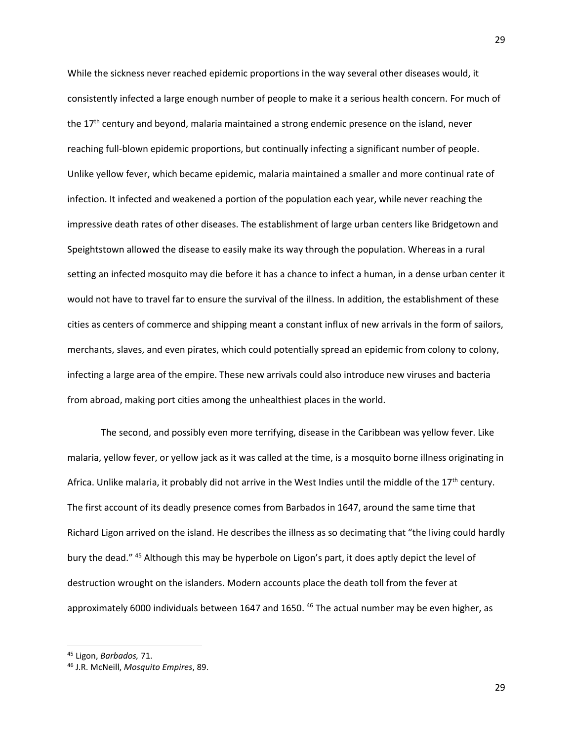While the sickness never reached epidemic proportions in the way several other diseases would, it consistently infected a large enough number of people to make it a serious health concern. For much of the 17th century and beyond, malaria maintained a strong endemic presence on the island, never reaching full-blown epidemic proportions, but continually infecting a significant number of people. Unlike yellow fever, which became epidemic, malaria maintained a smaller and more continual rate of infection. It infected and weakened a portion of the population each year, while never reaching the impressive death rates of other diseases. The establishment of large urban centers like Bridgetown and Speightstown allowed the disease to easily make its way through the population. Whereas in a rural setting an infected mosquito may die before it has a chance to infect a human, in a dense urban center it would not have to travel far to ensure the survival of the illness. In addition, the establishment of these cities as centers of commerce and shipping meant a constant influx of new arrivals in the form of sailors, merchants, slaves, and even pirates, which could potentially spread an epidemic from colony to colony, infecting a large area of the empire. These new arrivals could also introduce new viruses and bacteria from abroad, making port cities among the unhealthiest places in the world.

The second, and possibly even more terrifying, disease in the Caribbean was yellow fever. Like malaria, yellow fever, or yellow jack as it was called at the time, is a mosquito borne illness originating in Africa. Unlike malaria, it probably did not arrive in the West Indies until the middle of the 17th century. The first account of its deadly presence comes from Barbados in 1647, around the same time that Richard Ligon arrived on the island. He describes the illness as so decimating that "the living could hardly bury the dead." [45] Although this may be hyperbole on Ligon's part, it does aptly depict the level of destruction wrought on the islanders. Modern accounts place the death toll from the fever at approximately 6000 individuals between 1647 and 1650. [46] The actual number may be even higher, as

---

[45] Ligon, *Barbados,* 71.

[46] J.R. McNeill, *Mosquito Empires*, 89.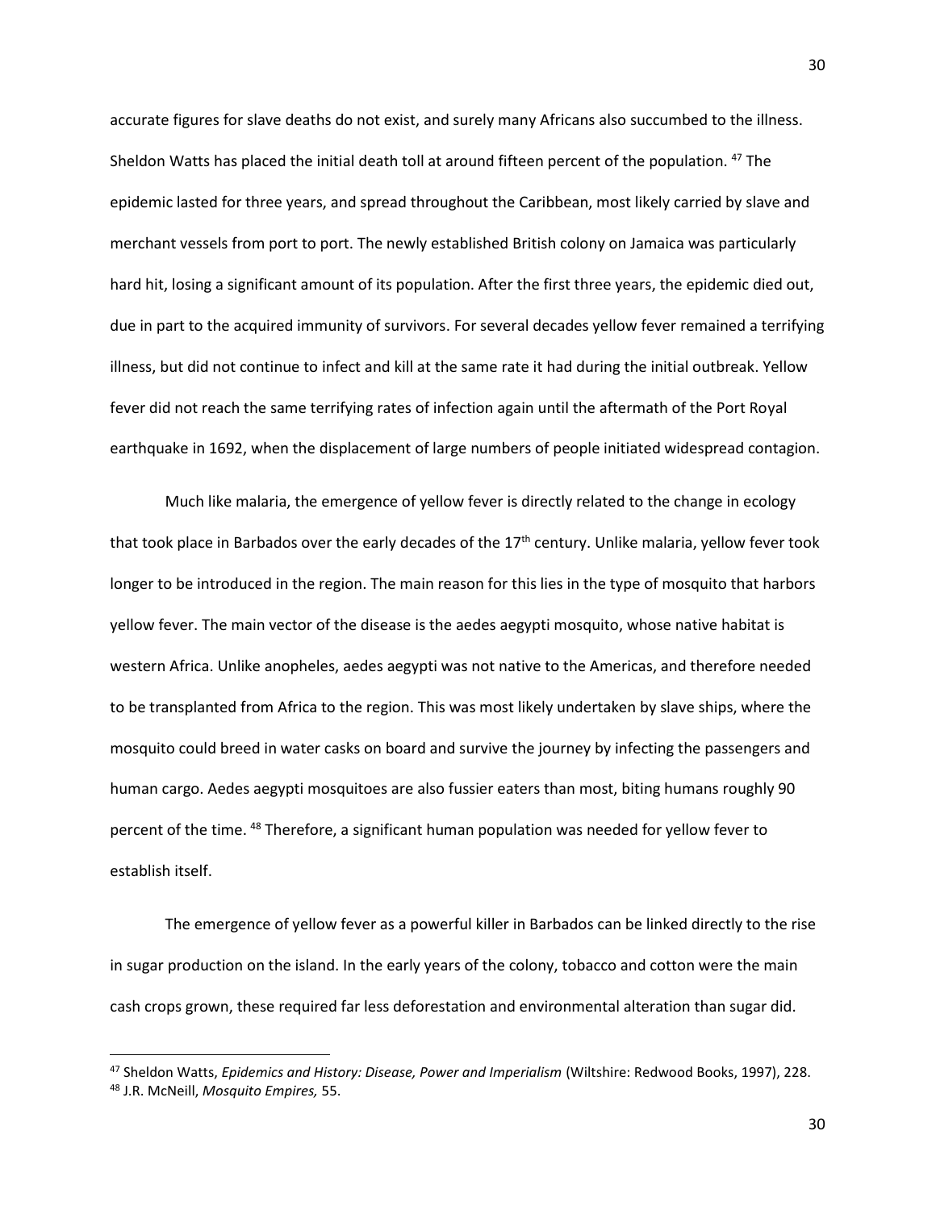accurate figures for slave deaths do not exist, and surely many Africans also succumbed to the illness. Sheldon Watts has placed the initial death toll at around fifteen percent of the population. [47] The epidemic lasted for three years, and spread throughout the Caribbean, most likely carried by slave and merchant vessels from port to port. The newly established British colony on Jamaica was particularly hard hit, losing a significant amount of its population. After the first three years, the epidemic died out, due in part to the acquired immunity of survivors. For several decades yellow fever remained a terrifying illness, but did not continue to infect and kill at the same rate it had during the initial outbreak. Yellow fever did not reach the same terrifying rates of infection again until the aftermath of the Port Royal earthquake in 1692, when the displacement of large numbers of people initiated widespread contagion.

Much like malaria, the emergence of yellow fever is directly related to the change in ecology that took place in Barbados over the early decades of the 17th century. Unlike malaria, yellow fever took longer to be introduced in the region. The main reason for this lies in the type of mosquito that harbors yellow fever. The main vector of the disease is the aedes aegypti mosquito, whose native habitat is western Africa. Unlike anopheles, aedes aegypti was not native to the Americas, and therefore needed to be transplanted from Africa to the region. This was most likely undertaken by slave ships, where the mosquito could breed in water casks on board and survive the journey by infecting the passengers and human cargo. Aedes aegypti mosquitoes are also fussier eaters than most, biting humans roughly 90 percent of the time. [48] Therefore, a significant human population was needed for yellow fever to establish itself.

The emergence of yellow fever as a powerful killer in Barbados can be linked directly to the rise in sugar production on the island. In the early years of the colony, tobacco and cotton were the main cash crops grown, these required far less deforestation and environmental alteration than sugar did.

---

[47] Sheldon Watts, *Epidemics and History: Disease, Power and Imperialism* (Wiltshire: Redwood Books, 1997), 228.

[48] J.R. McNeill, *Mosquito Empires,* 55.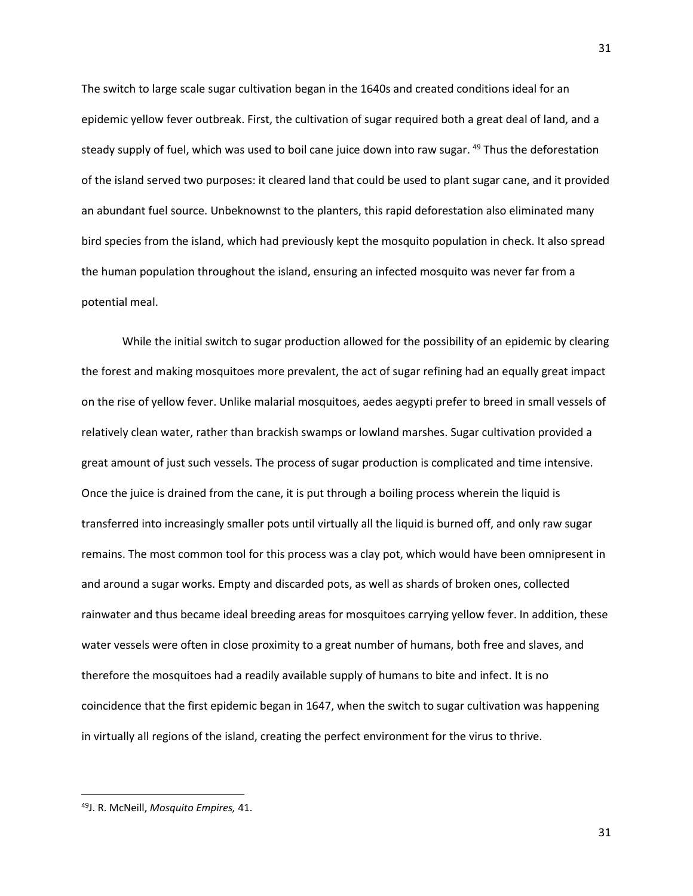The switch to large scale sugar cultivation began in the 1640s and created conditions ideal for an epidemic yellow fever outbreak. First, the cultivation of sugar required both a great deal of land, and a steady supply of fuel, which was used to boil cane juice down into raw sugar. [49] Thus the deforestation of the island served two purposes: it cleared land that could be used to plant sugar cane, and it provided an abundant fuel source. Unbeknownst to the planters, this rapid deforestation also eliminated many bird species from the island, which had previously kept the mosquito population in check. It also spread the human population throughout the island, ensuring an infected mosquito was never far from a potential meal.

While the initial switch to sugar production allowed for the possibility of an epidemic by clearing the forest and making mosquitoes more prevalent, the act of sugar refining had an equally great impact on the rise of yellow fever. Unlike malarial mosquitoes, aedes aegypti prefer to breed in small vessels of relatively clean water, rather than brackish swamps or lowland marshes. Sugar cultivation provided a great amount of just such vessels. The process of sugar production is complicated and time intensive. Once the juice is drained from the cane, it is put through a boiling process wherein the liquid is transferred into increasingly smaller pots until virtually all the liquid is burned off, and only raw sugar remains. The most common tool for this process was a clay pot, which would have been omnipresent in and around a sugar works. Empty and discarded pots, as well as shards of broken ones, collected rainwater and thus became ideal breeding areas for mosquitoes carrying yellow fever. In addition, these water vessels were often in close proximity to a great number of humans, both free and slaves, and therefore the mosquitoes had a readily available supply of humans to bite and infect. It is no coincidence that the first epidemic began in 1647, when the switch to sugar cultivation was happening in virtually all regions of the island, creating the perfect environment for the virus to thrive.

---

[49] J. R. McNeill, *Mosquito Empires,* 41.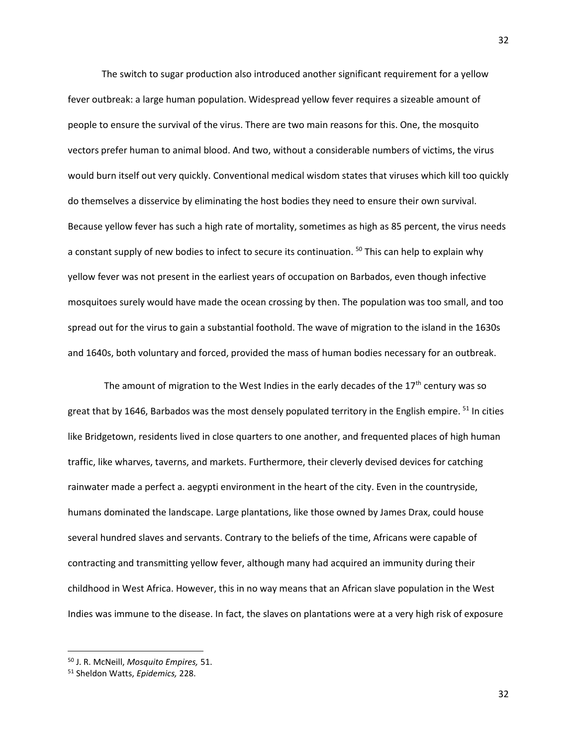The switch to sugar production also introduced another significant requirement for a yellow fever outbreak: a large human population. Widespread yellow fever requires a sizeable amount of people to ensure the survival of the virus. There are two main reasons for this. One, the mosquito vectors prefer human to animal blood. And two, without a considerable numbers of victims, the virus would burn itself out very quickly. Conventional medical wisdom states that viruses which kill too quickly do themselves a disservice by eliminating the host bodies they need to ensure their own survival. Because yellow fever has such a high rate of mortality, sometimes as high as 85 percent, the virus needs a constant supply of new bodies to infect to secure its continuation. [50] This can help to explain why yellow fever was not present in the earliest years of occupation on Barbados, even though infective mosquitoes surely would have made the ocean crossing by then. The population was too small, and too spread out for the virus to gain a substantial foothold. The wave of migration to the island in the 1630s and 1640s, both voluntary and forced, provided the mass of human bodies necessary for an outbreak.

The amount of migration to the West Indies in the early decades of the 17th century was so great that by 1646, Barbados was the most densely populated territory in the English empire. [51] In cities like Bridgetown, residents lived in close quarters to one another, and frequented places of high human traffic, like wharves, taverns, and markets. Furthermore, their cleverly devised devices for catching rainwater made a perfect a. aegypti environment in the heart of the city. Even in the countryside, humans dominated the landscape. Large plantations, like those owned by James Drax, could house several hundred slaves and servants. Contrary to the beliefs of the time, Africans were capable of contracting and transmitting yellow fever, although many had acquired an immunity during their childhood in West Africa. However, this in no way means that an African slave population in the West Indies was immune to the disease. In fact, the slaves on plantations were at a very high risk of exposure

---

[50] J. R. McNeill, *Mosquito Empires,* 51.

[51] Sheldon Watts, *Epidemics,* 228.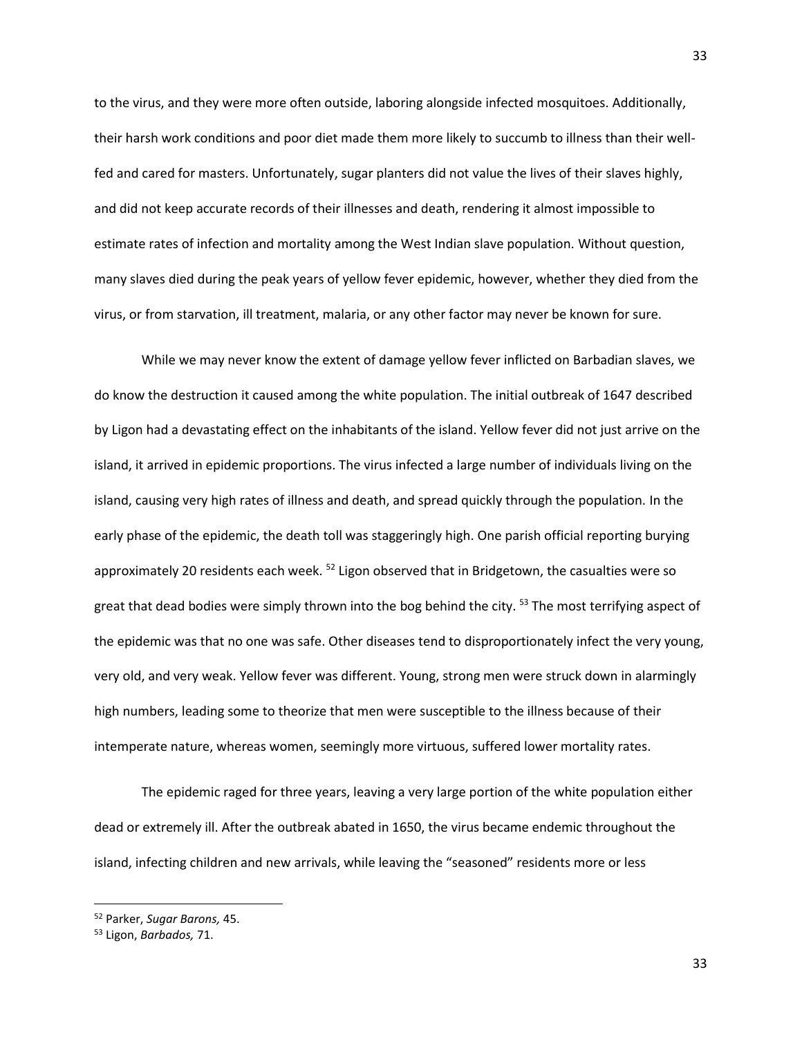to the virus, and they were more often outside, laboring alongside infected mosquitoes. Additionally, their harsh work conditions and poor diet made them more likely to succumb to illness than their well-fed and cared for masters. Unfortunately, sugar planters did not value the lives of their slaves highly, and did not keep accurate records of their illnesses and death, rendering it almost impossible to estimate rates of infection and mortality among the West Indian slave population. Without question, many slaves died during the peak years of yellow fever epidemic, however, whether they died from the virus, or from starvation, ill treatment, malaria, or any other factor may never be known for sure.

While we may never know the extent of damage yellow fever inflicted on Barbadian slaves, we do know the destruction it caused among the white population. The initial outbreak of 1647 described by Ligon had a devastating effect on the inhabitants of the island. Yellow fever did not just arrive on the island, it arrived in epidemic proportions. The virus infected a large number of individuals living on the island, causing very high rates of illness and death, and spread quickly through the population. In the early phase of the epidemic, the death toll was staggeringly high. One parish official reporting burying approximately 20 residents each week. [52] Ligon observed that in Bridgetown, the casualties were so great that dead bodies were simply thrown into the bog behind the city. [53] The most terrifying aspect of the epidemic was that no one was safe. Other diseases tend to disproportionately infect the very young, very old, and very weak. Yellow fever was different. Young, strong men were struck down in alarmingly high numbers, leading some to theorize that men were susceptible to the illness because of their intemperate nature, whereas women, seemingly more virtuous, suffered lower mortality rates.

The epidemic raged for three years, leaving a very large portion of the white population either dead or extremely ill. After the outbreak abated in 1650, the virus became endemic throughout the island, infecting children and new arrivals, while leaving the "seasoned" residents more or less

[52] Parker, *Sugar Barons,* 45.

[53] Ligon, *Barbados,* 71.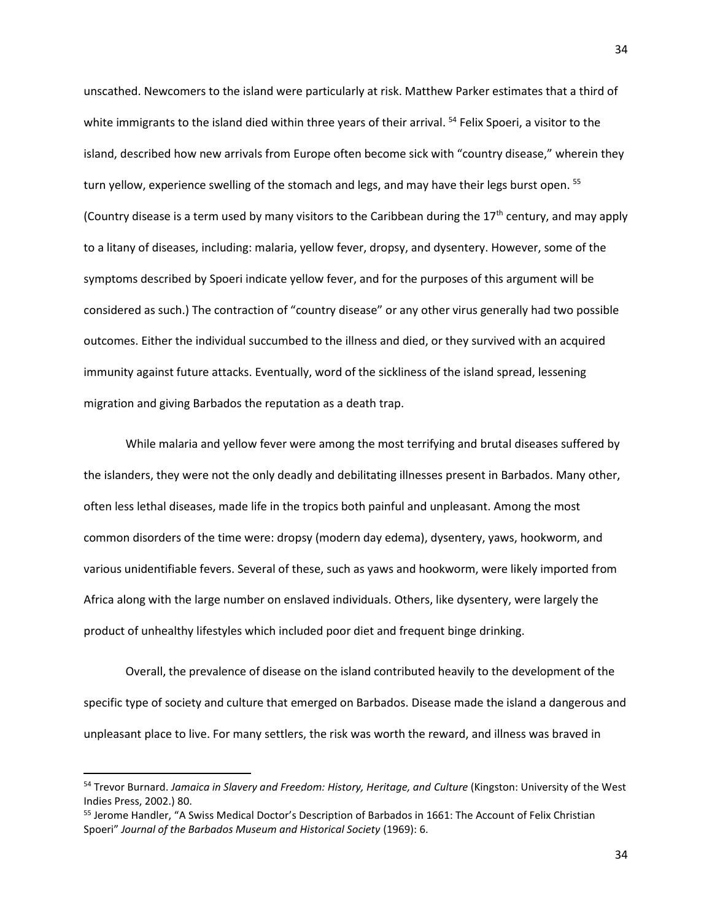unscathed. Newcomers to the island were particularly at risk. Matthew Parker estimates that a third of white immigrants to the island died within three years of their arrival. [54] Felix Spoeri, a visitor to the island, described how new arrivals from Europe often become sick with "country disease," wherein they turn yellow, experience swelling of the stomach and legs, and may have their legs burst open. [55] (Country disease is a term used by many visitors to the Caribbean during the 17th century, and may apply to a litany of diseases, including: malaria, yellow fever, dropsy, and dysentery. However, some of the symptoms described by Spoeri indicate yellow fever, and for the purposes of this argument will be considered as such.) The contraction of "country disease" or any other virus generally had two possible outcomes. Either the individual succumbed to the illness and died, or they survived with an acquired immunity against future attacks. Eventually, word of the sickliness of the island spread, lessening migration and giving Barbados the reputation as a death trap.

While malaria and yellow fever were among the most terrifying and brutal diseases suffered by the islanders, they were not the only deadly and debilitating illnesses present in Barbados. Many other, often less lethal diseases, made life in the tropics both painful and unpleasant. Among the most common disorders of the time were: dropsy (modern day edema), dysentery, yaws, hookworm, and various unidentifiable fevers. Several of these, such as yaws and hookworm, were likely imported from Africa along with the large number on enslaved individuals. Others, like dysentery, were largely the product of unhealthy lifestyles which included poor diet and frequent binge drinking.

Overall, the prevalence of disease on the island contributed heavily to the development of the specific type of society and culture that emerged on Barbados. Disease made the island a dangerous and unpleasant place to live. For many settlers, the risk was worth the reward, and illness was braved in

---

[54] Trevor Burnard. *Jamaica in Slavery and Freedom: History, Heritage, and Culture* (Kingston: University of the West Indies Press, 2002.) 80.

[55] Jerome Handler, "A Swiss Medical Doctor's Description of Barbados in 1661: The Account of Felix Christian Spoeri" *Journal of the Barbados Museum and Historical Society* (1969): 6.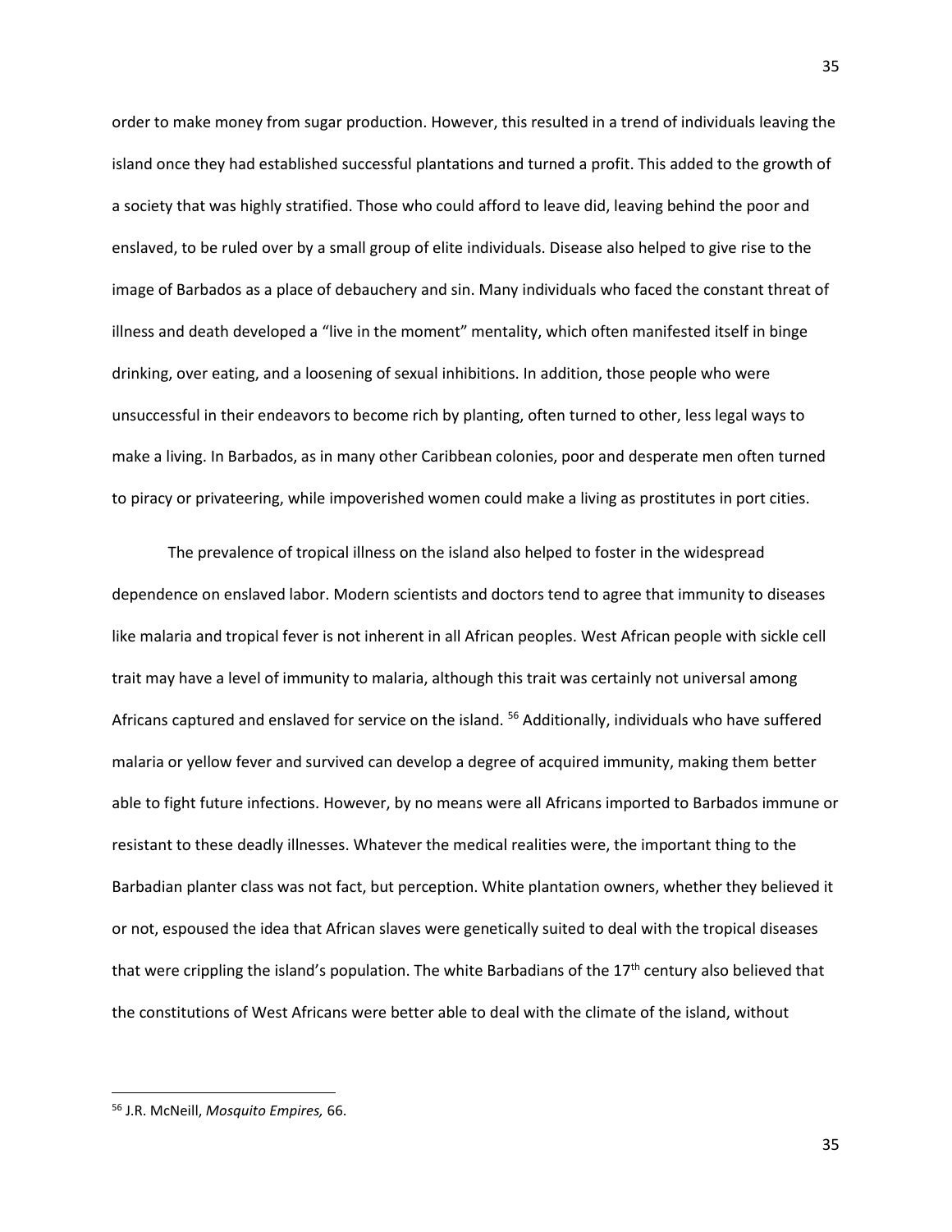order to make money from sugar production. However, this resulted in a trend of individuals leaving the island once they had established successful plantations and turned a profit. This added to the growth of a society that was highly stratified. Those who could afford to leave did, leaving behind the poor and enslaved, to be ruled over by a small group of elite individuals. Disease also helped to give rise to the image of Barbados as a place of debauchery and sin. Many individuals who faced the constant threat of illness and death developed a "live in the moment" mentality, which often manifested itself in binge drinking, over eating, and a loosening of sexual inhibitions. In addition, those people who were unsuccessful in their endeavors to become rich by planting, often turned to other, less legal ways to make a living. In Barbados, as in many other Caribbean colonies, poor and desperate men often turned to piracy or privateering, while impoverished women could make a living as prostitutes in port cities.

The prevalence of tropical illness on the island also helped to foster in the widespread dependence on enslaved labor. Modern scientists and doctors tend to agree that immunity to diseases like malaria and tropical fever is not inherent in all African peoples. West African people with sickle cell trait may have a level of immunity to malaria, although this trait was certainly not universal among Africans captured and enslaved for service on the island. [56] Additionally, individuals who have suffered malaria or yellow fever and survived can develop a degree of acquired immunity, making them better able to fight future infections. However, by no means were all Africans imported to Barbados immune or resistant to these deadly illnesses. Whatever the medical realities were, the important thing to the Barbadian planter class was not fact, but perception. White plantation owners, whether they believed it or not, espoused the idea that African slaves were genetically suited to deal with the tropical diseases that were crippling the island's population. The white Barbadians of the 17th century also believed that the constitutions of West Africans were better able to deal with the climate of the island, without

[56] J.R. McNeill, *Mosquito Empires,* 66.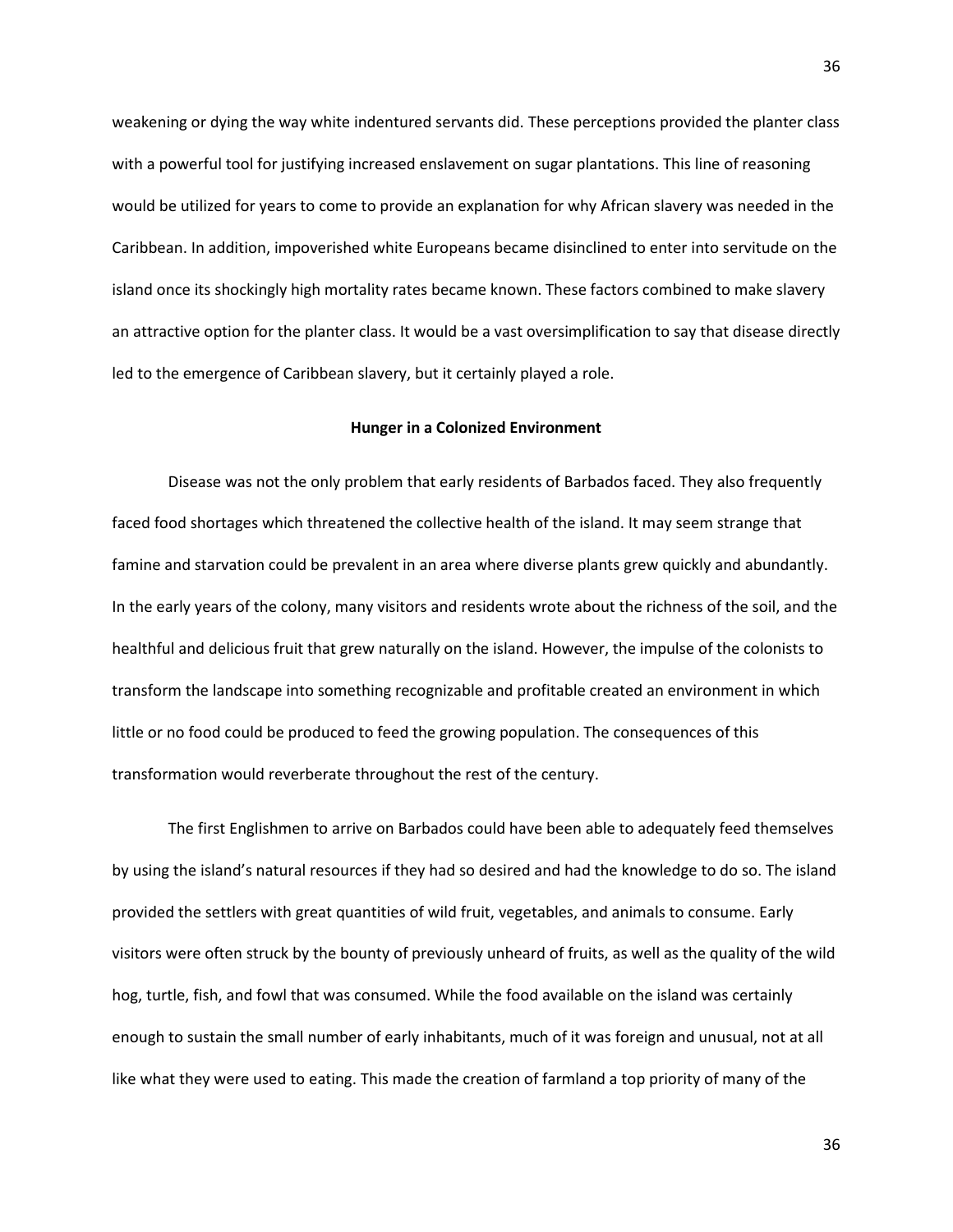weakening or dying the way white indentured servants did. These perceptions provided the planter class with a powerful tool for justifying increased enslavement on sugar plantations. This line of reasoning would be utilized for years to come to provide an explanation for why African slavery was needed in the Caribbean. In addition, impoverished white Europeans became disinclined to enter into servitude on the island once its shockingly high mortality rates became known. These factors combined to make slavery an attractive option for the planter class. It would be a vast oversimplification to say that disease directly led to the emergence of Caribbean slavery, but it certainly played a role.

## Hunger in a Colonized Environment

Disease was not the only problem that early residents of Barbados faced. They also frequently faced food shortages which threatened the collective health of the island. It may seem strange that famine and starvation could be prevalent in an area where diverse plants grew quickly and abundantly. In the early years of the colony, many visitors and residents wrote about the richness of the soil, and the healthful and delicious fruit that grew naturally on the island. However, the impulse of the colonists to transform the landscape into something recognizable and profitable created an environment in which little or no food could be produced to feed the growing population. The consequences of this transformation would reverberate throughout the rest of the century.

The first Englishmen to arrive on Barbados could have been able to adequately feed themselves by using the island's natural resources if they had so desired and had the knowledge to do so. The island provided the settlers with great quantities of wild fruit, vegetables, and animals to consume. Early visitors were often struck by the bounty of previously unheard of fruits, as well as the quality of the wild hog, turtle, fish, and fowl that was consumed. While the food available on the island was certainly enough to sustain the small number of early inhabitants, much of it was foreign and unusual, not at all like what they were used to eating. This made the creation of farmland a top priority of many of the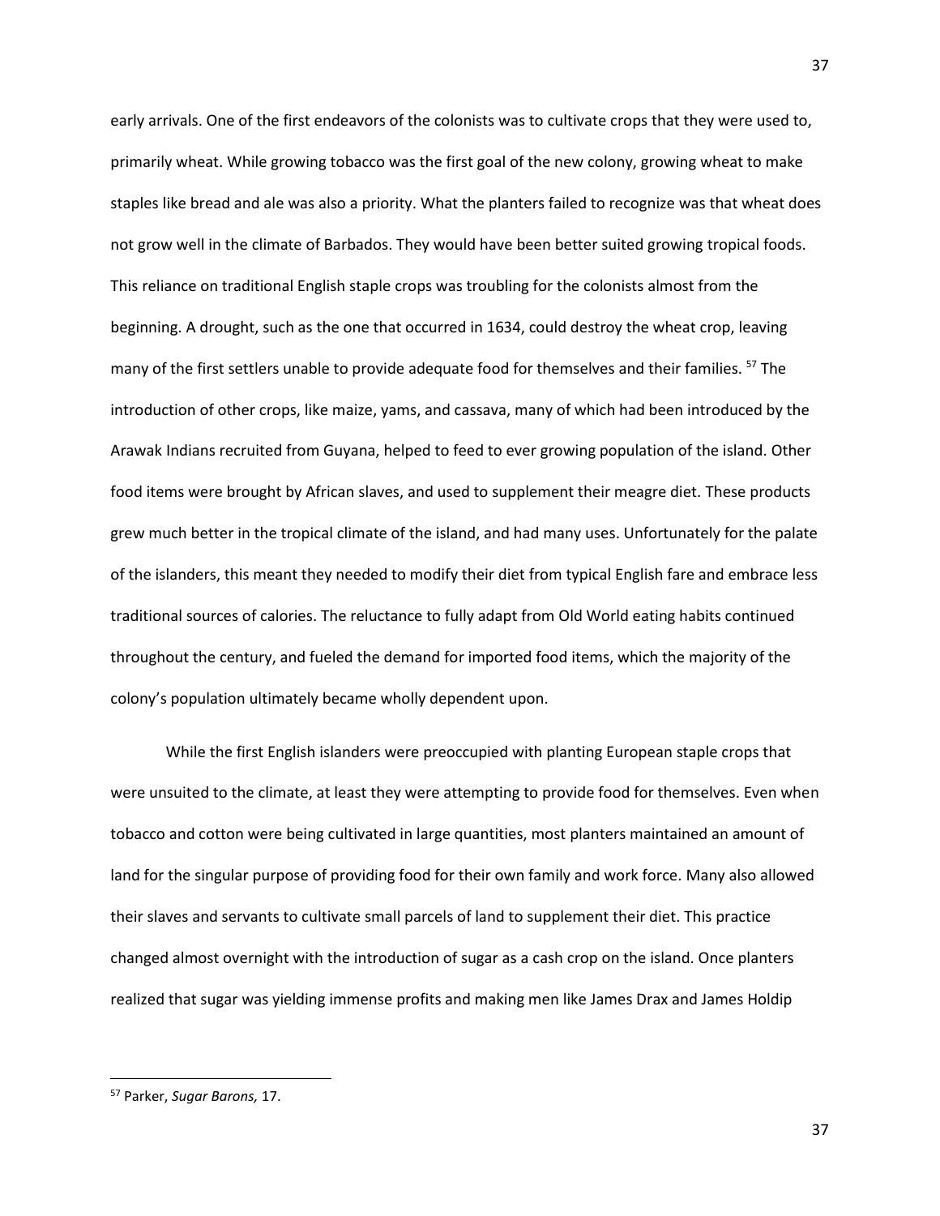early arrivals. One of the first endeavors of the colonists was to cultivate crops that they were used to, primarily wheat. While growing tobacco was the first goal of the new colony, growing wheat to make staples like bread and ale was also a priority. What the planters failed to recognize was that wheat does not grow well in the climate of Barbados. They would have been better suited growing tropical foods. This reliance on traditional English staple crops was troubling for the colonists almost from the beginning. A drought, such as the one that occurred in 1634, could destroy the wheat crop, leaving many of the first settlers unable to provide adequate food for themselves and their families. [57] The introduction of other crops, like maize, yams, and cassava, many of which had been introduced by the Arawak Indians recruited from Guyana, helped to feed to ever growing population of the island. Other food items were brought by African slaves, and used to supplement their meagre diet. These products grew much better in the tropical climate of the island, and had many uses. Unfortunately for the palate of the islanders, this meant they needed to modify their diet from typical English fare and embrace less traditional sources of calories. The reluctance to fully adapt from Old World eating habits continued throughout the century, and fueled the demand for imported food items, which the majority of the colony's population ultimately became wholly dependent upon.

While the first English islanders were preoccupied with planting European staple crops that were unsuited to the climate, at least they were attempting to provide food for themselves. Even when tobacco and cotton were being cultivated in large quantities, most planters maintained an amount of land for the singular purpose of providing food for their own family and work force. Many also allowed their slaves and servants to cultivate small parcels of land to supplement their diet. This practice changed almost overnight with the introduction of sugar as a cash crop on the island. Once planters realized that sugar was yielding immense profits and making men like James Drax and James Holdip

---

[57] Parker, *Sugar Barons,* 17.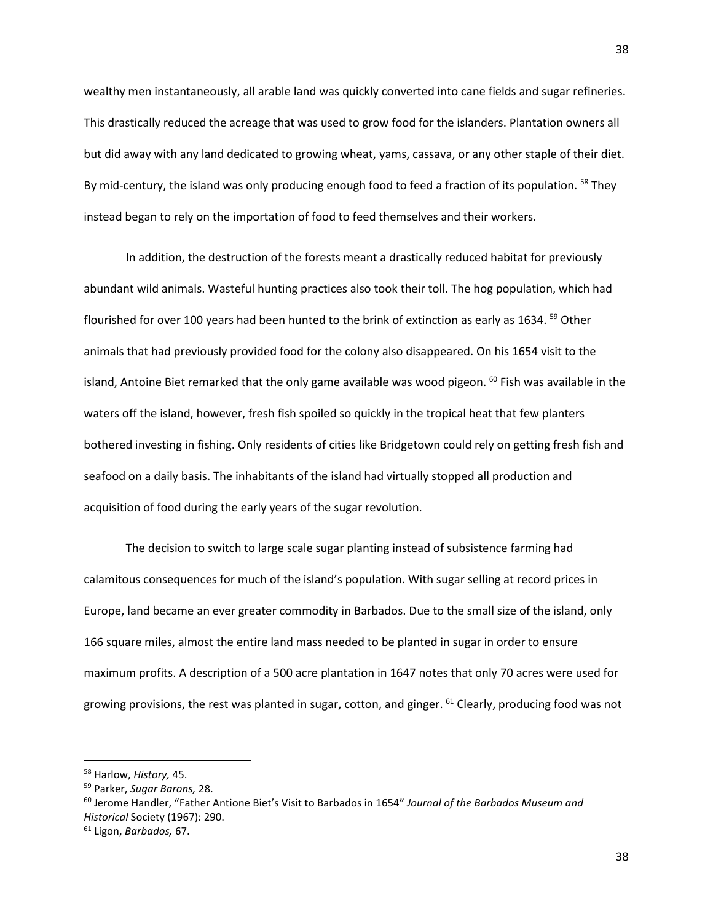wealthy men instantaneously, all arable land was quickly converted into cane fields and sugar refineries. This drastically reduced the acreage that was used to grow food for the islanders. Plantation owners all but did away with any land dedicated to growing wheat, yams, cassava, or any other staple of their diet. By mid-century, the island was only producing enough food to feed a fraction of its population. [58] They instead began to rely on the importation of food to feed themselves and their workers.

In addition, the destruction of the forests meant a drastically reduced habitat for previously abundant wild animals. Wasteful hunting practices also took their toll. The hog population, which had flourished for over 100 years had been hunted to the brink of extinction as early as 1634. [59] Other animals that had previously provided food for the colony also disappeared. On his 1654 visit to the island, Antoine Biet remarked that the only game available was wood pigeon. [60] Fish was available in the waters off the island, however, fresh fish spoiled so quickly in the tropical heat that few planters bothered investing in fishing. Only residents of cities like Bridgetown could rely on getting fresh fish and seafood on a daily basis. The inhabitants of the island had virtually stopped all production and acquisition of food during the early years of the sugar revolution.

The decision to switch to large scale sugar planting instead of subsistence farming had calamitous consequences for much of the island's population. With sugar selling at record prices in Europe, land became an ever greater commodity in Barbados. Due to the small size of the island, only 166 square miles, almost the entire land mass needed to be planted in sugar in order to ensure maximum profits. A description of a 500 acre plantation in 1647 notes that only 70 acres were used for growing provisions, the rest was planted in sugar, cotton, and ginger. [61] Clearly, producing food was not

---

[58] Harlow, *History,* 45.

[59] Parker, *Sugar Barons,* 28.

[60] Jerome Handler, "Father Antione Biet's Visit to Barbados in 1654" *Journal of the Barbados Museum and Historical* Society (1967): 290.

[61] Ligon, *Barbados,* 67.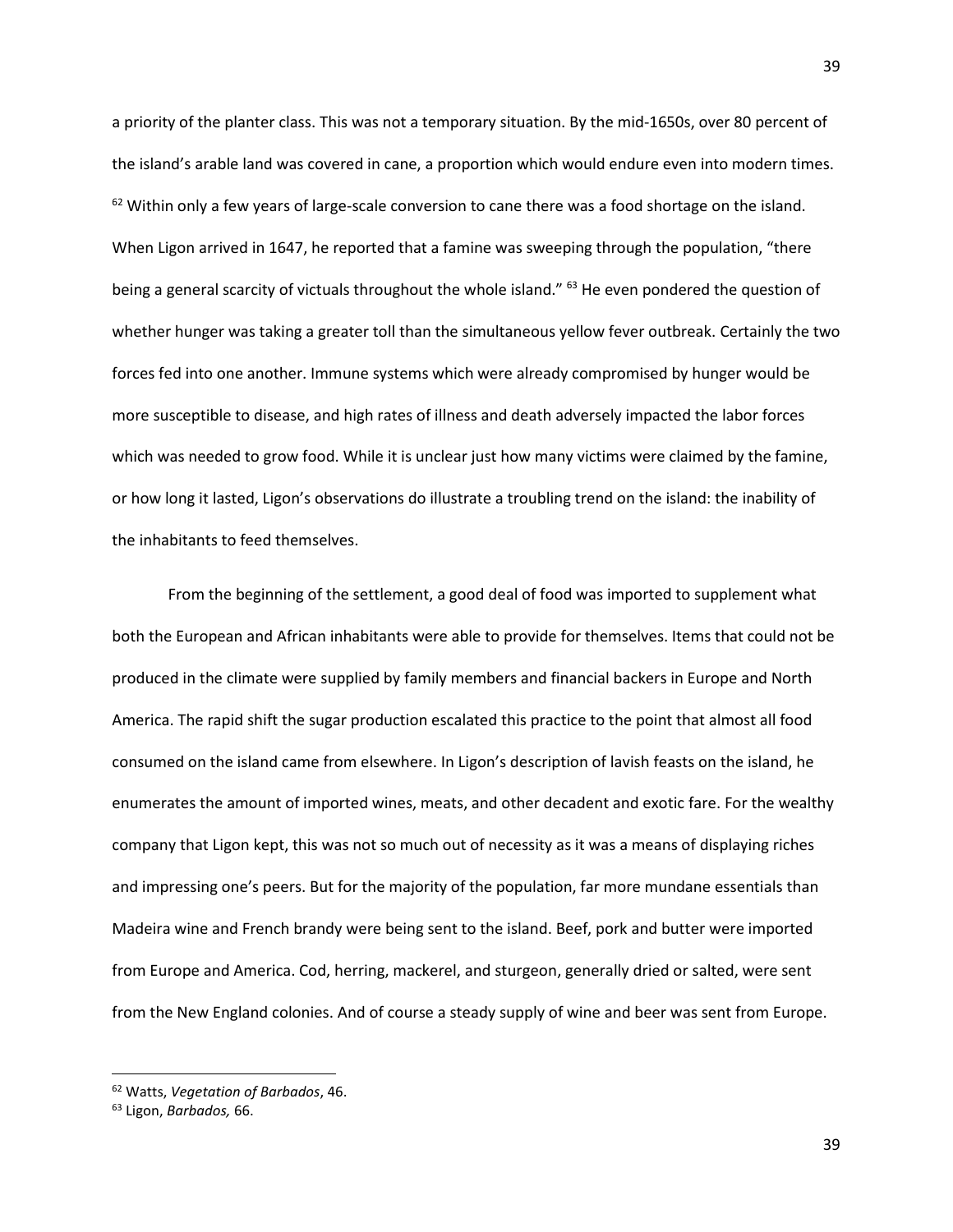a priority of the planter class. This was not a temporary situation. By the mid-1650s, over 80 percent of the island's arable land was covered in cane, a proportion which would endure even into modern times. [62] Within only a few years of large-scale conversion to cane there was a food shortage on the island. When Ligon arrived in 1647, he reported that a famine was sweeping through the population, "there being a general scarcity of victuals throughout the whole island." [63] He even pondered the question of whether hunger was taking a greater toll than the simultaneous yellow fever outbreak. Certainly the two forces fed into one another. Immune systems which were already compromised by hunger would be more susceptible to disease, and high rates of illness and death adversely impacted the labor forces which was needed to grow food. While it is unclear just how many victims were claimed by the famine, or how long it lasted, Ligon's observations do illustrate a troubling trend on the island: the inability of the inhabitants to feed themselves.

From the beginning of the settlement, a good deal of food was imported to supplement what both the European and African inhabitants were able to provide for themselves. Items that could not be produced in the climate were supplied by family members and financial backers in Europe and North America. The rapid shift the sugar production escalated this practice to the point that almost all food consumed on the island came from elsewhere. In Ligon's description of lavish feasts on the island, he enumerates the amount of imported wines, meats, and other decadent and exotic fare. For the wealthy company that Ligon kept, this was not so much out of necessity as it was a means of displaying riches and impressing one's peers. But for the majority of the population, far more mundane essentials than Madeira wine and French brandy were being sent to the island. Beef, pork and butter were imported from Europe and America. Cod, herring, mackerel, and sturgeon, generally dried or salted, were sent from the New England colonies. And of course a steady supply of wine and beer was sent from Europe.

---

[62] Watts, *Vegetation of Barbados*, 46.

[63] Ligon, *Barbados,* 66.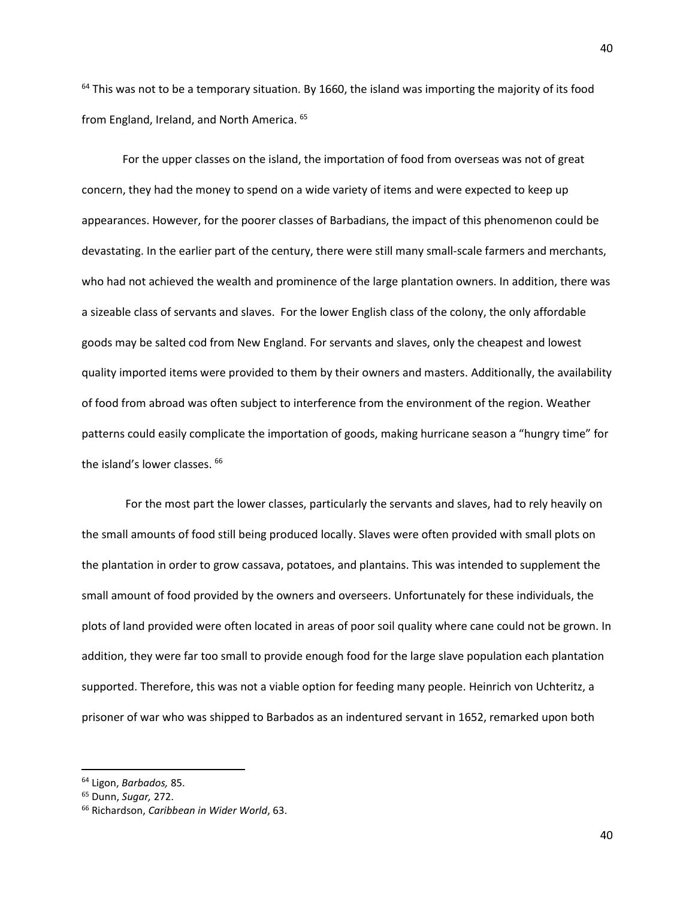[64] This was not to be a temporary situation. By 1660, the island was importing the majority of its food from England, Ireland, and North America. [65]

For the upper classes on the island, the importation of food from overseas was not of great concern, they had the money to spend on a wide variety of items and were expected to keep up appearances. However, for the poorer classes of Barbadians, the impact of this phenomenon could be devastating. In the earlier part of the century, there were still many small-scale farmers and merchants, who had not achieved the wealth and prominence of the large plantation owners. In addition, there was a sizeable class of servants and slaves. For the lower English class of the colony, the only affordable goods may be salted cod from New England. For servants and slaves, only the cheapest and lowest quality imported items were provided to them by their owners and masters. Additionally, the availability of food from abroad was often subject to interference from the environment of the region. Weather patterns could easily complicate the importation of goods, making hurricane season a "hungry time" for the island's lower classes. [66]

For the most part the lower classes, particularly the servants and slaves, had to rely heavily on the small amounts of food still being produced locally. Slaves were often provided with small plots on the plantation in order to grow cassava, potatoes, and plantains. This was intended to supplement the small amount of food provided by the owners and overseers. Unfortunately for these individuals, the plots of land provided were often located in areas of poor soil quality where cane could not be grown. In addition, they were far too small to provide enough food for the large slave population each plantation supported. Therefore, this was not a viable option for feeding many people. Heinrich von Uchteritz, a prisoner of war who was shipped to Barbados as an indentured servant in 1652, remarked upon both

---

[64] Ligon, *Barbados,* 85.

[65] Dunn, *Sugar,* 272.

[66] Richardson, *Caribbean in Wider World*, 63.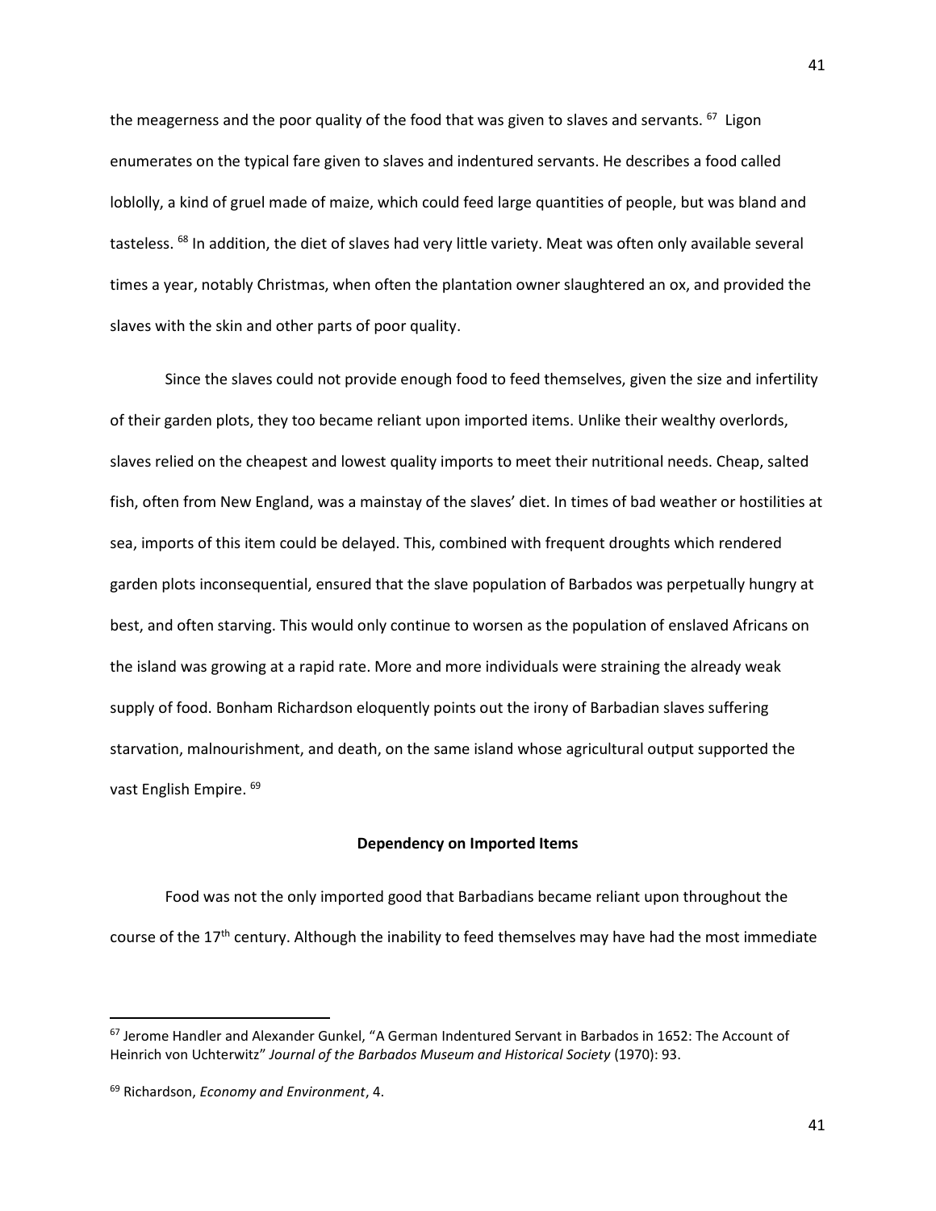the meagerness and the poor quality of the food that was given to slaves and servants. [67] Ligon enumerates on the typical fare given to slaves and indentured servants. He describes a food called loblolly, a kind of gruel made of maize, which could feed large quantities of people, but was bland and tasteless. [68] In addition, the diet of slaves had very little variety. Meat was often only available several times a year, notably Christmas, when often the plantation owner slaughtered an ox, and provided the slaves with the skin and other parts of poor quality.

Since the slaves could not provide enough food to feed themselves, given the size and infertility of their garden plots, they too became reliant upon imported items. Unlike their wealthy overlords, slaves relied on the cheapest and lowest quality imports to meet their nutritional needs. Cheap, salted fish, often from New England, was a mainstay of the slaves' diet. In times of bad weather or hostilities at sea, imports of this item could be delayed. This, combined with frequent droughts which rendered garden plots inconsequential, ensured that the slave population of Barbados was perpetually hungry at best, and often starving. This would only continue to worsen as the population of enslaved Africans on the island was growing at a rapid rate. More and more individuals were straining the already weak supply of food. Bonham Richardson eloquently points out the irony of Barbadian slaves suffering starvation, malnourishment, and death, on the same island whose agricultural output supported the vast English Empire. [69]

### Dependency on Imported Items

Food was not the only imported good that Barbadians became reliant upon throughout the course of the 17th century. Although the inability to feed themselves may have had the most immediate

---

[67] Jerome Handler and Alexander Gunkel, "A German Indentured Servant in Barbados in 1652: The Account of Heinrich von Uchterwitz" *Journal of the Barbados Museum and Historical Society* (1970): 93.

[69] Richardson, *Economy and Environment*, 4.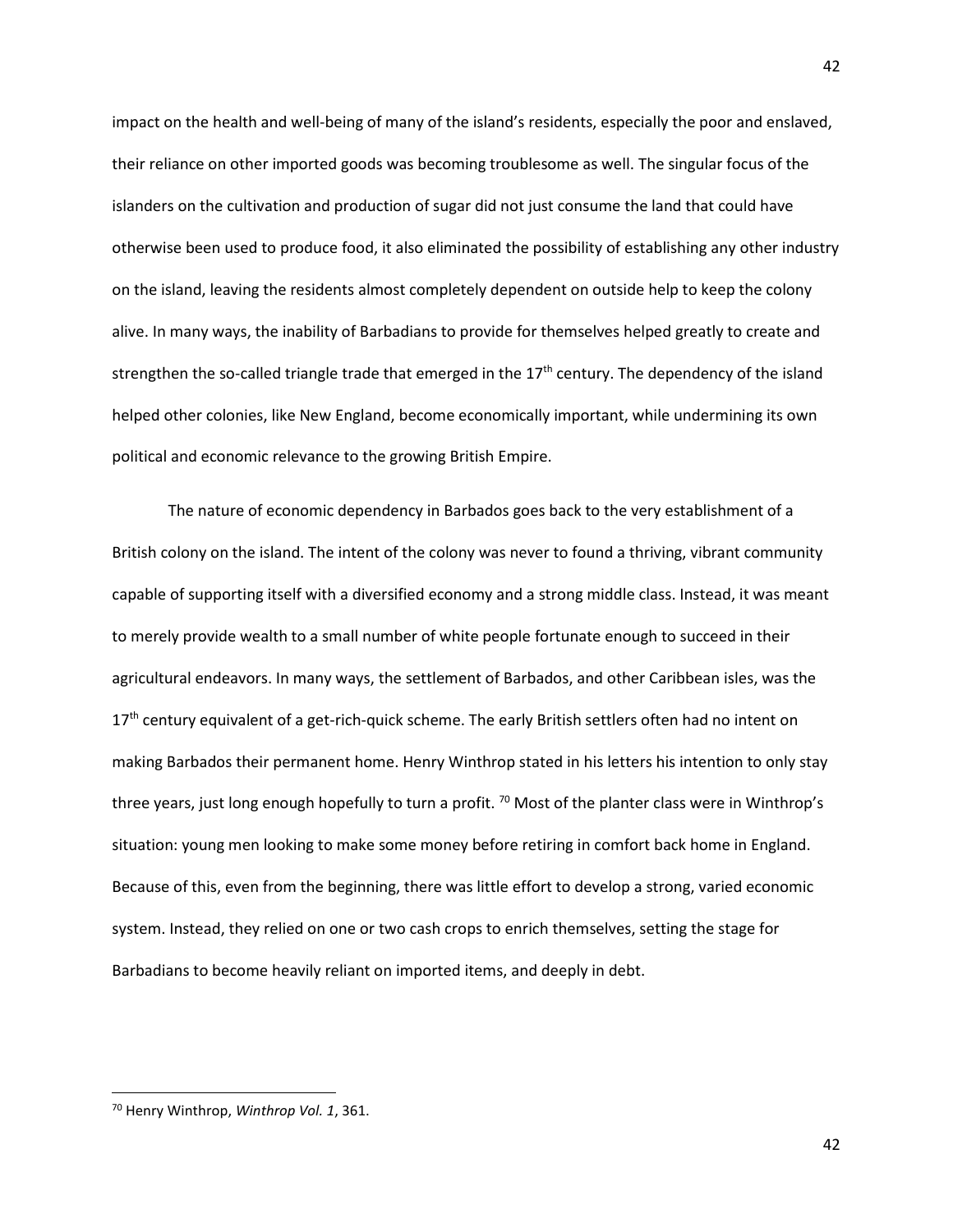impact on the health and well-being of many of the island's residents, especially the poor and enslaved, their reliance on other imported goods was becoming troublesome as well. The singular focus of the islanders on the cultivation and production of sugar did not just consume the land that could have otherwise been used to produce food, it also eliminated the possibility of establishing any other industry on the island, leaving the residents almost completely dependent on outside help to keep the colony alive. In many ways, the inability of Barbadians to provide for themselves helped greatly to create and strengthen the so-called triangle trade that emerged in the 17th century. The dependency of the island helped other colonies, like New England, become economically important, while undermining its own political and economic relevance to the growing British Empire.

The nature of economic dependency in Barbados goes back to the very establishment of a British colony on the island. The intent of the colony was never to found a thriving, vibrant community capable of supporting itself with a diversified economy and a strong middle class. Instead, it was meant to merely provide wealth to a small number of white people fortunate enough to succeed in their agricultural endeavors. In many ways, the settlement of Barbados, and other Caribbean isles, was the 17th century equivalent of a get-rich-quick scheme. The early British settlers often had no intent on making Barbados their permanent home. Henry Winthrop stated in his letters his intention to only stay three years, just long enough hopefully to turn a profit. [70] Most of the planter class were in Winthrop's situation: young men looking to make some money before retiring in comfort back home in England. Because of this, even from the beginning, there was little effort to develop a strong, varied economic system. Instead, they relied on one or two cash crops to enrich themselves, setting the stage for Barbadians to become heavily reliant on imported items, and deeply in debt.

---

[70] Henry Winthrop, *Winthrop Vol. 1*, 361.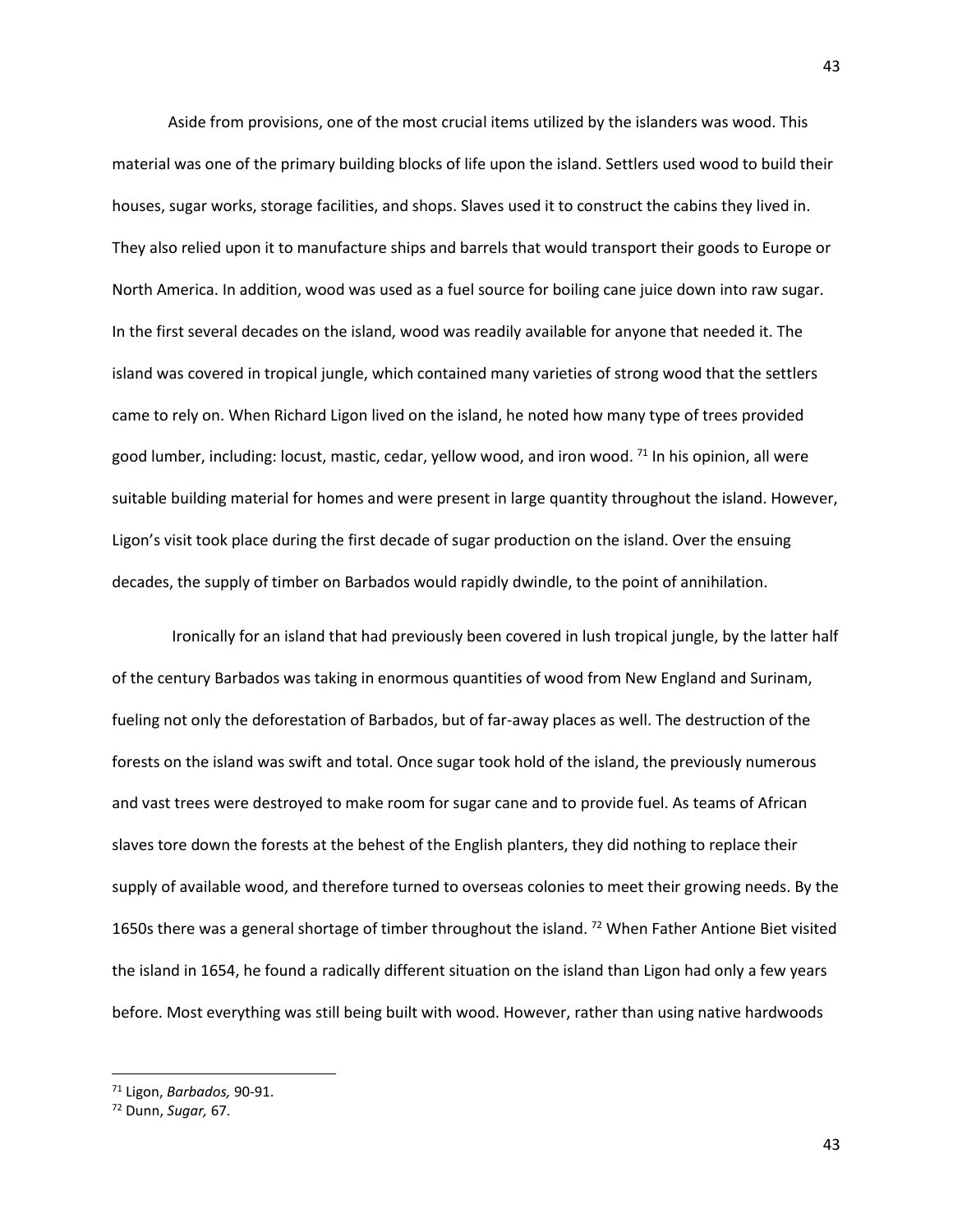Aside from provisions, one of the most crucial items utilized by the islanders was wood. This material was one of the primary building blocks of life upon the island. Settlers used wood to build their houses, sugar works, storage facilities, and shops. Slaves used it to construct the cabins they lived in. They also relied upon it to manufacture ships and barrels that would transport their goods to Europe or North America. In addition, wood was used as a fuel source for boiling cane juice down into raw sugar. In the first several decades on the island, wood was readily available for anyone that needed it. The island was covered in tropical jungle, which contained many varieties of strong wood that the settlers came to rely on. When Richard Ligon lived on the island, he noted how many type of trees provided good lumber, including: locust, mastic, cedar, yellow wood, and iron wood. [71] In his opinion, all were suitable building material for homes and were present in large quantity throughout the island. However, Ligon's visit took place during the first decade of sugar production on the island. Over the ensuing decades, the supply of timber on Barbados would rapidly dwindle, to the point of annihilation.

Ironically for an island that had previously been covered in lush tropical jungle, by the latter half of the century Barbados was taking in enormous quantities of wood from New England and Surinam, fueling not only the deforestation of Barbados, but of far-away places as well. The destruction of the forests on the island was swift and total. Once sugar took hold of the island, the previously numerous and vast trees were destroyed to make room for sugar cane and to provide fuel. As teams of African slaves tore down the forests at the behest of the English planters, they did nothing to replace their supply of available wood, and therefore turned to overseas colonies to meet their growing needs. By the 1650s there was a general shortage of timber throughout the island. [72] When Father Antione Biet visited the island in 1654, he found a radically different situation on the island than Ligon had only a few years before. Most everything was still being built with wood. However, rather than using native hardwoods

---

[71] Ligon, *Barbados,* 90-91.

[72] Dunn, *Sugar,* 67.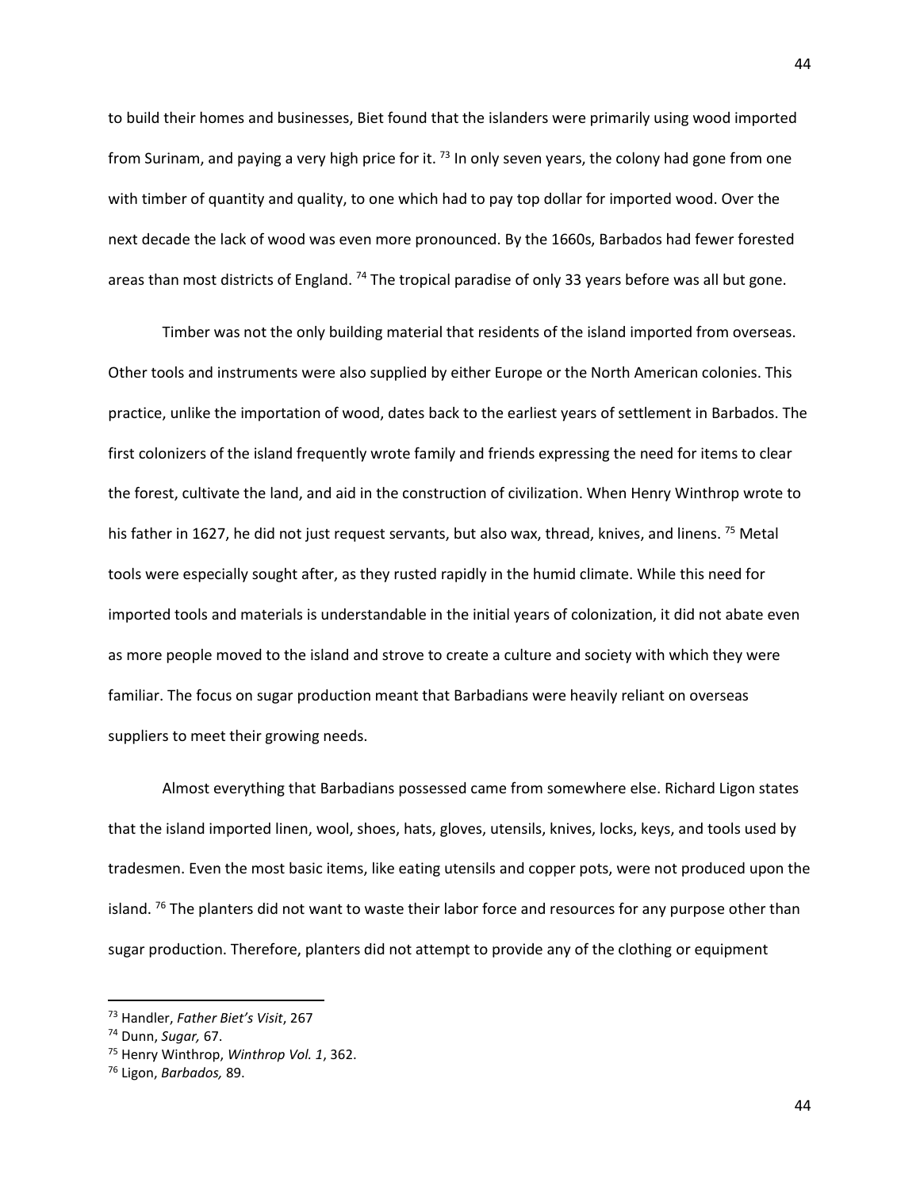to build their homes and businesses, Biet found that the islanders were primarily using wood imported from Surinam, and paying a very high price for it. [73] In only seven years, the colony had gone from one with timber of quantity and quality, to one which had to pay top dollar for imported wood. Over the next decade the lack of wood was even more pronounced. By the 1660s, Barbados had fewer forested areas than most districts of England. [74] The tropical paradise of only 33 years before was all but gone.

Timber was not the only building material that residents of the island imported from overseas. Other tools and instruments were also supplied by either Europe or the North American colonies. This practice, unlike the importation of wood, dates back to the earliest years of settlement in Barbados. The first colonizers of the island frequently wrote family and friends expressing the need for items to clear the forest, cultivate the land, and aid in the construction of civilization. When Henry Winthrop wrote to his father in 1627, he did not just request servants, but also wax, thread, knives, and linens. [75] Metal tools were especially sought after, as they rusted rapidly in the humid climate. While this need for imported tools and materials is understandable in the initial years of colonization, it did not abate even as more people moved to the island and strove to create a culture and society with which they were familiar. The focus on sugar production meant that Barbadians were heavily reliant on overseas suppliers to meet their growing needs.

Almost everything that Barbadians possessed came from somewhere else. Richard Ligon states that the island imported linen, wool, shoes, hats, gloves, utensils, knives, locks, keys, and tools used by tradesmen. Even the most basic items, like eating utensils and copper pots, were not produced upon the island. [76] The planters did not want to waste their labor force and resources for any purpose other than sugar production. Therefore, planters did not attempt to provide any of the clothing or equipment

---

[73] Handler, *Father Biet's Visit*, 267

[74] Dunn, *Sugar,* 67.

[75] Henry Winthrop, *Winthrop Vol. 1*, 362.

[76] Ligon, *Barbados,* 89.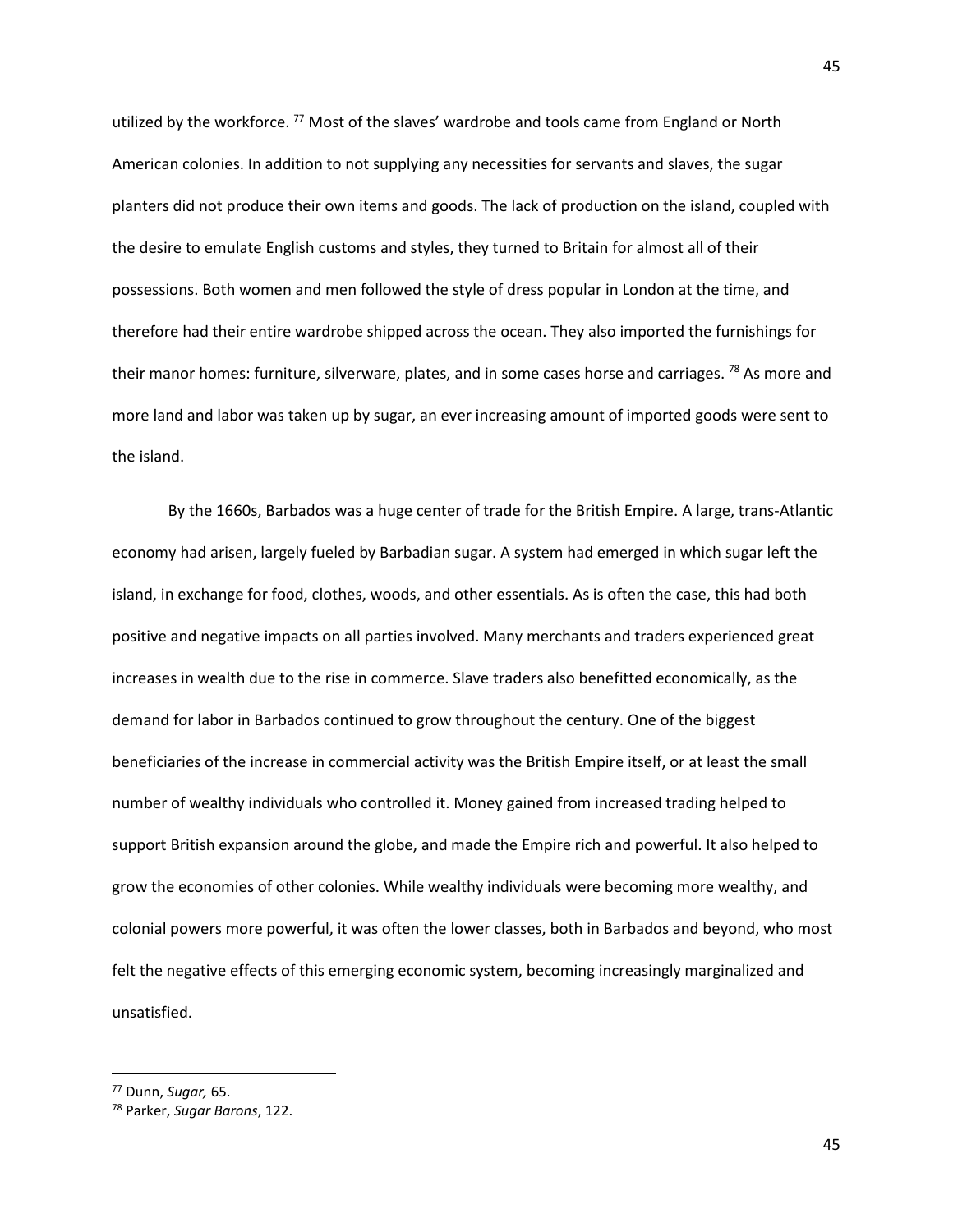utilized by the workforce.[77] Most of the slaves' wardrobe and tools came from England or North American colonies. In addition to not supplying any necessities for servants and slaves, the sugar planters did not produce their own items and goods. The lack of production on the island, coupled with the desire to emulate English customs and styles, they turned to Britain for almost all of their possessions. Both women and men followed the style of dress popular in London at the time, and therefore had their entire wardrobe shipped across the ocean. They also imported the furnishings for their manor homes: furniture, silverware, plates, and in some cases horse and carriages.[78] As more and more land and labor was taken up by sugar, an ever increasing amount of imported goods were sent to the island.

By the 1660s, Barbados was a huge center of trade for the British Empire. A large, trans-Atlantic economy had arisen, largely fueled by Barbadian sugar. A system had emerged in which sugar left the island, in exchange for food, clothes, woods, and other essentials. As is often the case, this had both positive and negative impacts on all parties involved. Many merchants and traders experienced great increases in wealth due to the rise in commerce. Slave traders also benefitted economically, as the demand for labor in Barbados continued to grow throughout the century. One of the biggest beneficiaries of the increase in commercial activity was the British Empire itself, or at least the small number of wealthy individuals who controlled it. Money gained from increased trading helped to support British expansion around the globe, and made the Empire rich and powerful. It also helped to grow the economies of other colonies. While wealthy individuals were becoming more wealthy, and colonial powers more powerful, it was often the lower classes, both in Barbados and beyond, who most felt the negative effects of this emerging economic system, becoming increasingly marginalized and unsatisfied.

---

[77] Dunn, *Sugar,* 65.

[78] Parker, *Sugar Barons*, 122.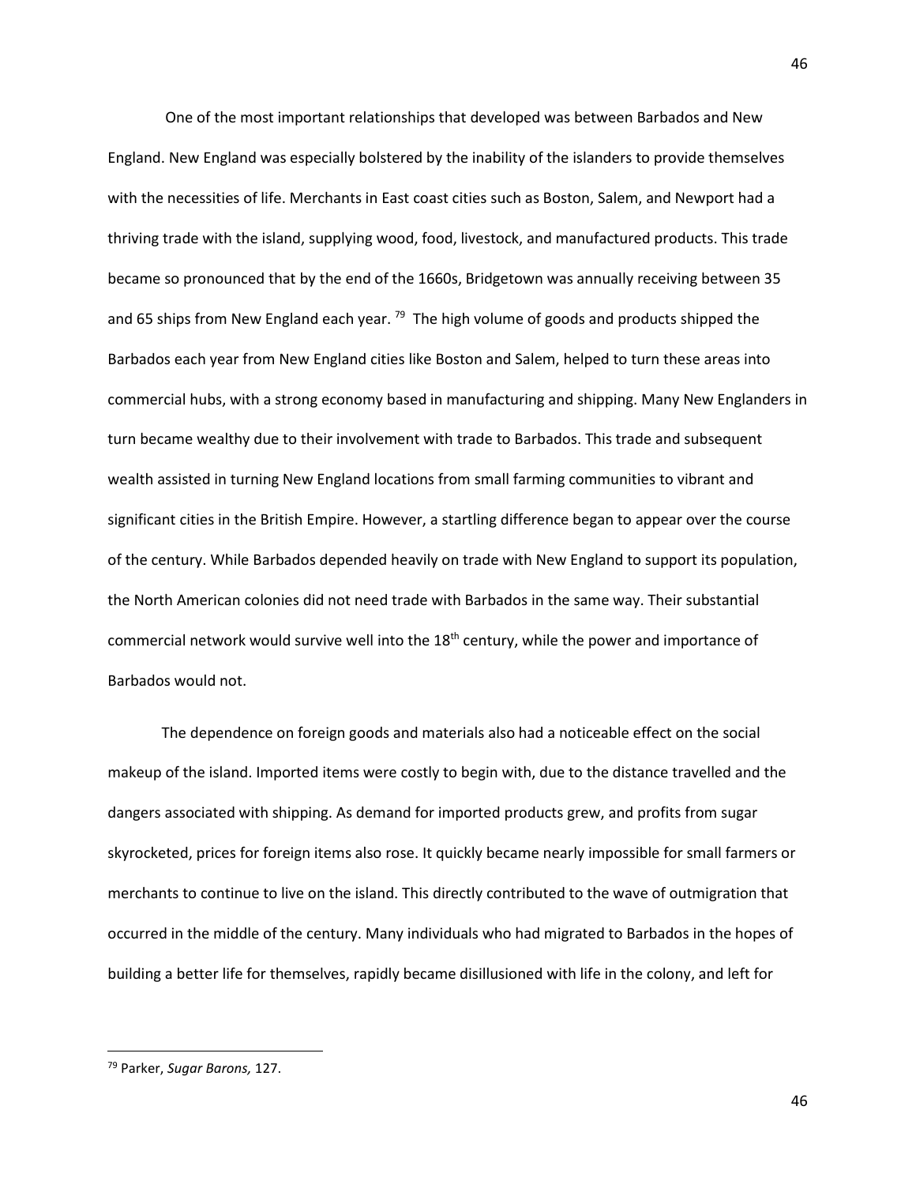One of the most important relationships that developed was between Barbados and New England. New England was especially bolstered by the inability of the islanders to provide themselves with the necessities of life. Merchants in East coast cities such as Boston, Salem, and Newport had a thriving trade with the island, supplying wood, food, livestock, and manufactured products. This trade became so pronounced that by the end of the 1660s, Bridgetown was annually receiving between 35 and 65 ships from New England each year. [79] The high volume of goods and products shipped the Barbados each year from New England cities like Boston and Salem, helped to turn these areas into commercial hubs, with a strong economy based in manufacturing and shipping. Many New Englanders in turn became wealthy due to their involvement with trade to Barbados. This trade and subsequent wealth assisted in turning New England locations from small farming communities to vibrant and significant cities in the British Empire. However, a startling difference began to appear over the course of the century. While Barbados depended heavily on trade with New England to support its population, the North American colonies did not need trade with Barbados in the same way. Their substantial commercial network would survive well into the 18th century, while the power and importance of Barbados would not.

The dependence on foreign goods and materials also had a noticeable effect on the social makeup of the island. Imported items were costly to begin with, due to the distance travelled and the dangers associated with shipping. As demand for imported products grew, and profits from sugar skyrocketed, prices for foreign items also rose. It quickly became nearly impossible for small farmers or merchants to continue to live on the island. This directly contributed to the wave of outmigration that occurred in the middle of the century. Many individuals who had migrated to Barbados in the hopes of building a better life for themselves, rapidly became disillusioned with life in the colony, and left for

[79] Parker, *Sugar Barons,* 127.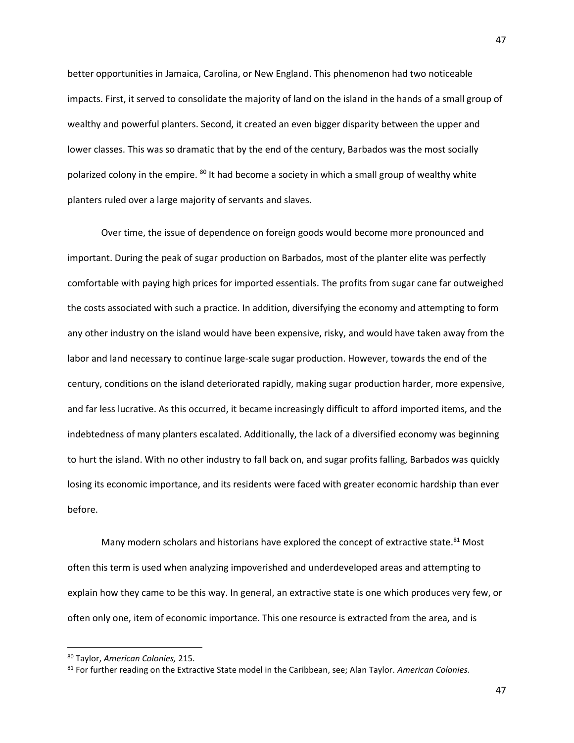better opportunities in Jamaica, Carolina, or New England. This phenomenon had two noticeable impacts. First, it served to consolidate the majority of land on the island in the hands of a small group of wealthy and powerful planters. Second, it created an even bigger disparity between the upper and lower classes. This was so dramatic that by the end of the century, Barbados was the most socially polarized colony in the empire. [80] It had become a society in which a small group of wealthy white planters ruled over a large majority of servants and slaves.

Over time, the issue of dependence on foreign goods would become more pronounced and important. During the peak of sugar production on Barbados, most of the planter elite was perfectly comfortable with paying high prices for imported essentials. The profits from sugar cane far outweighed the costs associated with such a practice. In addition, diversifying the economy and attempting to form any other industry on the island would have been expensive, risky, and would have taken away from the labor and land necessary to continue large-scale sugar production. However, towards the end of the century, conditions on the island deteriorated rapidly, making sugar production harder, more expensive, and far less lucrative. As this occurred, it became increasingly difficult to afford imported items, and the indebtedness of many planters escalated. Additionally, the lack of a diversified economy was beginning to hurt the island. With no other industry to fall back on, and sugar profits falling, Barbados was quickly losing its economic importance, and its residents were faced with greater economic hardship than ever before.

Many modern scholars and historians have explored the concept of extractive state.[81] Most often this term is used when analyzing impoverished and underdeveloped areas and attempting to explain how they came to be this way. In general, an extractive state is one which produces very few, or often only one, item of economic importance. This one resource is extracted from the area, and is

---

[80] Taylor, *American Colonies,* 215.

[81] For further reading on the Extractive State model in the Caribbean, see; Alan Taylor. *American Colonies*.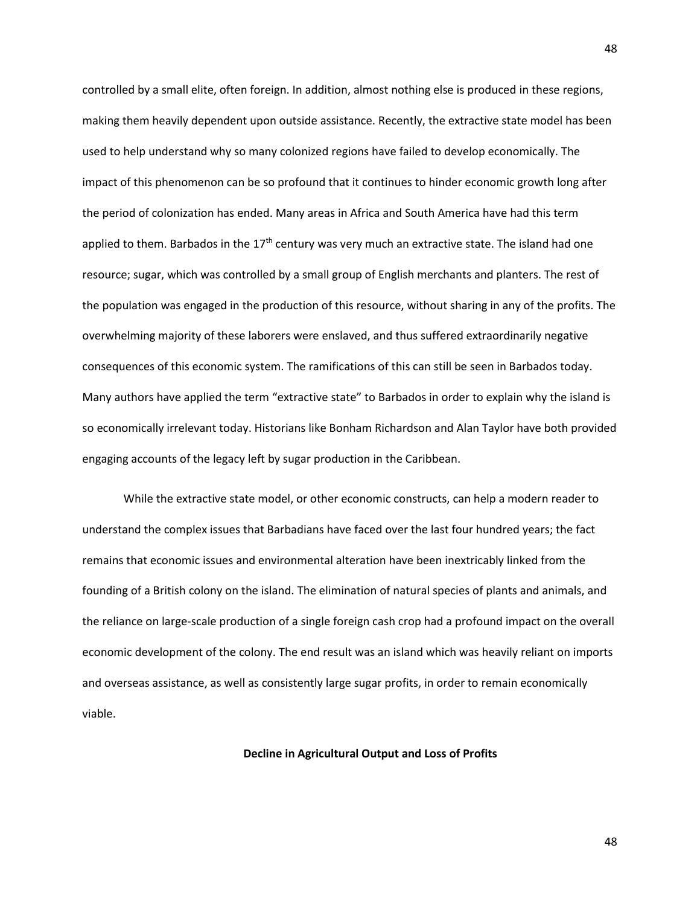controlled by a small elite, often foreign. In addition, almost nothing else is produced in these regions, making them heavily dependent upon outside assistance. Recently, the extractive state model has been used to help understand why so many colonized regions have failed to develop economically. The impact of this phenomenon can be so profound that it continues to hinder economic growth long after the period of colonization has ended. Many areas in Africa and South America have had this term applied to them. Barbados in the 17th century was very much an extractive state. The island had one resource; sugar, which was controlled by a small group of English merchants and planters. The rest of the population was engaged in the production of this resource, without sharing in any of the profits. The overwhelming majority of these laborers were enslaved, and thus suffered extraordinarily negative consequences of this economic system. The ramifications of this can still be seen in Barbados today. Many authors have applied the term "extractive state" to Barbados in order to explain why the island is so economically irrelevant today. Historians like Bonham Richardson and Alan Taylor have both provided engaging accounts of the legacy left by sugar production in the Caribbean.

While the extractive state model, or other economic constructs, can help a modern reader to understand the complex issues that Barbadians have faced over the last four hundred years; the fact remains that economic issues and environmental alteration have been inextricably linked from the founding of a British colony on the island. The elimination of natural species of plants and animals, and the reliance on large-scale production of a single foreign cash crop had a profound impact on the overall economic development of the colony. The end result was an island which was heavily reliant on imports and overseas assistance, as well as consistently large sugar profits, in order to remain economically viable.

## Decline in Agricultural Output and Loss of Profits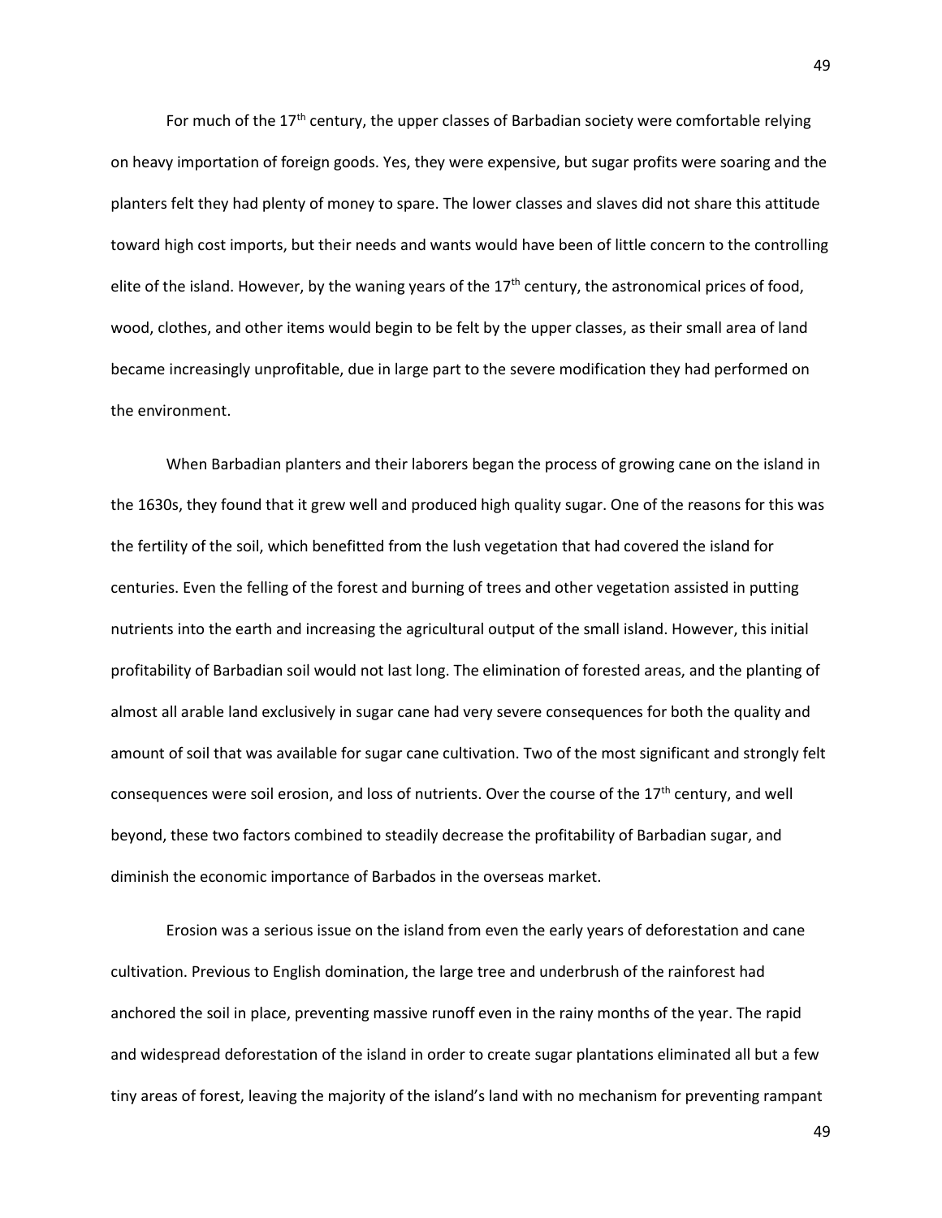For much of the 17th century, the upper classes of Barbadian society were comfortable relying on heavy importation of foreign goods. Yes, they were expensive, but sugar profits were soaring and the planters felt they had plenty of money to spare. The lower classes and slaves did not share this attitude toward high cost imports, but their needs and wants would have been of little concern to the controlling elite of the island. However, by the waning years of the 17th century, the astronomical prices of food, wood, clothes, and other items would begin to be felt by the upper classes, as their small area of land became increasingly unprofitable, due in large part to the severe modification they had performed on the environment.

When Barbadian planters and their laborers began the process of growing cane on the island in the 1630s, they found that it grew well and produced high quality sugar. One of the reasons for this was the fertility of the soil, which benefitted from the lush vegetation that had covered the island for centuries. Even the felling of the forest and burning of trees and other vegetation assisted in putting nutrients into the earth and increasing the agricultural output of the small island. However, this initial profitability of Barbadian soil would not last long. The elimination of forested areas, and the planting of almost all arable land exclusively in sugar cane had very severe consequences for both the quality and amount of soil that was available for sugar cane cultivation. Two of the most significant and strongly felt consequences were soil erosion, and loss of nutrients. Over the course of the 17th century, and well beyond, these two factors combined to steadily decrease the profitability of Barbadian sugar, and diminish the economic importance of Barbados in the overseas market.

Erosion was a serious issue on the island from even the early years of deforestation and cane cultivation. Previous to English domination, the large tree and underbrush of the rainforest had anchored the soil in place, preventing massive runoff even in the rainy months of the year. The rapid and widespread deforestation of the island in order to create sugar plantations eliminated all but a few tiny areas of forest, leaving the majority of the island's land with no mechanism for preventing rampant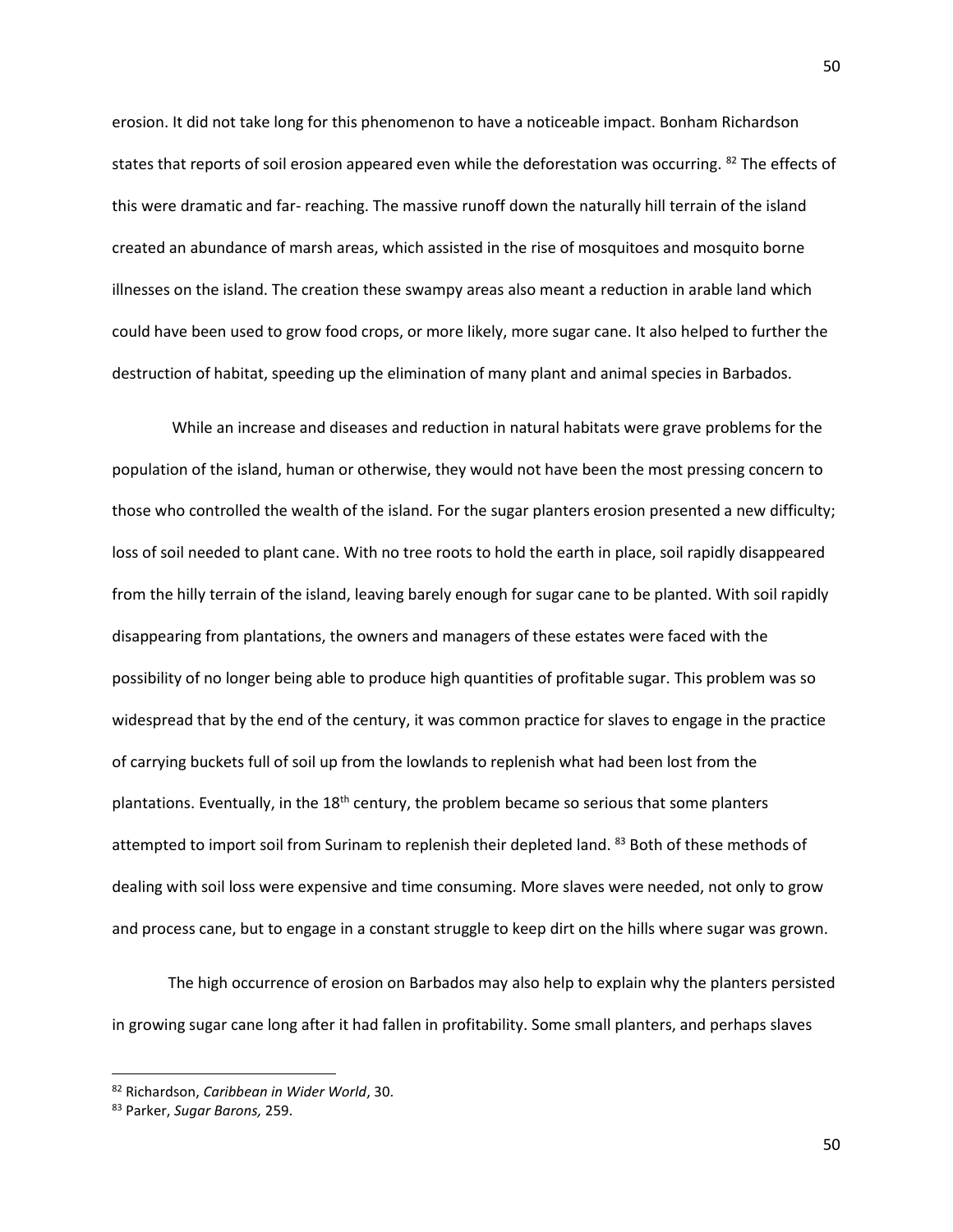erosion. It did not take long for this phenomenon to have a noticeable impact. Bonham Richardson states that reports of soil erosion appeared even while the deforestation was occurring. [82] The effects of this were dramatic and far- reaching. The massive runoff down the naturally hill terrain of the island created an abundance of marsh areas, which assisted in the rise of mosquitoes and mosquito borne illnesses on the island. The creation these swampy areas also meant a reduction in arable land which could have been used to grow food crops, or more likely, more sugar cane. It also helped to further the destruction of habitat, speeding up the elimination of many plant and animal species in Barbados.

While an increase and diseases and reduction in natural habitats were grave problems for the population of the island, human or otherwise, they would not have been the most pressing concern to those who controlled the wealth of the island. For the sugar planters erosion presented a new difficulty; loss of soil needed to plant cane. With no tree roots to hold the earth in place, soil rapidly disappeared from the hilly terrain of the island, leaving barely enough for sugar cane to be planted. With soil rapidly disappearing from plantations, the owners and managers of these estates were faced with the possibility of no longer being able to produce high quantities of profitable sugar. This problem was so widespread that by the end of the century, it was common practice for slaves to engage in the practice of carrying buckets full of soil up from the lowlands to replenish what had been lost from the plantations. Eventually, in the 18th century, the problem became so serious that some planters attempted to import soil from Surinam to replenish their depleted land. [83] Both of these methods of dealing with soil loss were expensive and time consuming. More slaves were needed, not only to grow and process cane, but to engage in a constant struggle to keep dirt on the hills where sugar was grown.

The high occurrence of erosion on Barbados may also help to explain why the planters persisted in growing sugar cane long after it had fallen in profitability. Some small planters, and perhaps slaves

---

[82] Richardson, *Caribbean in Wider World*, 30.

[83] Parker, *Sugar Barons,* 259.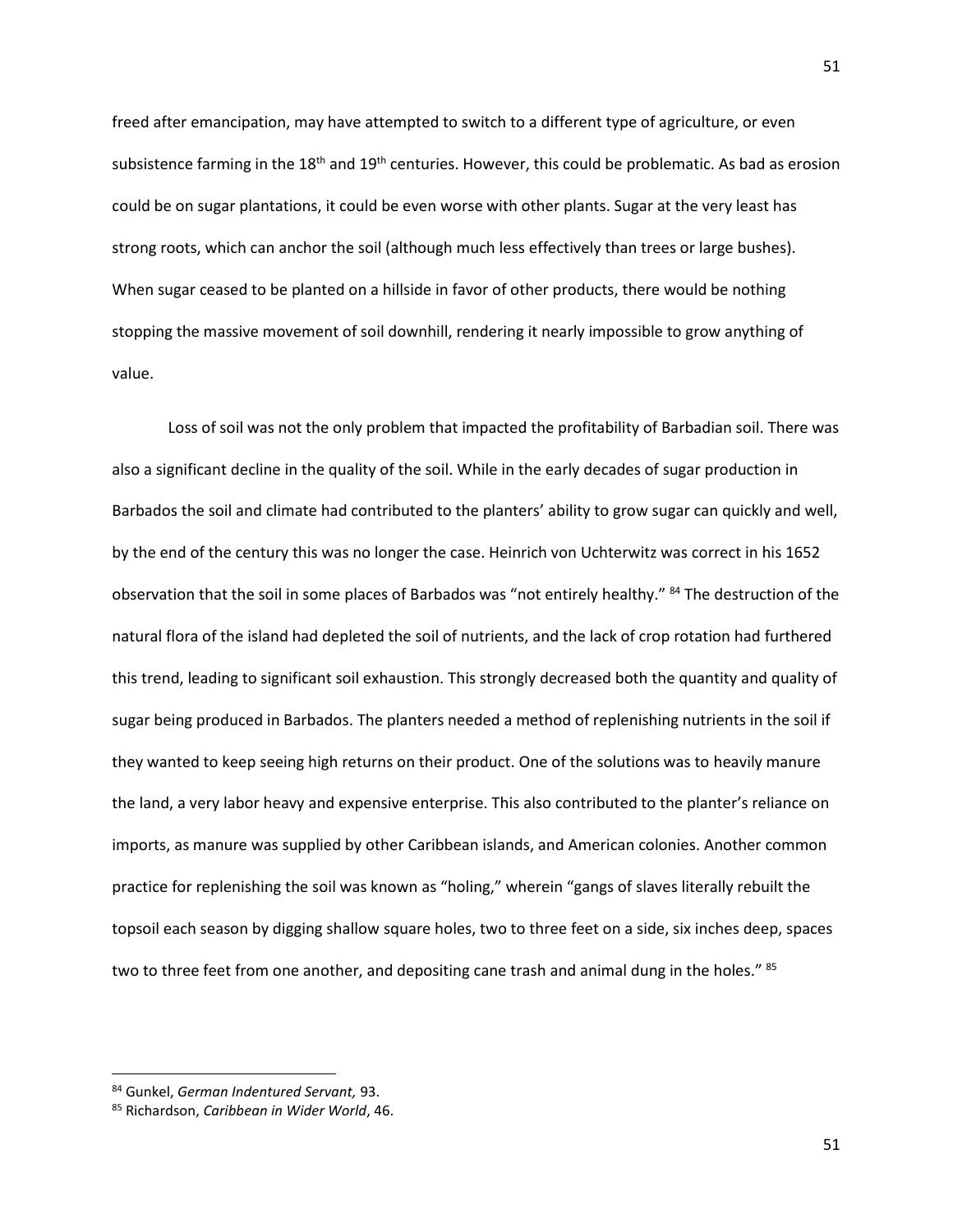freed after emancipation, may have attempted to switch to a different type of agriculture, or even subsistence farming in the 18th and 19th centuries. However, this could be problematic. As bad as erosion could be on sugar plantations, it could be even worse with other plants. Sugar at the very least has strong roots, which can anchor the soil (although much less effectively than trees or large bushes). When sugar ceased to be planted on a hillside in favor of other products, there would be nothing stopping the massive movement of soil downhill, rendering it nearly impossible to grow anything of value.

Loss of soil was not the only problem that impacted the profitability of Barbadian soil. There was also a significant decline in the quality of the soil. While in the early decades of sugar production in Barbados the soil and climate had contributed to the planters' ability to grow sugar can quickly and well, by the end of the century this was no longer the case. Heinrich von Uchterwitz was correct in his 1652 observation that the soil in some places of Barbados was "not entirely healthy." [84] The destruction of the natural flora of the island had depleted the soil of nutrients, and the lack of crop rotation had furthered this trend, leading to significant soil exhaustion. This strongly decreased both the quantity and quality of sugar being produced in Barbados. The planters needed a method of replenishing nutrients in the soil if they wanted to keep seeing high returns on their product. One of the solutions was to heavily manure the land, a very labor heavy and expensive enterprise. This also contributed to the planter's reliance on imports, as manure was supplied by other Caribbean islands, and American colonies. Another common practice for replenishing the soil was known as "holing," wherein "gangs of slaves literally rebuilt the topsoil each season by digging shallow square holes, two to three feet on a side, six inches deep, spaces two to three feet from one another, and depositing cane trash and animal dung in the holes." [85]

---

[84] Gunkel, *German Indentured Servant,* 93.

[85] Richardson, *Caribbean in Wider World*, 46.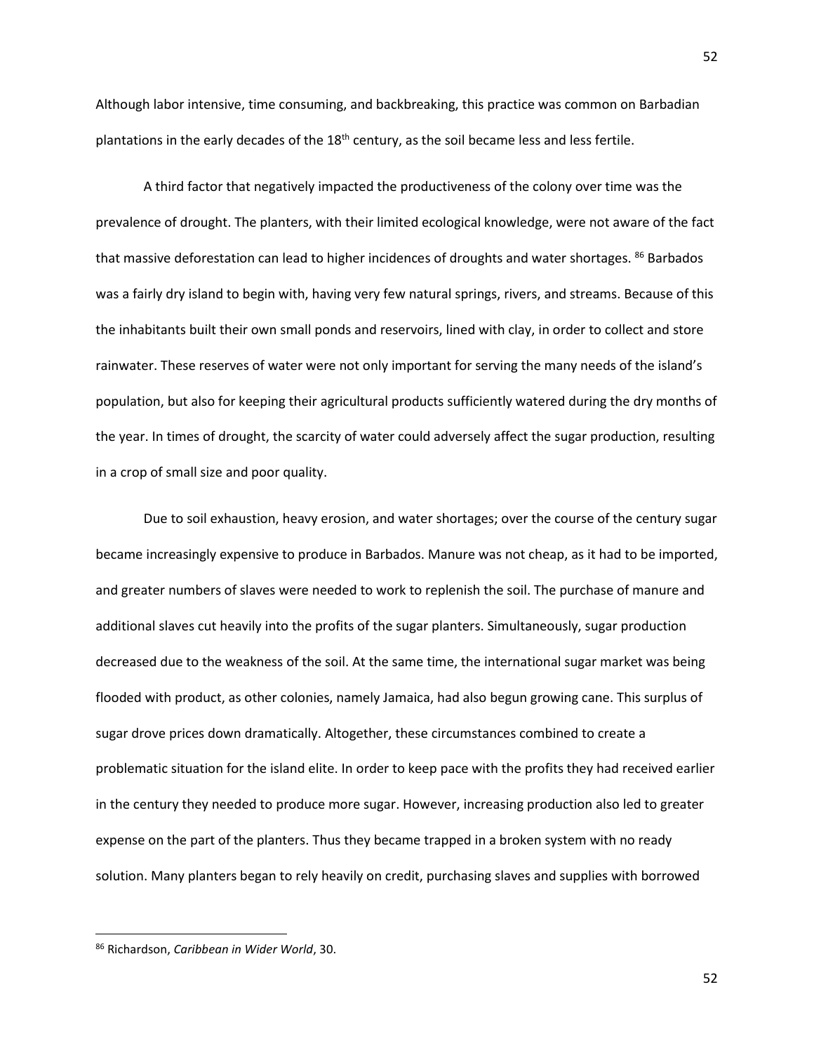Although labor intensive, time consuming, and backbreaking, this practice was common on Barbadian plantations in the early decades of the 18th century, as the soil became less and less fertile.

A third factor that negatively impacted the productiveness of the colony over time was the prevalence of drought. The planters, with their limited ecological knowledge, were not aware of the fact that massive deforestation can lead to higher incidences of droughts and water shortages. [86] Barbados was a fairly dry island to begin with, having very few natural springs, rivers, and streams. Because of this the inhabitants built their own small ponds and reservoirs, lined with clay, in order to collect and store rainwater. These reserves of water were not only important for serving the many needs of the island's population, but also for keeping their agricultural products sufficiently watered during the dry months of the year. In times of drought, the scarcity of water could adversely affect the sugar production, resulting in a crop of small size and poor quality.

Due to soil exhaustion, heavy erosion, and water shortages; over the course of the century sugar became increasingly expensive to produce in Barbados. Manure was not cheap, as it had to be imported, and greater numbers of slaves were needed to work to replenish the soil. The purchase of manure and additional slaves cut heavily into the profits of the sugar planters. Simultaneously, sugar production decreased due to the weakness of the soil. At the same time, the international sugar market was being flooded with product, as other colonies, namely Jamaica, had also begun growing cane. This surplus of sugar drove prices down dramatically. Altogether, these circumstances combined to create a problematic situation for the island elite. In order to keep pace with the profits they had received earlier in the century they needed to produce more sugar. However, increasing production also led to greater expense on the part of the planters. Thus they became trapped in a broken system with no ready solution. Many planters began to rely heavily on credit, purchasing slaves and supplies with borrowed

---

[86] Richardson, *Caribbean in Wider World*, 30.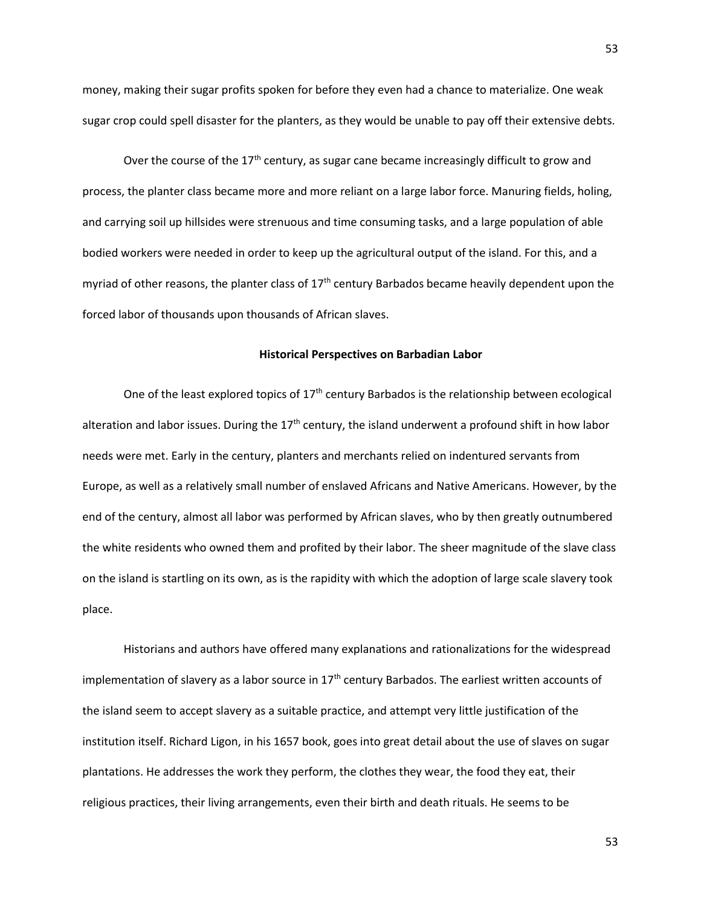money, making their sugar profits spoken for before they even had a chance to materialize. One weak sugar crop could spell disaster for the planters, as they would be unable to pay off their extensive debts.

Over the course of the 17th century, as sugar cane became increasingly difficult to grow and process, the planter class became more and more reliant on a large labor force. Manuring fields, holing, and carrying soil up hillsides were strenuous and time consuming tasks, and a large population of able bodied workers were needed in order to keep up the agricultural output of the island. For this, and a myriad of other reasons, the planter class of 17th century Barbados became heavily dependent upon the forced labor of thousands upon thousands of African slaves.

## Historical Perspectives on Barbadian Labor

One of the least explored topics of 17th century Barbados is the relationship between ecological alteration and labor issues. During the 17th century, the island underwent a profound shift in how labor needs were met. Early in the century, planters and merchants relied on indentured servants from Europe, as well as a relatively small number of enslaved Africans and Native Americans. However, by the end of the century, almost all labor was performed by African slaves, who by then greatly outnumbered the white residents who owned them and profited by their labor. The sheer magnitude of the slave class on the island is startling on its own, as is the rapidity with which the adoption of large scale slavery took place.

Historians and authors have offered many explanations and rationalizations for the widespread implementation of slavery as a labor source in 17th century Barbados. The earliest written accounts of the island seem to accept slavery as a suitable practice, and attempt very little justification of the institution itself. Richard Ligon, in his 1657 book, goes into great detail about the use of slaves on sugar plantations. He addresses the work they perform, the clothes they wear, the food they eat, their religious practices, their living arrangements, even their birth and death rituals. He seems to be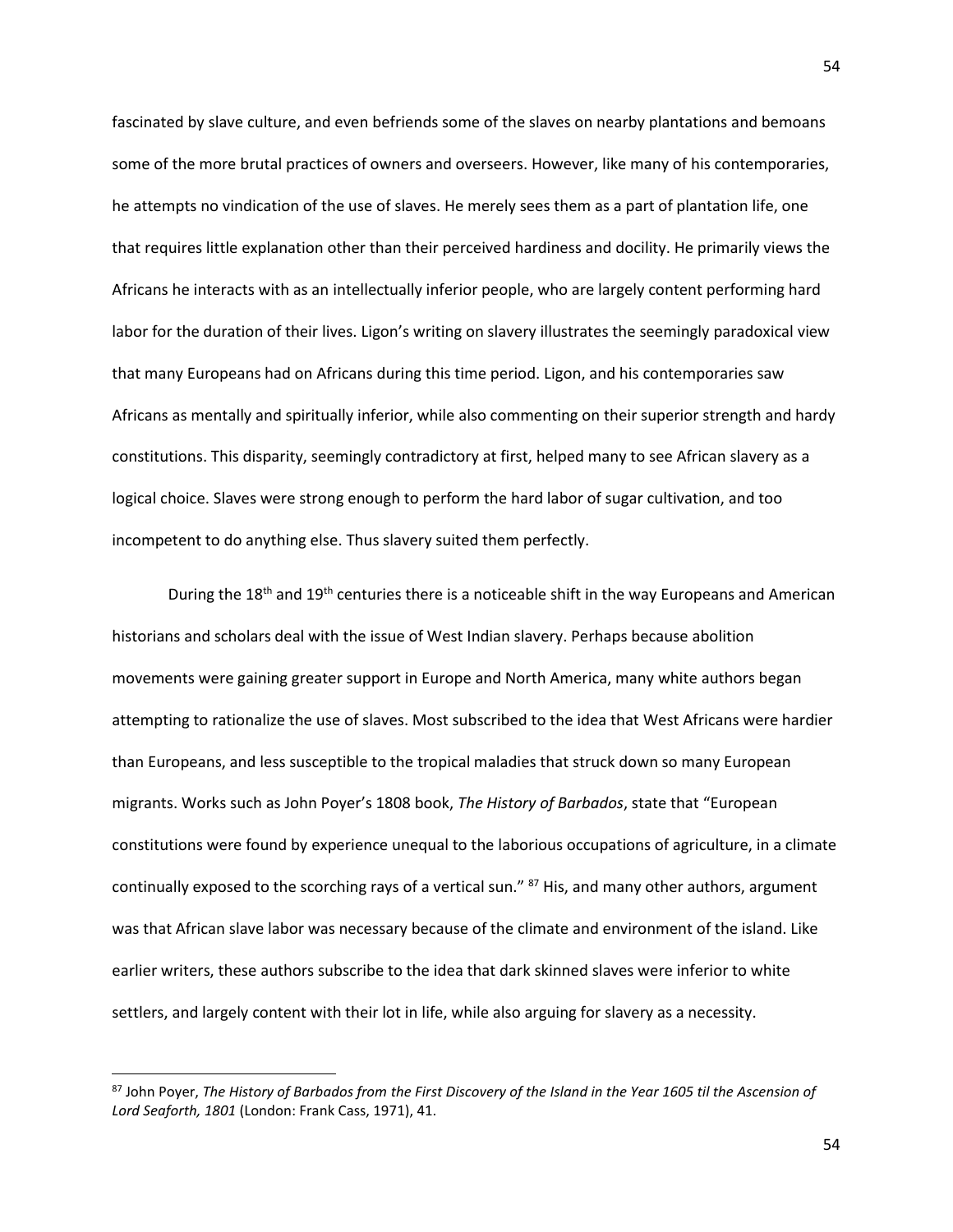fascinated by slave culture, and even befriends some of the slaves on nearby plantations and bemoans some of the more brutal practices of owners and overseers. However, like many of his contemporaries, he attempts no vindication of the use of slaves. He merely sees them as a part of plantation life, one that requires little explanation other than their perceived hardiness and docility. He primarily views the Africans he interacts with as an intellectually inferior people, who are largely content performing hard labor for the duration of their lives. Ligon's writing on slavery illustrates the seemingly paradoxical view that many Europeans had on Africans during this time period. Ligon, and his contemporaries saw Africans as mentally and spiritually inferior, while also commenting on their superior strength and hardy constitutions. This disparity, seemingly contradictory at first, helped many to see African slavery as a logical choice. Slaves were strong enough to perform the hard labor of sugar cultivation, and too incompetent to do anything else. Thus slavery suited them perfectly.

During the 18th and 19th centuries there is a noticeable shift in the way Europeans and American historians and scholars deal with the issue of West Indian slavery. Perhaps because abolition movements were gaining greater support in Europe and North America, many white authors began attempting to rationalize the use of slaves. Most subscribed to the idea that West Africans were hardier than Europeans, and less susceptible to the tropical maladies that struck down so many European migrants. Works such as John Poyer's 1808 book, *The History of Barbados*, state that "European constitutions were found by experience unequal to the laborious occupations of agriculture, in a climate continually exposed to the scorching rays of a vertical sun." [87] His, and many other authors, argument was that African slave labor was necessary because of the climate and environment of the island. Like earlier writers, these authors subscribe to the idea that dark skinned slaves were inferior to white settlers, and largely content with their lot in life, while also arguing for slavery as a necessity.

[87] John Poyer, *The History of Barbados from the First Discovery of the Island in the Year 1605 til the Ascension of Lord Seaforth, 1801* (London: Frank Cass, 1971), 41.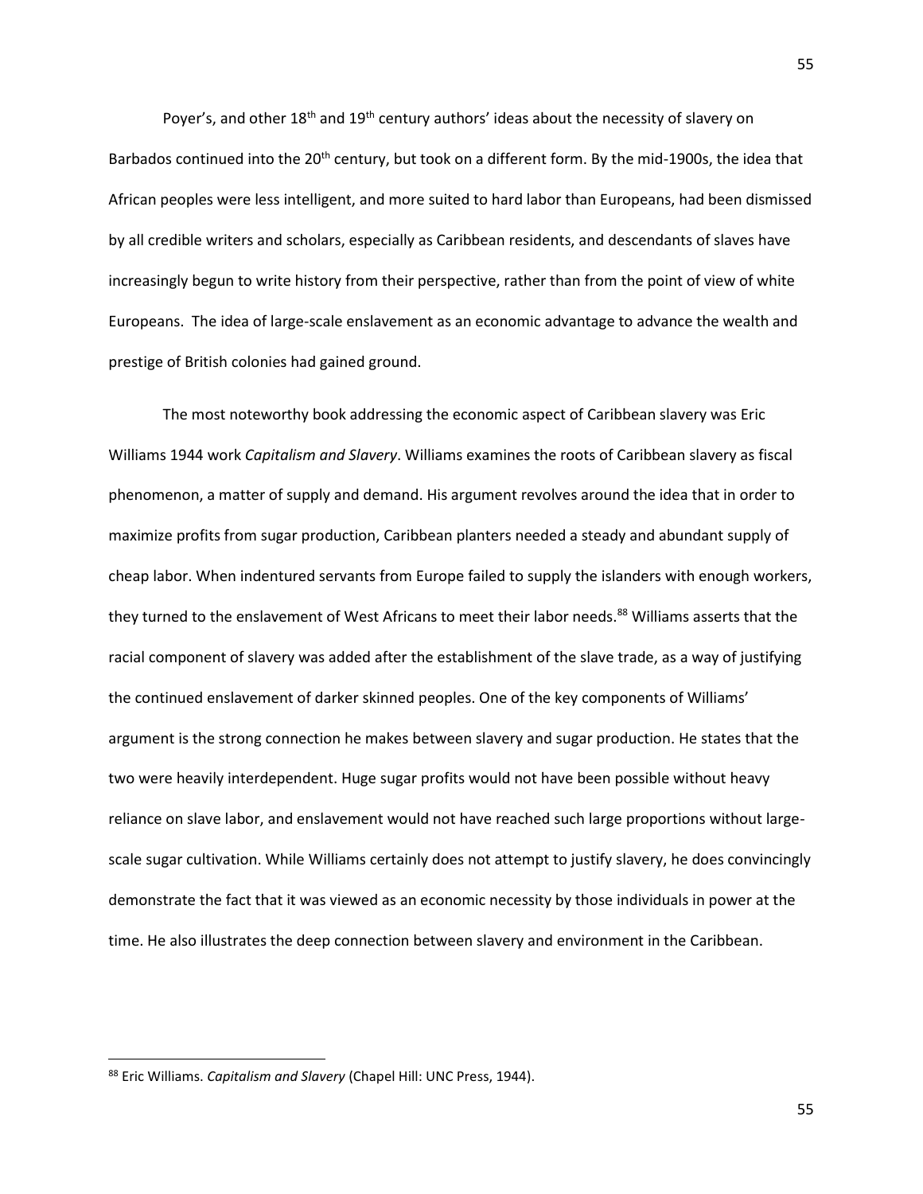Poyer's, and other 18th and 19th century authors' ideas about the necessity of slavery on Barbados continued into the 20th century, but took on a different form. By the mid-1900s, the idea that African peoples were less intelligent, and more suited to hard labor than Europeans, had been dismissed by all credible writers and scholars, especially as Caribbean residents, and descendants of slaves have increasingly begun to write history from their perspective, rather than from the point of view of white Europeans. The idea of large-scale enslavement as an economic advantage to advance the wealth and prestige of British colonies had gained ground.

The most noteworthy book addressing the economic aspect of Caribbean slavery was Eric Williams 1944 work *Capitalism and Slavery*. Williams examines the roots of Caribbean slavery as fiscal phenomenon, a matter of supply and demand. His argument revolves around the idea that in order to maximize profits from sugar production, Caribbean planters needed a steady and abundant supply of cheap labor. When indentured servants from Europe failed to supply the islanders with enough workers, they turned to the enslavement of West Africans to meet their labor needs.[88] Williams asserts that the racial component of slavery was added after the establishment of the slave trade, as a way of justifying the continued enslavement of darker skinned peoples. One of the key components of Williams' argument is the strong connection he makes between slavery and sugar production. He states that the two were heavily interdependent. Huge sugar profits would not have been possible without heavy reliance on slave labor, and enslavement would not have reached such large proportions without large-scale sugar cultivation. While Williams certainly does not attempt to justify slavery, he does convincingly demonstrate the fact that it was viewed as an economic necessity by those individuals in power at the time. He also illustrates the deep connection between slavery and environment in the Caribbean.

---

[88] Eric Williams. *Capitalism and Slavery* (Chapel Hill: UNC Press, 1944).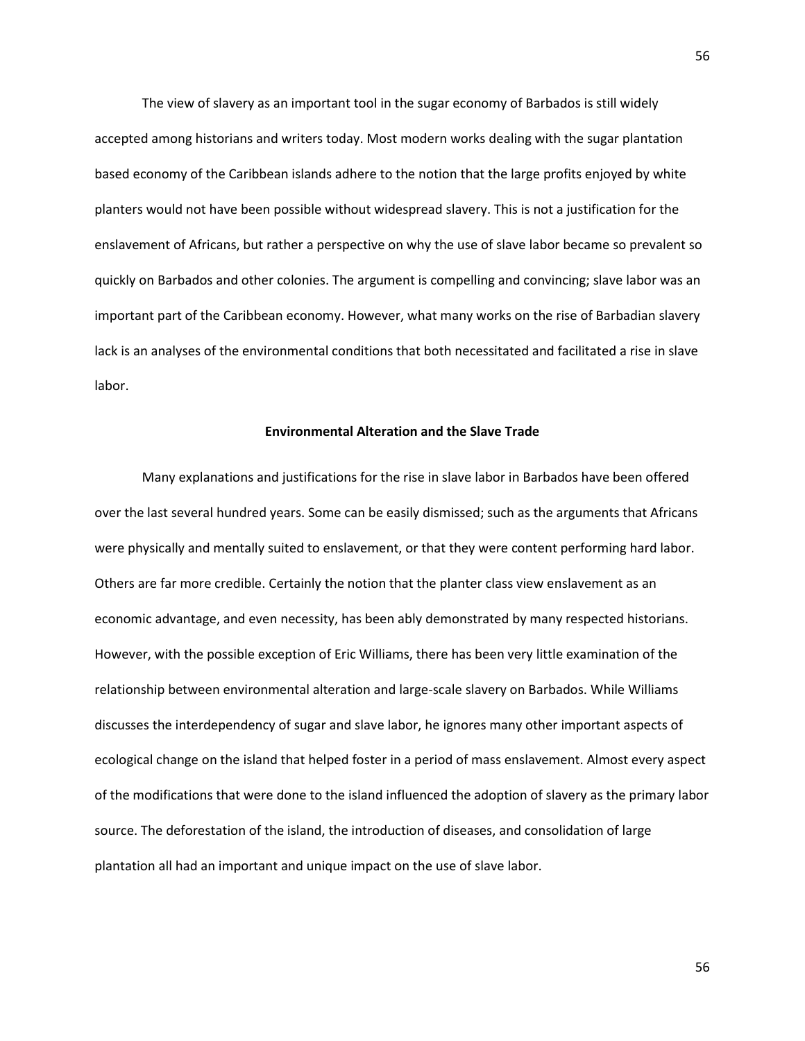The view of slavery as an important tool in the sugar economy of Barbados is still widely accepted among historians and writers today. Most modern works dealing with the sugar plantation based economy of the Caribbean islands adhere to the notion that the large profits enjoyed by white planters would not have been possible without widespread slavery. This is not a justification for the enslavement of Africans, but rather a perspective on why the use of slave labor became so prevalent so quickly on Barbados and other colonies. The argument is compelling and convincing; slave labor was an important part of the Caribbean economy. However, what many works on the rise of Barbadian slavery lack is an analyses of the environmental conditions that both necessitated and facilitated a rise in slave labor.

## Environmental Alteration and the Slave Trade

Many explanations and justifications for the rise in slave labor in Barbados have been offered over the last several hundred years. Some can be easily dismissed; such as the arguments that Africans were physically and mentally suited to enslavement, or that they were content performing hard labor. Others are far more credible. Certainly the notion that the planter class view enslavement as an economic advantage, and even necessity, has been ably demonstrated by many respected historians. However, with the possible exception of Eric Williams, there has been very little examination of the relationship between environmental alteration and large-scale slavery on Barbados. While Williams discusses the interdependency of sugar and slave labor, he ignores many other important aspects of ecological change on the island that helped foster in a period of mass enslavement. Almost every aspect of the modifications that were done to the island influenced the adoption of slavery as the primary labor source. The deforestation of the island, the introduction of diseases, and consolidation of large plantation all had an important and unique impact on the use of slave labor.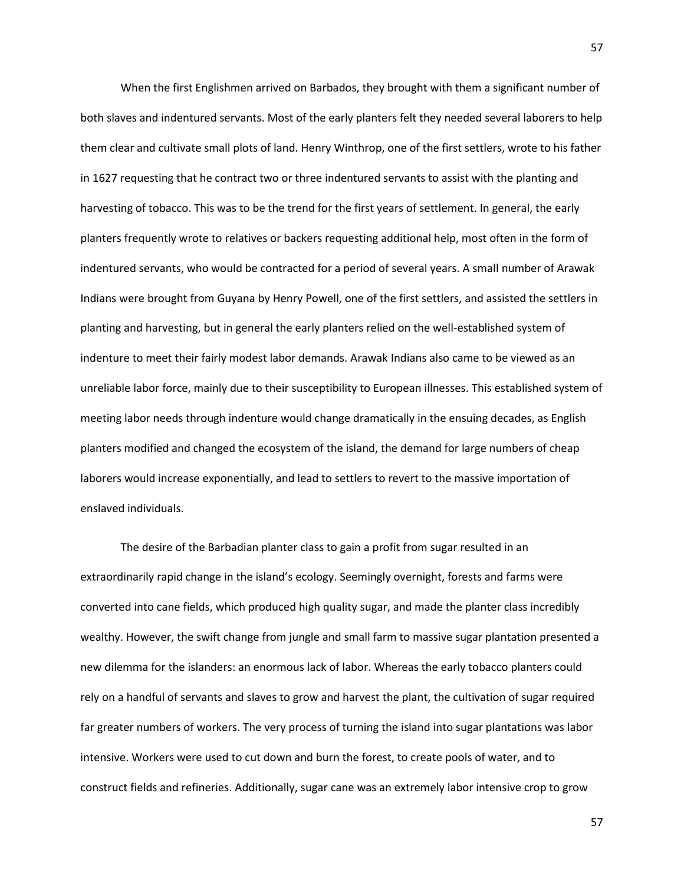When the first Englishmen arrived on Barbados, they brought with them a significant number of both slaves and indentured servants. Most of the early planters felt they needed several laborers to help them clear and cultivate small plots of land. Henry Winthrop, one of the first settlers, wrote to his father in 1627 requesting that he contract two or three indentured servants to assist with the planting and harvesting of tobacco. This was to be the trend for the first years of settlement. In general, the early planters frequently wrote to relatives or backers requesting additional help, most often in the form of indentured servants, who would be contracted for a period of several years. A small number of Arawak Indians were brought from Guyana by Henry Powell, one of the first settlers, and assisted the settlers in planting and harvesting, but in general the early planters relied on the well-established system of indenture to meet their fairly modest labor demands. Arawak Indians also came to be viewed as an unreliable labor force, mainly due to their susceptibility to European illnesses. This established system of meeting labor needs through indenture would change dramatically in the ensuing decades, as English planters modified and changed the ecosystem of the island, the demand for large numbers of cheap laborers would increase exponentially, and lead to settlers to revert to the massive importation of enslaved individuals.

The desire of the Barbadian planter class to gain a profit from sugar resulted in an extraordinarily rapid change in the island's ecology. Seemingly overnight, forests and farms were converted into cane fields, which produced high quality sugar, and made the planter class incredibly wealthy. However, the swift change from jungle and small farm to massive sugar plantation presented a new dilemma for the islanders: an enormous lack of labor. Whereas the early tobacco planters could rely on a handful of servants and slaves to grow and harvest the plant, the cultivation of sugar required far greater numbers of workers. The very process of turning the island into sugar plantations was labor intensive. Workers were used to cut down and burn the forest, to create pools of water, and to construct fields and refineries. Additionally, sugar cane was an extremely labor intensive crop to grow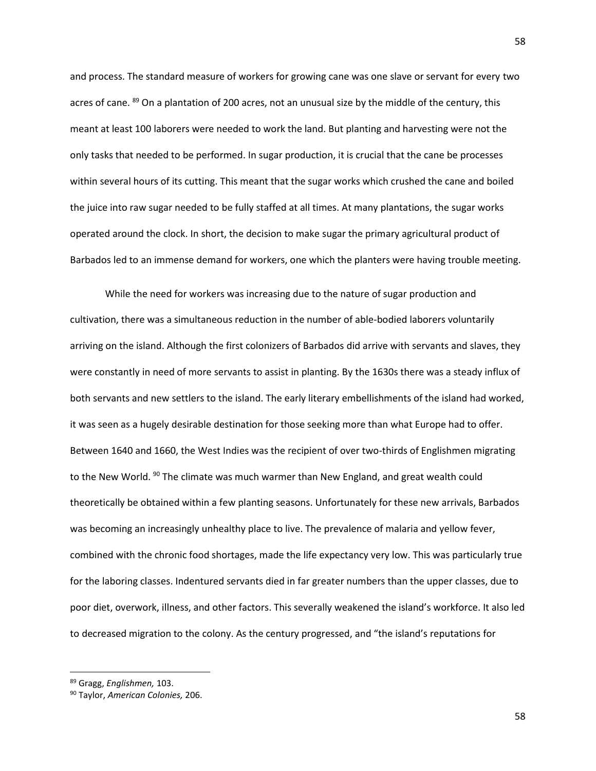and process. The standard measure of workers for growing cane was one slave or servant for every two acres of cane. [89] On a plantation of 200 acres, not an unusual size by the middle of the century, this meant at least 100 laborers were needed to work the land. But planting and harvesting were not the only tasks that needed to be performed. In sugar production, it is crucial that the cane be processes within several hours of its cutting. This meant that the sugar works which crushed the cane and boiled the juice into raw sugar needed to be fully staffed at all times. At many plantations, the sugar works operated around the clock. In short, the decision to make sugar the primary agricultural product of Barbados led to an immense demand for workers, one which the planters were having trouble meeting.

While the need for workers was increasing due to the nature of sugar production and cultivation, there was a simultaneous reduction in the number of able-bodied laborers voluntarily arriving on the island. Although the first colonizers of Barbados did arrive with servants and slaves, they were constantly in need of more servants to assist in planting. By the 1630s there was a steady influx of both servants and new settlers to the island. The early literary embellishments of the island had worked, it was seen as a hugely desirable destination for those seeking more than what Europe had to offer. Between 1640 and 1660, the West Indies was the recipient of over two-thirds of Englishmen migrating to the New World. [90] The climate was much warmer than New England, and great wealth could theoretically be obtained within a few planting seasons. Unfortunately for these new arrivals, Barbados was becoming an increasingly unhealthy place to live. The prevalence of malaria and yellow fever, combined with the chronic food shortages, made the life expectancy very low. This was particularly true for the laboring classes. Indentured servants died in far greater numbers than the upper classes, due to poor diet, overwork, illness, and other factors. This severally weakened the island's workforce. It also led to decreased migration to the colony. As the century progressed, and "the island's reputations for

---

[89] Gragg, *Englishmen,* 103.

[90] Taylor, *American Colonies,* 206.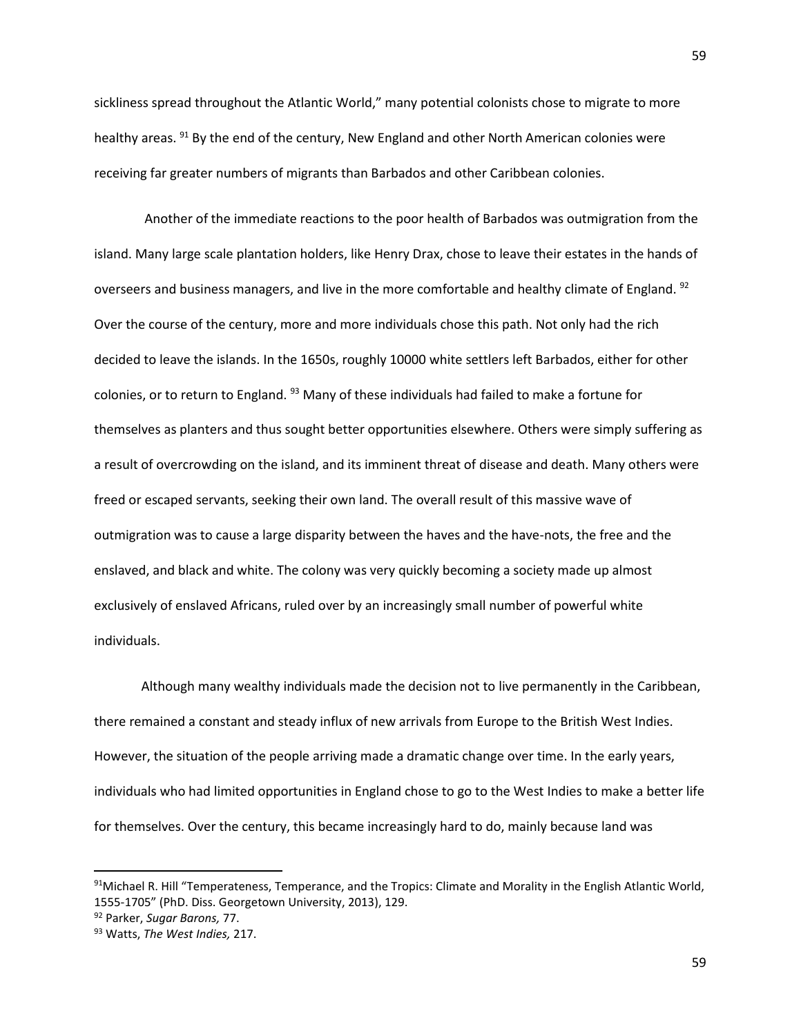sickliness spread throughout the Atlantic World," many potential colonists chose to migrate to more healthy areas. [91] By the end of the century, New England and other North American colonies were receiving far greater numbers of migrants than Barbados and other Caribbean colonies.

Another of the immediate reactions to the poor health of Barbados was outmigration from the island. Many large scale plantation holders, like Henry Drax, chose to leave their estates in the hands of overseers and business managers, and live in the more comfortable and healthy climate of England. [92] Over the course of the century, more and more individuals chose this path. Not only had the rich decided to leave the islands. In the 1650s, roughly 10000 white settlers left Barbados, either for other colonies, or to return to England. [93] Many of these individuals had failed to make a fortune for themselves as planters and thus sought better opportunities elsewhere. Others were simply suffering as a result of overcrowding on the island, and its imminent threat of disease and death. Many others were freed or escaped servants, seeking their own land. The overall result of this massive wave of outmigration was to cause a large disparity between the haves and the have-nots, the free and the enslaved, and black and white. The colony was very quickly becoming a society made up almost exclusively of enslaved Africans, ruled over by an increasingly small number of powerful white individuals.

Although many wealthy individuals made the decision not to live permanently in the Caribbean, there remained a constant and steady influx of new arrivals from Europe to the British West Indies. However, the situation of the people arriving made a dramatic change over time. In the early years, individuals who had limited opportunities in England chose to go to the West Indies to make a better life for themselves. Over the century, this became increasingly hard to do, mainly because land was

---

[91] Michael R. Hill "Temperateness, Temperance, and the Tropics: Climate and Morality in the English Atlantic World, 1555-1705" (PhD. Diss. Georgetown University, 2013), 129.

[92] Parker, *Sugar Barons,* 77.

[93] Watts, *The West Indies,* 217.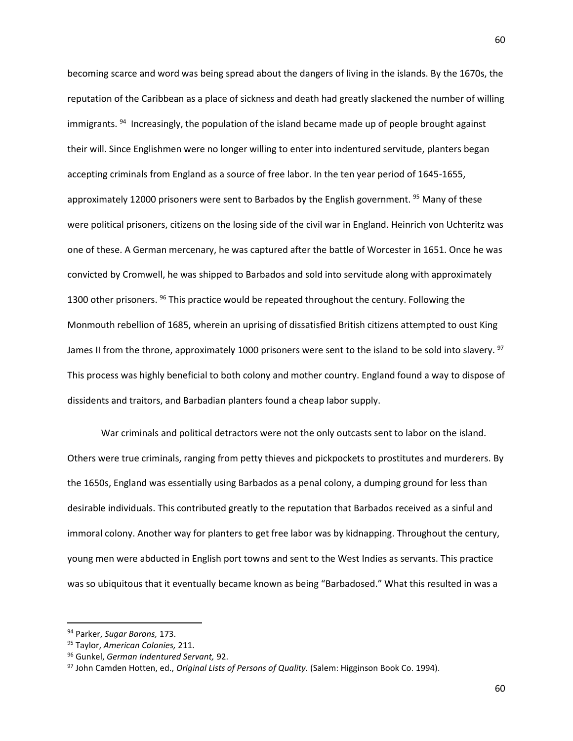becoming scarce and word was being spread about the dangers of living in the islands. By the 1670s, the reputation of the Caribbean as a place of sickness and death had greatly slackened the number of willing immigrants. [94] Increasingly, the population of the island became made up of people brought against their will. Since Englishmen were no longer willing to enter into indentured servitude, planters began accepting criminals from England as a source of free labor. In the ten year period of 1645-1655, approximately 12000 prisoners were sent to Barbados by the English government. [95] Many of these were political prisoners, citizens on the losing side of the civil war in England. Heinrich von Uchteritz was one of these. A German mercenary, he was captured after the battle of Worcester in 1651. Once he was convicted by Cromwell, he was shipped to Barbados and sold into servitude along with approximately 1300 other prisoners. [96] This practice would be repeated throughout the century. Following the Monmouth rebellion of 1685, wherein an uprising of dissatisfied British citizens attempted to oust King James II from the throne, approximately 1000 prisoners were sent to the island to be sold into slavery. [97] This process was highly beneficial to both colony and mother country. England found a way to dispose of dissidents and traitors, and Barbadian planters found a cheap labor supply.

War criminals and political detractors were not the only outcasts sent to labor on the island. Others were true criminals, ranging from petty thieves and pickpockets to prostitutes and murderers. By the 1650s, England was essentially using Barbados as a penal colony, a dumping ground for less than desirable individuals. This contributed greatly to the reputation that Barbados received as a sinful and immoral colony. Another way for planters to get free labor was by kidnapping. Throughout the century, young men were abducted in English port towns and sent to the West Indies as servants. This practice was so ubiquitous that it eventually became known as being "Barbadosed." What this resulted in was a

---

[94] Parker, *Sugar Barons,* 173.

[95] Taylor, *American Colonies,* 211.

[96] Gunkel, *German Indentured Servant,* 92.

[97] John Camden Hotten, ed., *Original Lists of Persons of Quality.* (Salem: Higginson Book Co. 1994).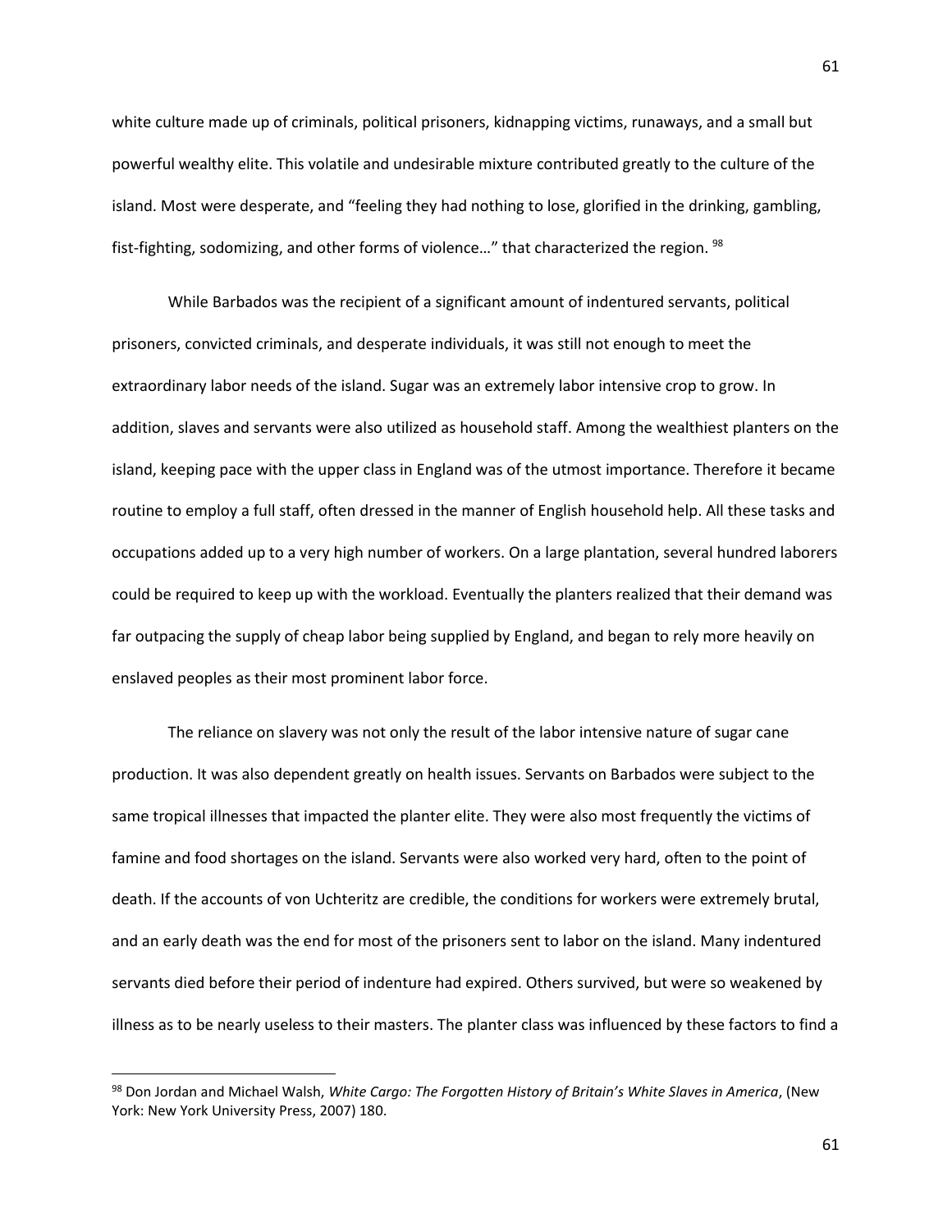white culture made up of criminals, political prisoners, kidnapping victims, runaways, and a small but powerful wealthy elite. This volatile and undesirable mixture contributed greatly to the culture of the island. Most were desperate, and "feeling they had nothing to lose, glorified in the drinking, gambling, fist-fighting, sodomizing, and other forms of violence…" that characterized the region. [98]

While Barbados was the recipient of a significant amount of indentured servants, political prisoners, convicted criminals, and desperate individuals, it was still not enough to meet the extraordinary labor needs of the island. Sugar was an extremely labor intensive crop to grow. In addition, slaves and servants were also utilized as household staff. Among the wealthiest planters on the island, keeping pace with the upper class in England was of the utmost importance. Therefore it became routine to employ a full staff, often dressed in the manner of English household help. All these tasks and occupations added up to a very high number of workers. On a large plantation, several hundred laborers could be required to keep up with the workload. Eventually the planters realized that their demand was far outpacing the supply of cheap labor being supplied by England, and began to rely more heavily on enslaved peoples as their most prominent labor force.

The reliance on slavery was not only the result of the labor intensive nature of sugar cane production. It was also dependent greatly on health issues. Servants on Barbados were subject to the same tropical illnesses that impacted the planter elite. They were also most frequently the victims of famine and food shortages on the island. Servants were also worked very hard, often to the point of death. If the accounts of von Uchteritz are credible, the conditions for workers were extremely brutal, and an early death was the end for most of the prisoners sent to labor on the island. Many indentured servants died before their period of indenture had expired. Others survived, but were so weakened by illness as to be nearly useless to their masters. The planter class was influenced by these factors to find a

---

[98] Don Jordan and Michael Walsh, *White Cargo: The Forgotten History of Britain's White Slaves in America*, (New York: New York University Press, 2007) 180.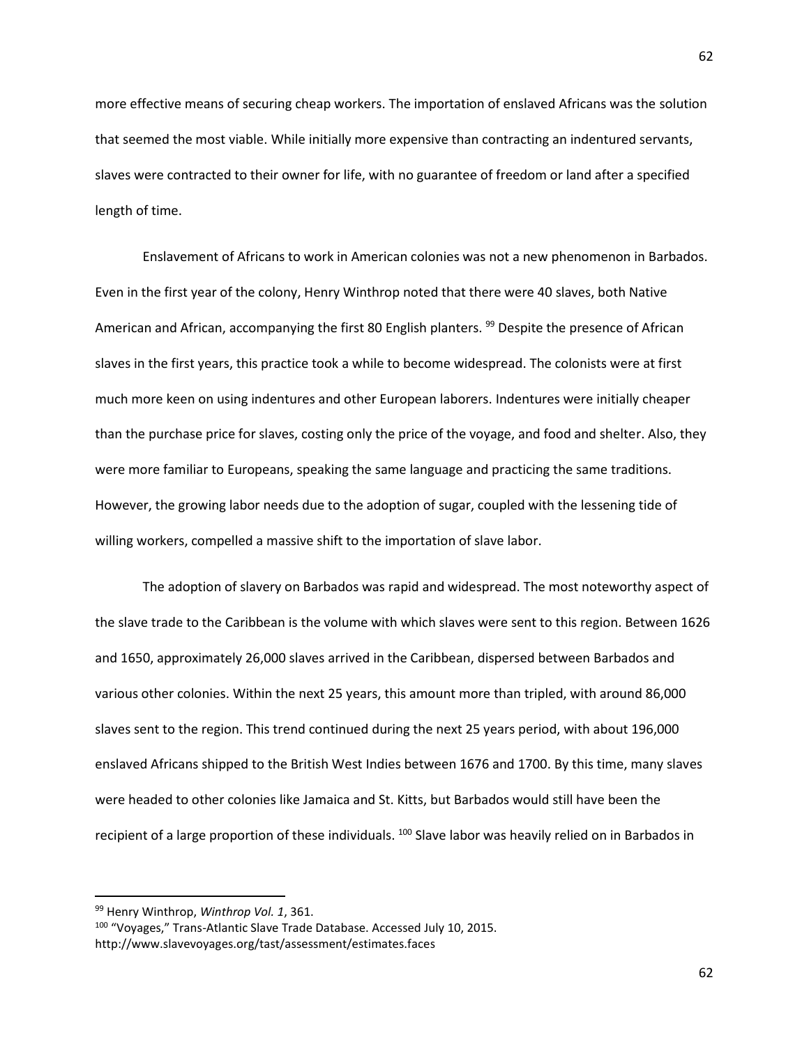more effective means of securing cheap workers. The importation of enslaved Africans was the solution that seemed the most viable. While initially more expensive than contracting an indentured servants, slaves were contracted to their owner for life, with no guarantee of freedom or land after a specified length of time.

Enslavement of Africans to work in American colonies was not a new phenomenon in Barbados. Even in the first year of the colony, Henry Winthrop noted that there were 40 slaves, both Native American and African, accompanying the first 80 English planters. [99] Despite the presence of African slaves in the first years, this practice took a while to become widespread. The colonists were at first much more keen on using indentures and other European laborers. Indentures were initially cheaper than the purchase price for slaves, costing only the price of the voyage, and food and shelter. Also, they were more familiar to Europeans, speaking the same language and practicing the same traditions. However, the growing labor needs due to the adoption of sugar, coupled with the lessening tide of willing workers, compelled a massive shift to the importation of slave labor.

The adoption of slavery on Barbados was rapid and widespread. The most noteworthy aspect of the slave trade to the Caribbean is the volume with which slaves were sent to this region. Between 1626 and 1650, approximately 26,000 slaves arrived in the Caribbean, dispersed between Barbados and various other colonies. Within the next 25 years, this amount more than tripled, with around 86,000 slaves sent to the region. This trend continued during the next 25 years period, with about 196,000 enslaved Africans shipped to the British West Indies between 1676 and 1700. By this time, many slaves were headed to other colonies like Jamaica and St. Kitts, but Barbados would still have been the recipient of a large proportion of these individuals. [100] Slave labor was heavily relied on in Barbados in

---

[99] Henry Winthrop, *Winthrop Vol. 1*, 361.

[100] "Voyages," Trans-Atlantic Slave Trade Database. Accessed July 10, 2015. http://www.slavevoyages.org/tast/assessment/estimates.faces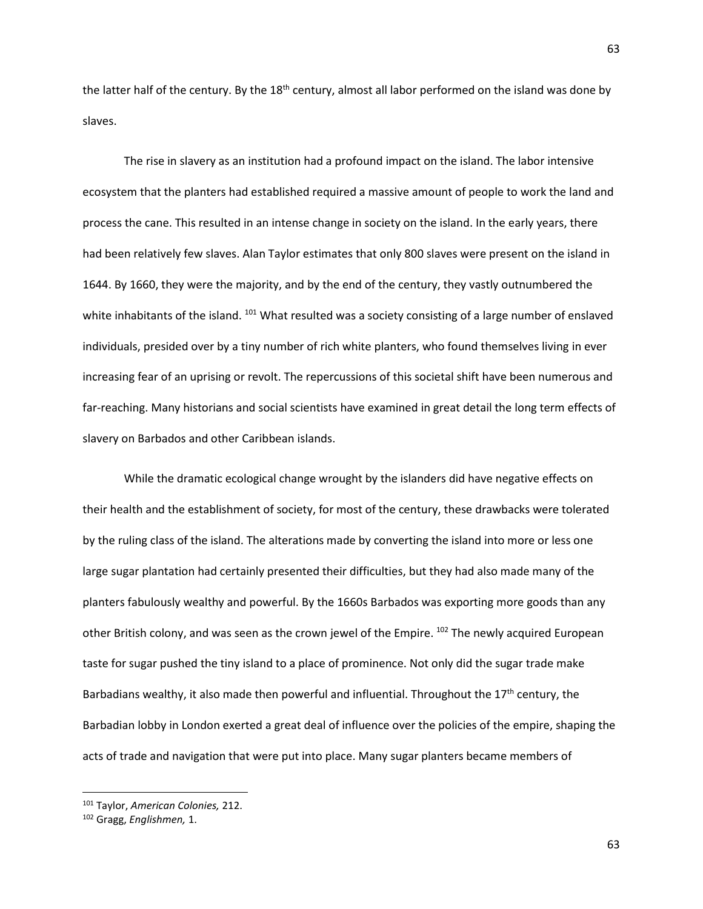the latter half of the century. By the 18th century, almost all labor performed on the island was done by slaves.

The rise in slavery as an institution had a profound impact on the island. The labor intensive ecosystem that the planters had established required a massive amount of people to work the land and process the cane. This resulted in an intense change in society on the island. In the early years, there had been relatively few slaves. Alan Taylor estimates that only 800 slaves were present on the island in 1644. By 1660, they were the majority, and by the end of the century, they vastly outnumbered the white inhabitants of the island. [101] What resulted was a society consisting of a large number of enslaved individuals, presided over by a tiny number of rich white planters, who found themselves living in ever increasing fear of an uprising or revolt. The repercussions of this societal shift have been numerous and far-reaching. Many historians and social scientists have examined in great detail the long term effects of slavery on Barbados and other Caribbean islands.

While the dramatic ecological change wrought by the islanders did have negative effects on their health and the establishment of society, for most of the century, these drawbacks were tolerated by the ruling class of the island. The alterations made by converting the island into more or less one large sugar plantation had certainly presented their difficulties, but they had also made many of the planters fabulously wealthy and powerful. By the 1660s Barbados was exporting more goods than any other British colony, and was seen as the crown jewel of the Empire. [102] The newly acquired European taste for sugar pushed the tiny island to a place of prominence. Not only did the sugar trade make Barbadians wealthy, it also made then powerful and influential. Throughout the 17th century, the Barbadian lobby in London exerted a great deal of influence over the policies of the empire, shaping the acts of trade and navigation that were put into place. Many sugar planters became members of

---

[101] Taylor, *American Colonies,* 212.

[102] Gragg, *Englishmen,* 1.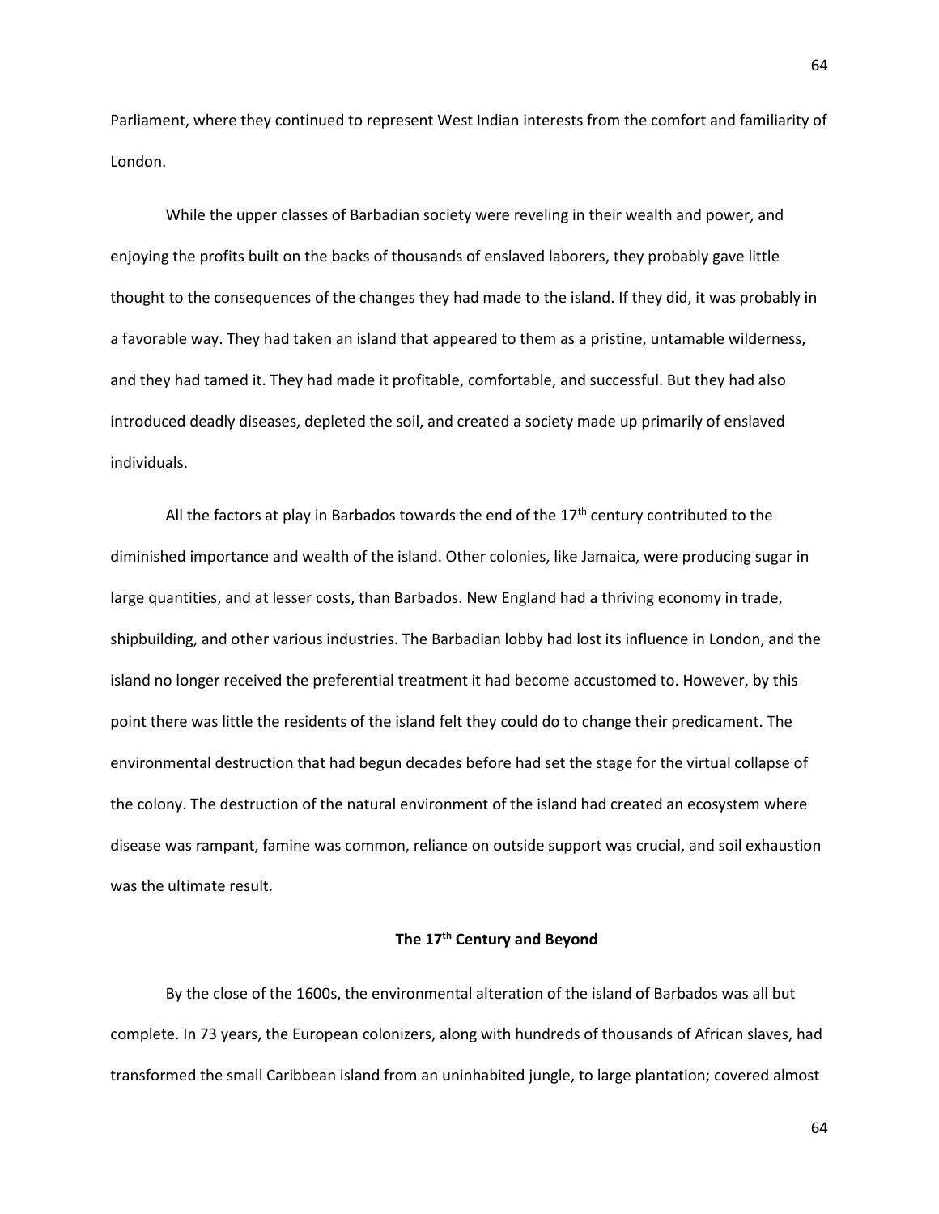Parliament, where they continued to represent West Indian interests from the comfort and familiarity of London.

While the upper classes of Barbadian society were reveling in their wealth and power, and enjoying the profits built on the backs of thousands of enslaved laborers, they probably gave little thought to the consequences of the changes they had made to the island. If they did, it was probably in a favorable way. They had taken an island that appeared to them as a pristine, untamable wilderness, and they had tamed it. They had made it profitable, comfortable, and successful. But they had also introduced deadly diseases, depleted the soil, and created a society made up primarily of enslaved individuals.

All the factors at play in Barbados towards the end of the 17th century contributed to the diminished importance and wealth of the island. Other colonies, like Jamaica, were producing sugar in large quantities, and at lesser costs, than Barbados. New England had a thriving economy in trade, shipbuilding, and other various industries. The Barbadian lobby had lost its influence in London, and the island no longer received the preferential treatment it had become accustomed to. However, by this point there was little the residents of the island felt they could do to change their predicament. The environmental destruction that had begun decades before had set the stage for the virtual collapse of the colony. The destruction of the natural environment of the island had created an ecosystem where disease was rampant, famine was common, reliance on outside support was crucial, and soil exhaustion was the ultimate result.

### The 17th Century and Beyond

By the close of the 1600s, the environmental alteration of the island of Barbados was all but complete. In 73 years, the European colonizers, along with hundreds of thousands of African slaves, had transformed the small Caribbean island from an uninhabited jungle, to large plantation; covered almost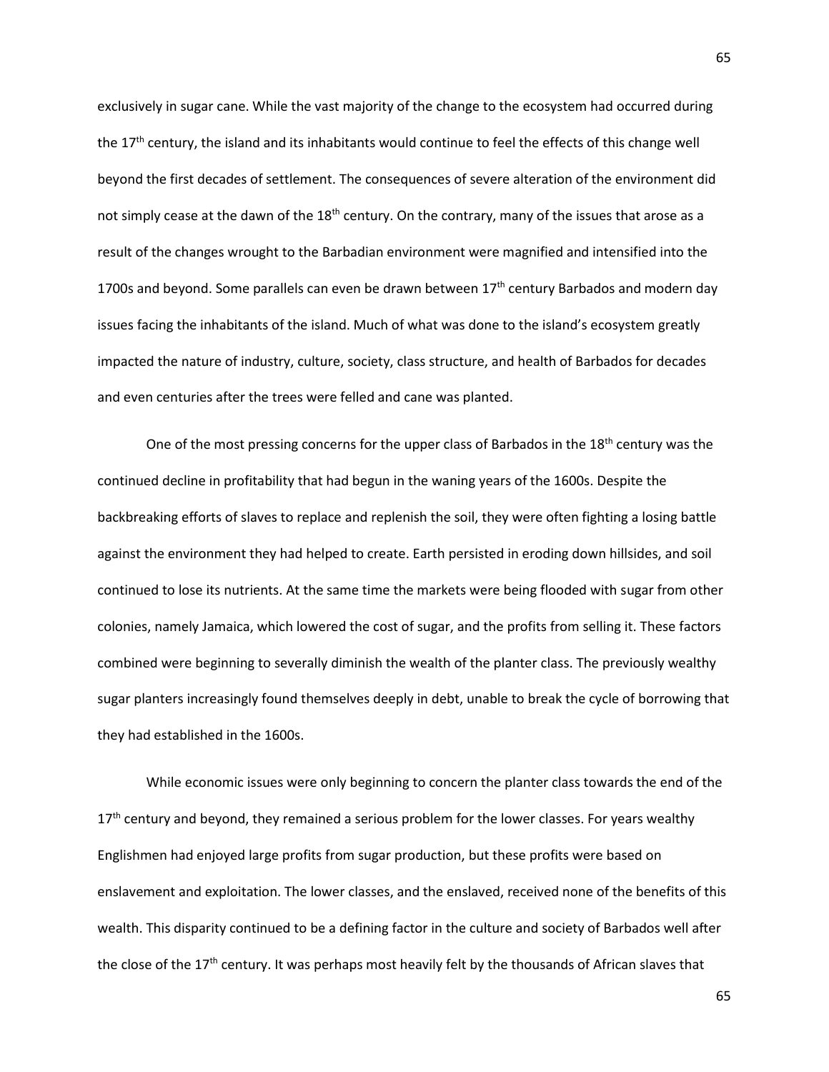exclusively in sugar cane. While the vast majority of the change to the ecosystem had occurred during the 17th century, the island and its inhabitants would continue to feel the effects of this change well beyond the first decades of settlement. The consequences of severe alteration of the environment did not simply cease at the dawn of the 18th century. On the contrary, many of the issues that arose as a result of the changes wrought to the Barbadian environment were magnified and intensified into the 1700s and beyond. Some parallels can even be drawn between 17th century Barbados and modern day issues facing the inhabitants of the island. Much of what was done to the island's ecosystem greatly impacted the nature of industry, culture, society, class structure, and health of Barbados for decades and even centuries after the trees were felled and cane was planted.

One of the most pressing concerns for the upper class of Barbados in the 18th century was the continued decline in profitability that had begun in the waning years of the 1600s. Despite the backbreaking efforts of slaves to replace and replenish the soil, they were often fighting a losing battle against the environment they had helped to create. Earth persisted in eroding down hillsides, and soil continued to lose its nutrients. At the same time the markets were being flooded with sugar from other colonies, namely Jamaica, which lowered the cost of sugar, and the profits from selling it. These factors combined were beginning to severally diminish the wealth of the planter class. The previously wealthy sugar planters increasingly found themselves deeply in debt, unable to break the cycle of borrowing that they had established in the 1600s.

While economic issues were only beginning to concern the planter class towards the end of the 17th century and beyond, they remained a serious problem for the lower classes. For years wealthy Englishmen had enjoyed large profits from sugar production, but these profits were based on enslavement and exploitation. The lower classes, and the enslaved, received none of the benefits of this wealth. This disparity continued to be a defining factor in the culture and society of Barbados well after the close of the 17th century. It was perhaps most heavily felt by the thousands of African slaves that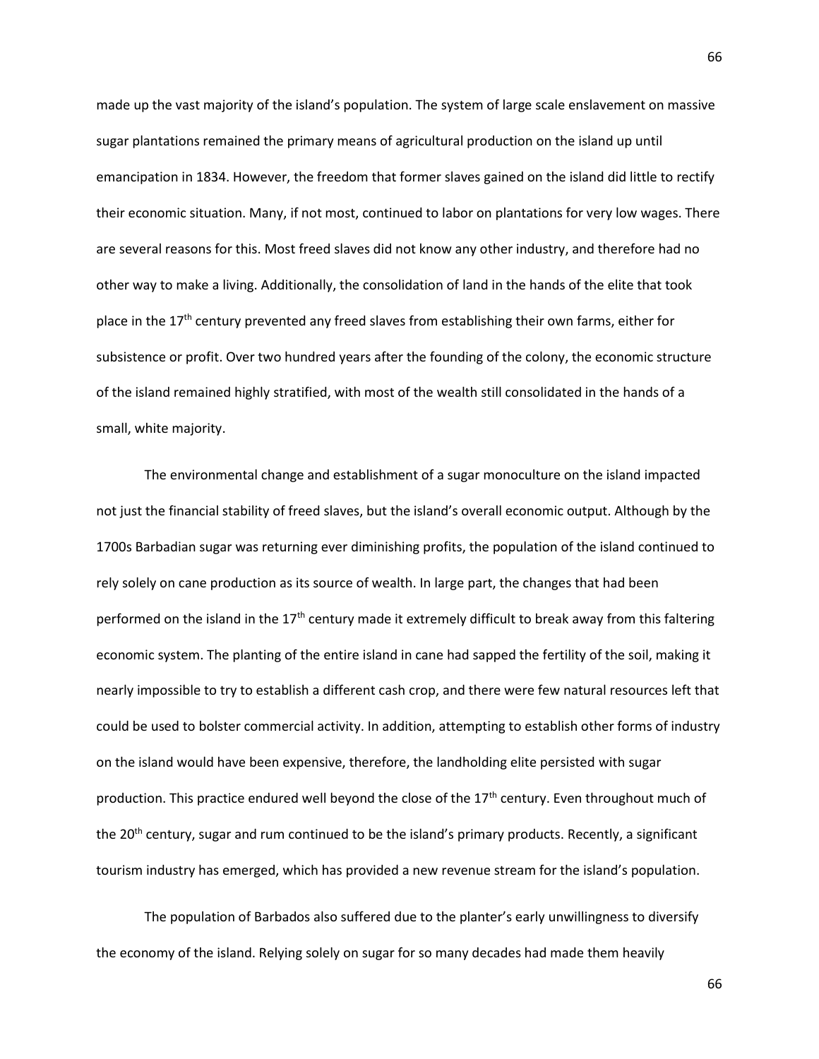made up the vast majority of the island's population. The system of large scale enslavement on massive sugar plantations remained the primary means of agricultural production on the island up until emancipation in 1834. However, the freedom that former slaves gained on the island did little to rectify their economic situation. Many, if not most, continued to labor on plantations for very low wages. There are several reasons for this. Most freed slaves did not know any other industry, and therefore had no other way to make a living. Additionally, the consolidation of land in the hands of the elite that took place in the 17th century prevented any freed slaves from establishing their own farms, either for subsistence or profit. Over two hundred years after the founding of the colony, the economic structure of the island remained highly stratified, with most of the wealth still consolidated in the hands of a small, white majority.

The environmental change and establishment of a sugar monoculture on the island impacted not just the financial stability of freed slaves, but the island's overall economic output. Although by the 1700s Barbadian sugar was returning ever diminishing profits, the population of the island continued to rely solely on cane production as its source of wealth. In large part, the changes that had been performed on the island in the 17th century made it extremely difficult to break away from this faltering economic system. The planting of the entire island in cane had sapped the fertility of the soil, making it nearly impossible to try to establish a different cash crop, and there were few natural resources left that could be used to bolster commercial activity. In addition, attempting to establish other forms of industry on the island would have been expensive, therefore, the landholding elite persisted with sugar production. This practice endured well beyond the close of the 17th century. Even throughout much of the 20th century, sugar and rum continued to be the island's primary products. Recently, a significant tourism industry has emerged, which has provided a new revenue stream for the island's population.

The population of Barbados also suffered due to the planter's early unwillingness to diversify the economy of the island. Relying solely on sugar for so many decades had made them heavily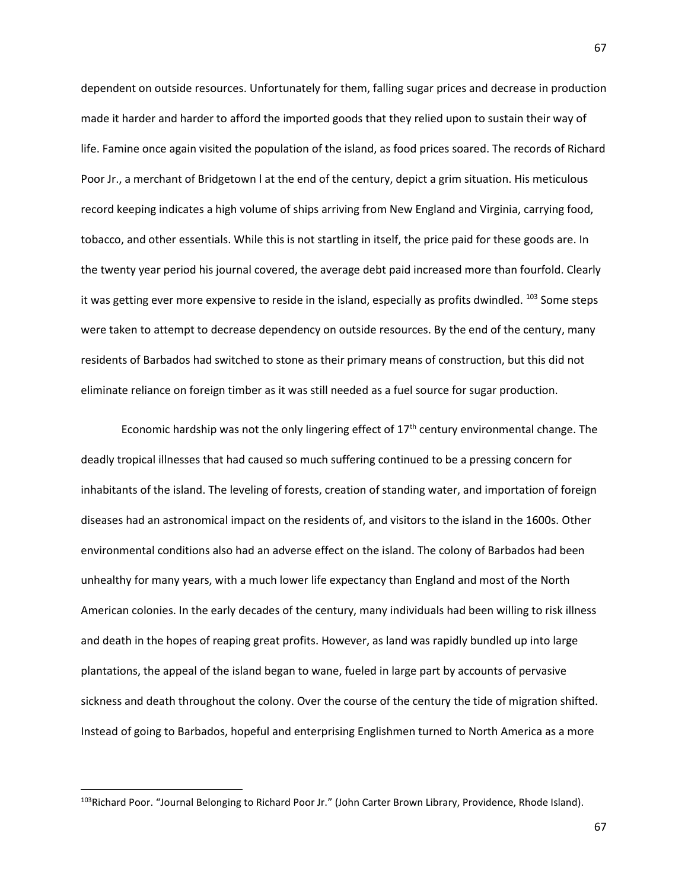dependent on outside resources. Unfortunately for them, falling sugar prices and decrease in production made it harder and harder to afford the imported goods that they relied upon to sustain their way of life. Famine once again visited the population of the island, as food prices soared. The records of Richard Poor Jr., a merchant of Bridgetown l at the end of the century, depict a grim situation. His meticulous record keeping indicates a high volume of ships arriving from New England and Virginia, carrying food, tobacco, and other essentials. While this is not startling in itself, the price paid for these goods are. In the twenty year period his journal covered, the average debt paid increased more than fourfold. Clearly it was getting ever more expensive to reside in the island, especially as profits dwindled. [103] Some steps were taken to attempt to decrease dependency on outside resources. By the end of the century, many residents of Barbados had switched to stone as their primary means of construction, but this did not eliminate reliance on foreign timber as it was still needed as a fuel source for sugar production.

Economic hardship was not the only lingering effect of 17th century environmental change. The deadly tropical illnesses that had caused so much suffering continued to be a pressing concern for inhabitants of the island. The leveling of forests, creation of standing water, and importation of foreign diseases had an astronomical impact on the residents of, and visitors to the island in the 1600s. Other environmental conditions also had an adverse effect on the island. The colony of Barbados had been unhealthy for many years, with a much lower life expectancy than England and most of the North American colonies. In the early decades of the century, many individuals had been willing to risk illness and death in the hopes of reaping great profits. However, as land was rapidly bundled up into large plantations, the appeal of the island began to wane, fueled in large part by accounts of pervasive sickness and death throughout the colony. Over the course of the century the tide of migration shifted. Instead of going to Barbados, hopeful and enterprising Englishmen turned to North America as a more

---

[103] Richard Poor. "Journal Belonging to Richard Poor Jr." (John Carter Brown Library, Providence, Rhode Island).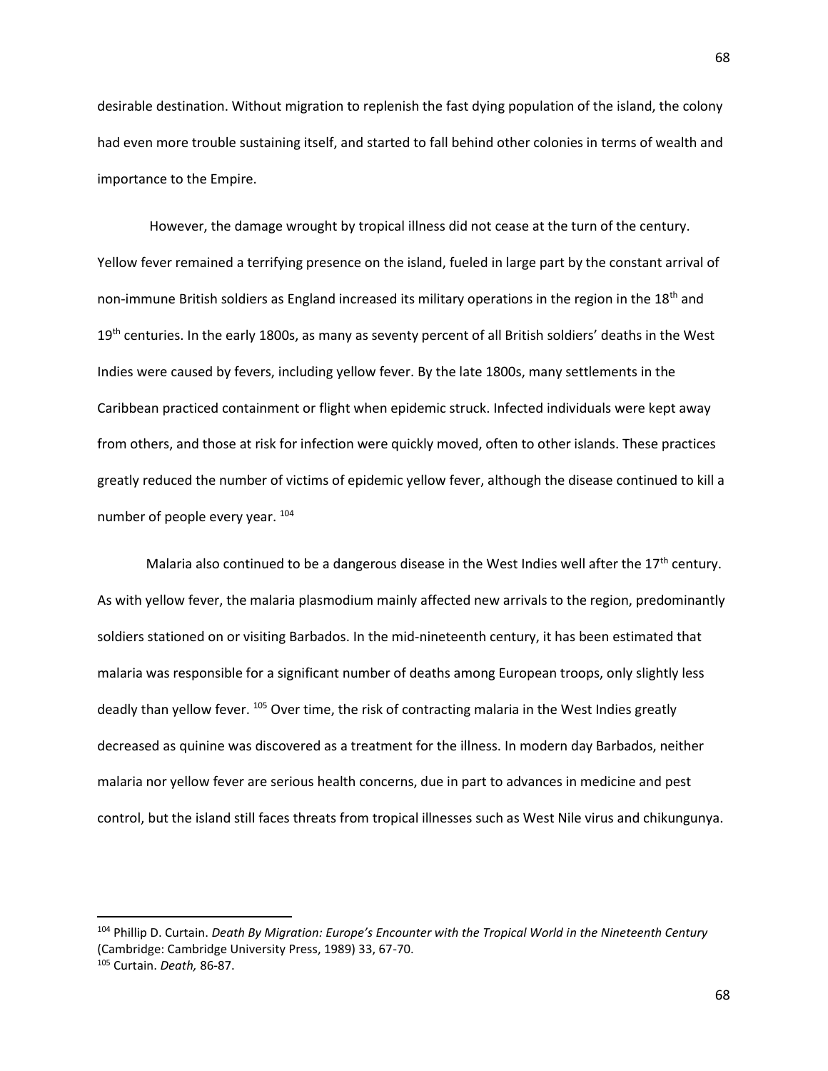desirable destination. Without migration to replenish the fast dying population of the island, the colony had even more trouble sustaining itself, and started to fall behind other colonies in terms of wealth and importance to the Empire.

However, the damage wrought by tropical illness did not cease at the turn of the century. Yellow fever remained a terrifying presence on the island, fueled in large part by the constant arrival of non-immune British soldiers as England increased its military operations in the region in the 18th and 19th centuries. In the early 1800s, as many as seventy percent of all British soldiers' deaths in the West Indies were caused by fevers, including yellow fever. By the late 1800s, many settlements in the Caribbean practiced containment or flight when epidemic struck. Infected individuals were kept away from others, and those at risk for infection were quickly moved, often to other islands. These practices greatly reduced the number of victims of epidemic yellow fever, although the disease continued to kill a number of people every year. [104]

Malaria also continued to be a dangerous disease in the West Indies well after the 17th century. As with yellow fever, the malaria plasmodium mainly affected new arrivals to the region, predominantly soldiers stationed on or visiting Barbados. In the mid-nineteenth century, it has been estimated that malaria was responsible for a significant number of deaths among European troops, only slightly less deadly than yellow fever. [105] Over time, the risk of contracting malaria in the West Indies greatly decreased as quinine was discovered as a treatment for the illness. In modern day Barbados, neither malaria nor yellow fever are serious health concerns, due in part to advances in medicine and pest control, but the island still faces threats from tropical illnesses such as West Nile virus and chikungunya.

---

[104] Phillip D. Curtain. *Death By Migration: Europe's Encounter with the Tropical World in the Nineteenth Century* (Cambridge: Cambridge University Press, 1989) 33, 67-70.

[105] Curtain. *Death,* 86-87.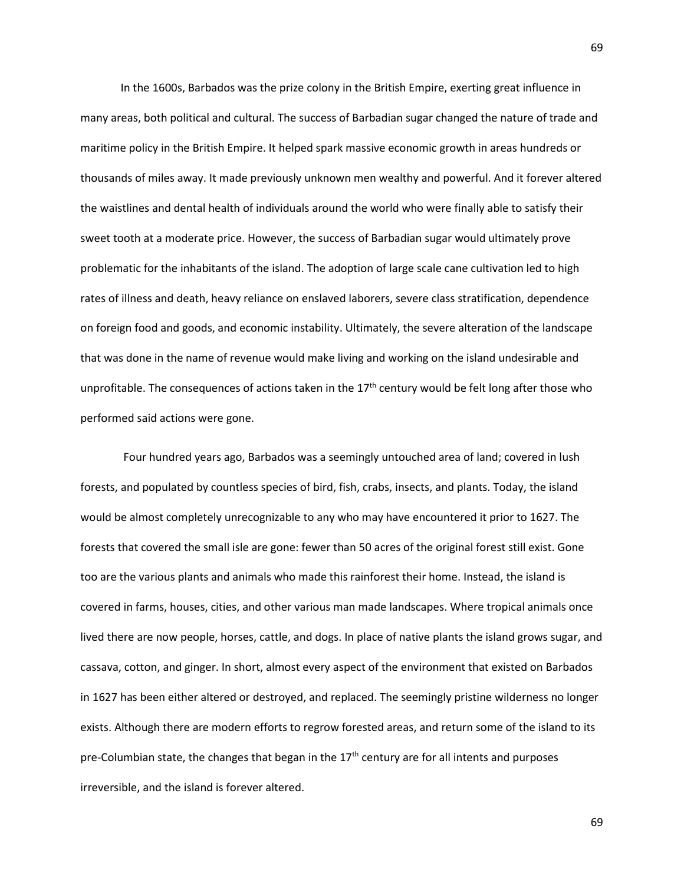In the 1600s, Barbados was the prize colony in the British Empire, exerting great influence in many areas, both political and cultural. The success of Barbadian sugar changed the nature of trade and maritime policy in the British Empire. It helped spark massive economic growth in areas hundreds or thousands of miles away. It made previously unknown men wealthy and powerful. And it forever altered the waistlines and dental health of individuals around the world who were finally able to satisfy their sweet tooth at a moderate price. However, the success of Barbadian sugar would ultimately prove problematic for the inhabitants of the island. The adoption of large scale cane cultivation led to high rates of illness and death, heavy reliance on enslaved laborers, severe class stratification, dependence on foreign food and goods, and economic instability. Ultimately, the severe alteration of the landscape that was done in the name of revenue would make living and working on the island undesirable and unprofitable. The consequences of actions taken in the 17th century would be felt long after those who performed said actions were gone.

Four hundred years ago, Barbados was a seemingly untouched area of land; covered in lush forests, and populated by countless species of bird, fish, crabs, insects, and plants. Today, the island would be almost completely unrecognizable to any who may have encountered it prior to 1627. The forests that covered the small isle are gone: fewer than 50 acres of the original forest still exist. Gone too are the various plants and animals who made this rainforest their home. Instead, the island is covered in farms, houses, cities, and other various man made landscapes. Where tropical animals once lived there are now people, horses, cattle, and dogs. In place of native plants the island grows sugar, and cassava, cotton, and ginger. In short, almost every aspect of the environment that existed on Barbados in 1627 has been either altered or destroyed, and replaced. The seemingly pristine wilderness no longer exists. Although there are modern efforts to regrow forested areas, and return some of the island to its pre-Columbian state, the changes that began in the 17th century are for all intents and purposes irreversible, and the island is forever altered.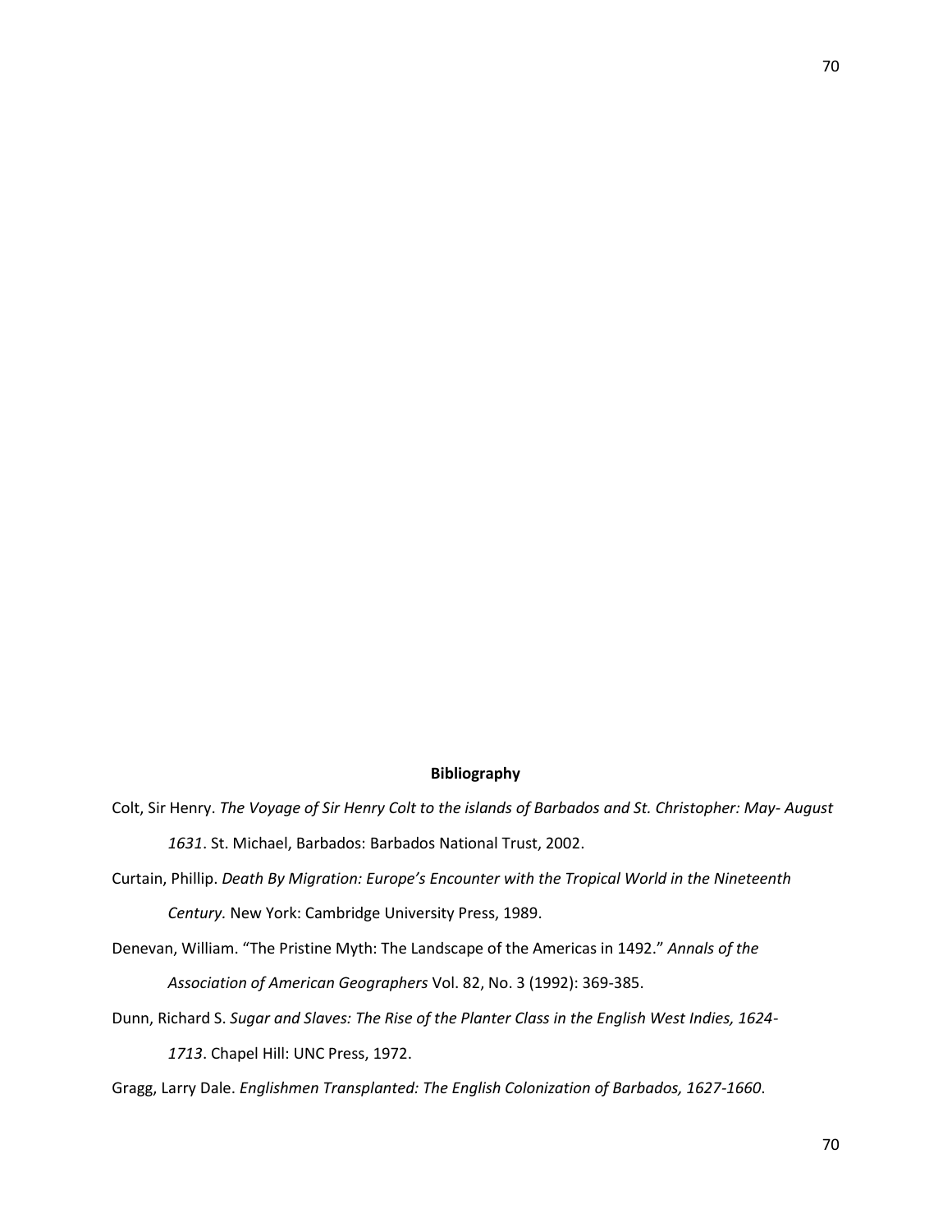## Bibliography

Colt, Sir Henry. *The Voyage of Sir Henry Colt to the islands of Barbados and St. Christopher: May- August 1631*. St. Michael, Barbados: Barbados National Trust, 2002.

Curtain, Phillip. *Death By Migration: Europe's Encounter with the Tropical World in the Nineteenth Century.* New York: Cambridge University Press, 1989.

Denevan, William. "The Pristine Myth: The Landscape of the Americas in 1492." *Annals of the Association of American Geographers* Vol. 82, No. 3 (1992): 369-385.

Dunn, Richard S. *Sugar and Slaves: The Rise of the Planter Class in the English West Indies, 1624-1713*. Chapel Hill: UNC Press, 1972.

Gragg, Larry Dale. *Englishmen Transplanted: The English Colonization of Barbados, 1627-1660*.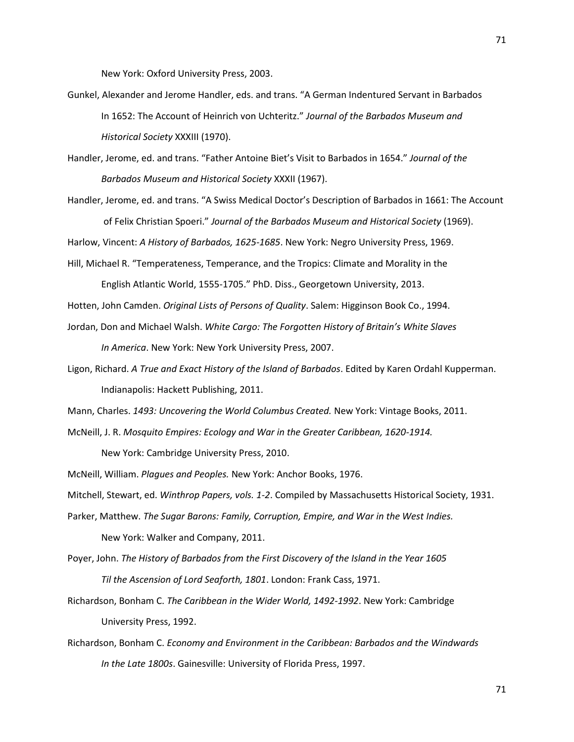New York: Oxford University Press, 2003.

Gunkel, Alexander and Jerome Handler, eds. and trans. "A German Indentured Servant in Barbados In 1652: The Account of Heinrich von Uchteritz." *Journal of the Barbados Museum and Historical Society* XXXIII (1970).

Handler, Jerome, ed. and trans. "Father Antoine Biet's Visit to Barbados in 1654." *Journal of the Barbados Museum and Historical Society* XXXII (1967).

Handler, Jerome, ed. and trans. "A Swiss Medical Doctor's Description of Barbados in 1661: The Account of Felix Christian Spoeri." *Journal of the Barbados Museum and Historical Society* (1969).

Harlow, Vincent: *A History of Barbados, 1625-1685*. New York: Negro University Press, 1969.

Hill, Michael R. "Temperateness, Temperance, and the Tropics: Climate and Morality in the English Atlantic World, 1555-1705." PhD. Diss., Georgetown University, 2013.

Hotten, John Camden. *Original Lists of Persons of Quality*. Salem: Higginson Book Co., 1994.

Jordan, Don and Michael Walsh. *White Cargo: The Forgotten History of Britain's White Slaves In America*. New York: New York University Press, 2007.

Ligon, Richard. *A True and Exact History of the Island of Barbados*. Edited by Karen Ordahl Kupperman. Indianapolis: Hackett Publishing, 2011.

Mann, Charles. *1493: Uncovering the World Columbus Created.* New York: Vintage Books, 2011.

McNeill, J. R. *Mosquito Empires: Ecology and War in the Greater Caribbean, 1620-1914.* New York: Cambridge University Press, 2010.

McNeill, William. *Plagues and Peoples.* New York: Anchor Books, 1976.

Mitchell, Stewart, ed. *Winthrop Papers, vols. 1-2*. Compiled by Massachusetts Historical Society, 1931.

Parker, Matthew. *The Sugar Barons: Family, Corruption, Empire, and War in the West Indies.* New York: Walker and Company, 2011.

Poyer, John. *The History of Barbados from the First Discovery of the Island in the Year 1605 Til the Ascension of Lord Seaforth, 1801*. London: Frank Cass, 1971.

Richardson, Bonham C. *The Caribbean in the Wider World, 1492-1992*. New York: Cambridge University Press, 1992.

Richardson, Bonham C. *Economy and Environment in the Caribbean: Barbados and the Windwards In the Late 1800s*. Gainesville: University of Florida Press, 1997.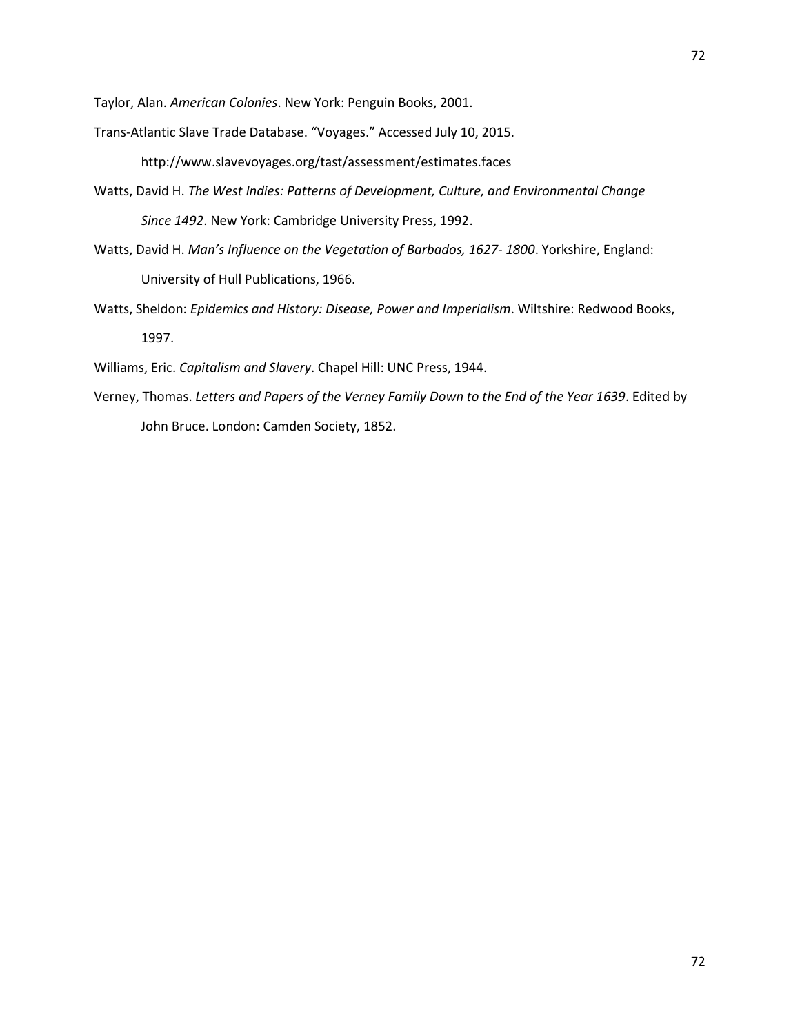Taylor, Alan. *American Colonies*. New York: Penguin Books, 2001.

Trans-Atlantic Slave Trade Database. “Voyages.” Accessed July 10, 2015. http://www.slavevoyages.org/tast/assessment/estimates.faces

Watts, David H. *The West Indies: Patterns of Development, Culture, and Environmental Change Since 1492*. New York: Cambridge University Press, 1992.

Watts, David H. *Man’s Influence on the Vegetation of Barbados, 1627- 1800*. Yorkshire, England: University of Hull Publications, 1966.

Watts, Sheldon: *Epidemics and History: Disease, Power and Imperialism*. Wiltshire: Redwood Books, 1997.

Williams, Eric. *Capitalism and Slavery*. Chapel Hill: UNC Press, 1944.

Verney, Thomas. *Letters and Papers of the Verney Family Down to the End of the Year 1639*. Edited by John Bruce. London: Camden Society, 1852.